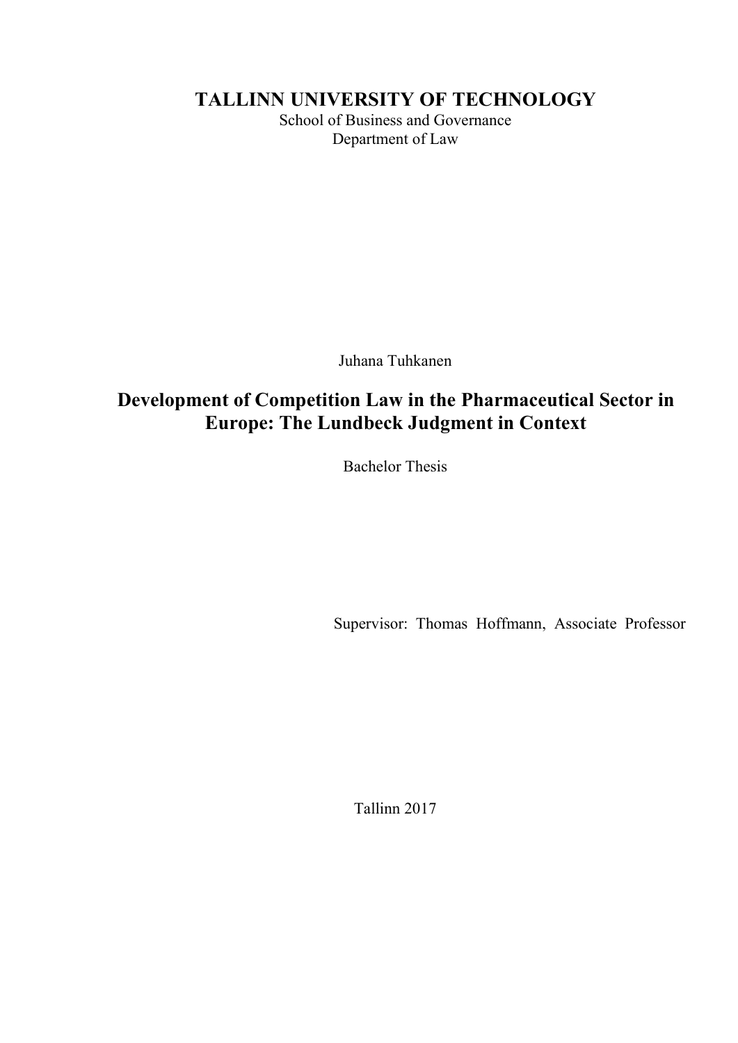# TALLINN UNIVERSITY OF TECHNOLOGY

School of Business and Governance

Department of Law

Juhana Tuhkanen

## Development of Competition Law in the Pharmaceutical Sector in Europe: The Lundbeck Judgment in Context

Bachelor Thesis

Supervisor: Thomas Hoffmann, Associate Professor

Tallinn 2017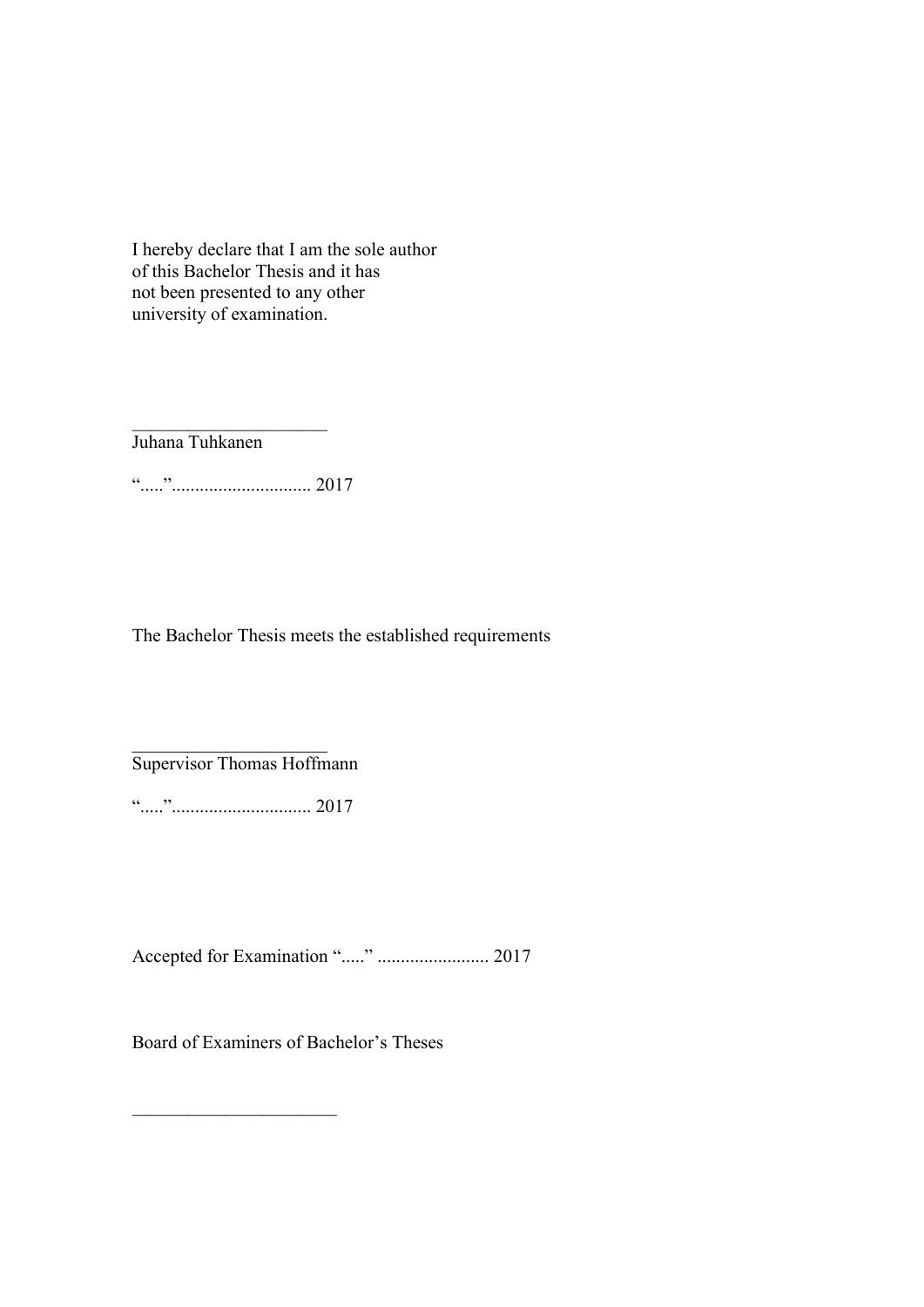I hereby declare that I am the sole author
of this Bachelor Thesis and it has
not been presented to any other
university of examination.

______________________
Juhana Tuhkanen

“.....”.............................. 2017

The Bachelor Thesis meets the established requirements

______________________
Supervisor Thomas Hoffmann

“.....”.............................. 2017

Accepted for Examination “.....” ........................ 2017

Board of Examiners of Bachelor’s Theses

______________________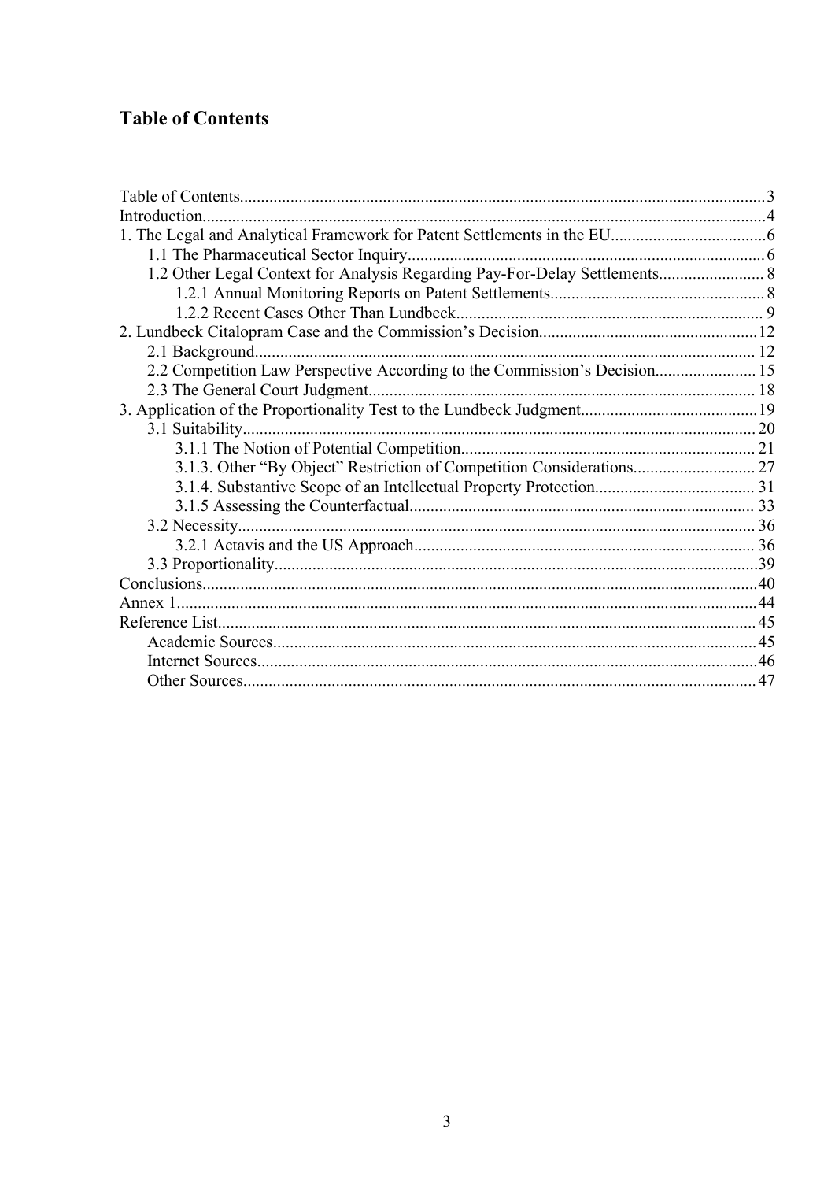# Table of Contents

Table of Contents...........................................................................................................................3
Introduction....................................................................................................................................4
1. The Legal and Analytical Framework for Patent Settlements in the EU.....................................6
   1.1 The Pharmaceutical Sector Inquiry....................................................................................6
   1.2 Other Legal Context for Analysis Regarding Pay-For-Delay Settlements.........................8
      1.2.1 Annual Monitoring Reports on Patent Settlements..................................................8
      1.2.2 Recent Cases Other Than Lundbeck........................................................................9
2. Lundbeck Citalopram Case and the Commission's Decision...................................................12
   2.1 Background.....................................................................................................................12
   2.2 Competition Law Perspective According to the Commission's Decision........................15
   2.3 The General Court Judgment...........................................................................................18
3. Application of the Proportionality Test to the Lundbeck Judgment..........................................19
   3.1 Suitability........................................................................................................................20
      3.1.1 The Notion of Potential Competition.....................................................................21
      3.1.3. Other "By Object" Restriction of Competition Considerations............................27
      3.1.4. Substantive Scope of an Intellectual Property Protection.....................................31
      3.1.5 Assessing the Counterfactual.................................................................................33
   3.2 Necessity..........................................................................................................................36
      3.2.1 Actavis and the US Approach................................................................................36
   3.3 Proportionality.................................................................................................................39
Conclusions..................................................................................................................................40
Annex 1........................................................................................................................................44
Reference List..............................................................................................................................45
   Academic Sources..................................................................................................................45
   Internet Sources.....................................................................................................................46
   Other Sources........................................................................................................................47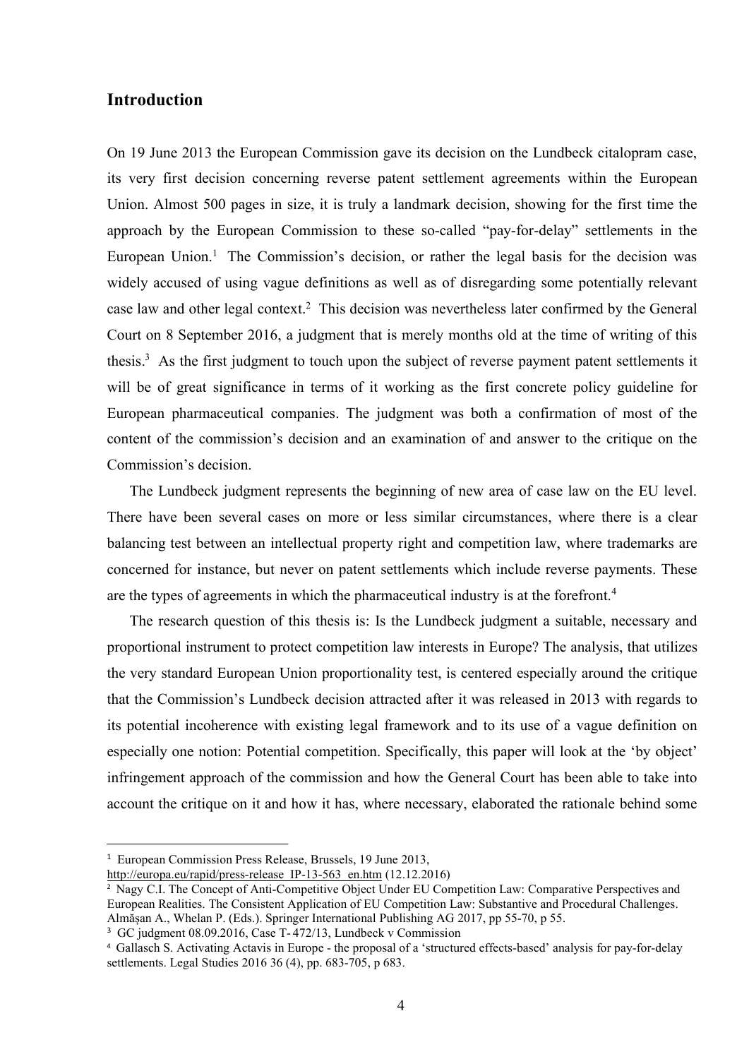## Introduction

On 19 June 2013 the European Commission gave its decision on the Lundbeck citalopram case, its very first decision concerning reverse patent settlement agreements within the European Union. Almost 500 pages in size, it is truly a landmark decision, showing for the first time the approach by the European Commission to these so-called "pay-for-delay" settlements in the European Union.[1] The Commission's decision, or rather the legal basis for the decision was widely accused of using vague definitions as well as of disregarding some potentially relevant case law and other legal context.[2] This decision was nevertheless later confirmed by the General Court on 8 September 2016, a judgment that is merely months old at the time of writing of this thesis.[3] As the first judgment to touch upon the subject of reverse payment patent settlements it will be of great significance in terms of it working as the first concrete policy guideline for European pharmaceutical companies. The judgment was both a confirmation of most of the content of the commission's decision and an examination of and answer to the critique on the Commission's decision.

The Lundbeck judgment represents the beginning of new area of case law on the EU level. There have been several cases on more or less similar circumstances, where there is a clear balancing test between an intellectual property right and competition law, where trademarks are concerned for instance, but never on patent settlements which include reverse payments. These are the types of agreements in which the pharmaceutical industry is at the forefront.[4]

The research question of this thesis is: Is the Lundbeck judgment a suitable, necessary and proportional instrument to protect competition law interests in Europe? The analysis, that utilizes the very standard European Union proportionality test, is centered especially around the critique that the Commission's Lundbeck decision attracted after it was released in 2013 with regards to its potential incoherence with existing legal framework and to its use of a vague definition on especially one notion: Potential competition. Specifically, this paper will look at the 'by object' infringement approach of the commission and how the General Court has been able to take into account the critique on it and how it has, where necessary, elaborated the rationale behind some

---

[1] European Commission Press Release, Brussels, 19 June 2013, http://europa.eu/rapid/press-release_IP-13-563_en.htm (12.12.2016)

[2] Nagy C.I. The Concept of Anti-Competitive Object Under EU Competition Law: Comparative Perspectives and European Realities. The Consistent Application of EU Competition Law: Substantive and Procedural Challenges. Almășan A., Whelan P. (Eds.). Springer International Publishing AG 2017, pp 55-70, p 55.

[3] GC judgment 08.09.2016, Case T-472/13, Lundbeck v Commission

[4] Gallasch S. Activating Actavis in Europe - the proposal of a 'structured effects-based' analysis for pay-for-delay settlements. Legal Studies 2016 36 (4), pp. 683-705, p 683.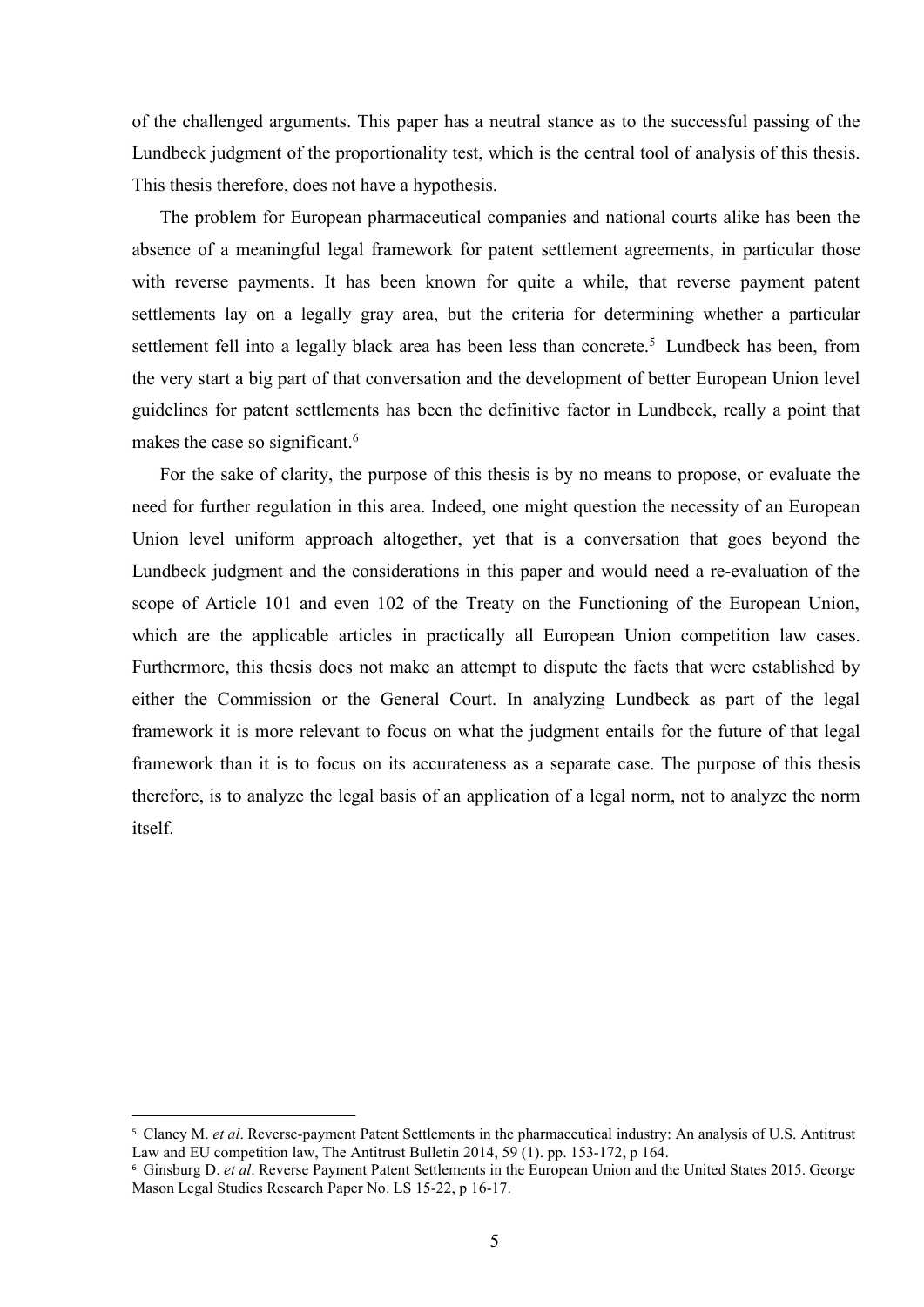of the challenged arguments. This paper has a neutral stance as to the successful passing of the Lundbeck judgment of the proportionality test, which is the central tool of analysis of this thesis. This thesis therefore, does not have a hypothesis.

The problem for European pharmaceutical companies and national courts alike has been the absence of a meaningful legal framework for patent settlement agreements, in particular those with reverse payments. It has been known for quite a while, that reverse payment patent settlements lay on a legally gray area, but the criteria for determining whether a particular settlement fell into a legally black area has been less than concrete.[5] Lundbeck has been, from the very start a big part of that conversation and the development of better European Union level guidelines for patent settlements has been the definitive factor in Lundbeck, really a point that makes the case so significant.[6]

For the sake of clarity, the purpose of this thesis is by no means to propose, or evaluate the need for further regulation in this area. Indeed, one might question the necessity of an European Union level uniform approach altogether, yet that is a conversation that goes beyond the Lundbeck judgment and the considerations in this paper and would need a re-evaluation of the scope of Article 101 and even 102 of the Treaty on the Functioning of the European Union, which are the applicable articles in practically all European Union competition law cases. Furthermore, this thesis does not make an attempt to dispute the facts that were established by either the Commission or the General Court. In analyzing Lundbeck as part of the legal framework it is more relevant to focus on what the judgment entails for the future of that legal framework than it is to focus on its accurateness as a separate case. The purpose of this thesis therefore, is to analyze the legal basis of an application of a legal norm, not to analyze the norm itself.

---

[5] Clancy M. *et al*. Reverse-payment Patent Settlements in the pharmaceutical industry: An analysis of U.S. Antitrust Law and EU competition law, The Antitrust Bulletin 2014, 59 (1). pp. 153-172, p 164.

[6] Ginsburg D. *et al*. Reverse Payment Patent Settlements in the European Union and the United States 2015. George Mason Legal Studies Research Paper No. LS 15-22, p 16-17.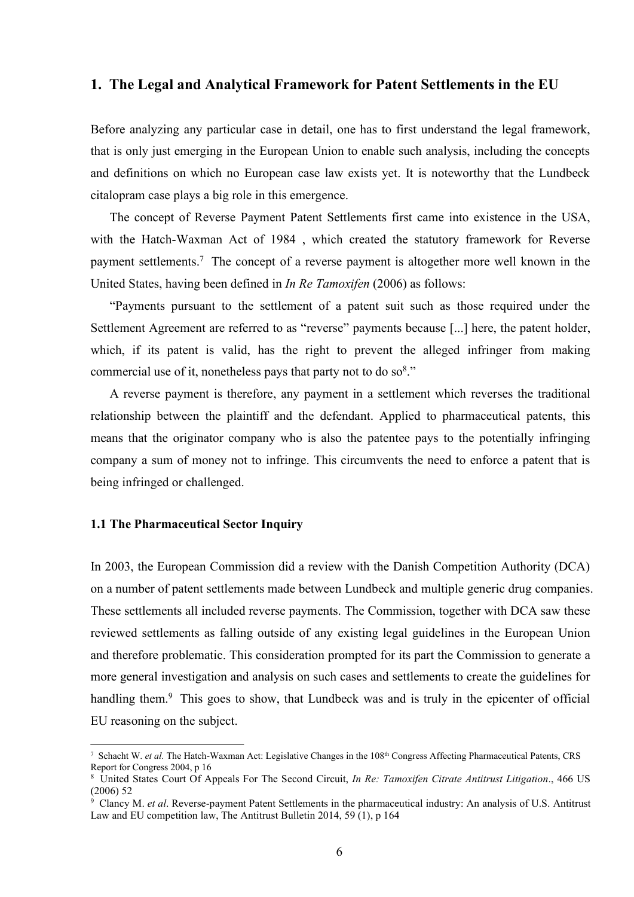## 1. The Legal and Analytical Framework for Patent Settlements in the EU

Before analyzing any particular case in detail, one has to first understand the legal framework, that is only just emerging in the European Union to enable such analysis, including the concepts and definitions on which no European case law exists yet. It is noteworthy that the Lundbeck citalopram case plays a big role in this emergence.

The concept of Reverse Payment Patent Settlements first came into existence in the USA, with the Hatch-Waxman Act of 1984 , which created the statutory framework for Reverse payment settlements.[7] The concept of a reverse payment is altogether more well known in the United States, having been defined in *In Re Tamoxifen* (2006) as follows:

"Payments pursuant to the settlement of a patent suit such as those required under the Settlement Agreement are referred to as "reverse" payments because [...] here, the patent holder, which, if its patent is valid, has the right to prevent the alleged infringer from making commercial use of it, nonetheless pays that party not to do so[8]."

A reverse payment is therefore, any payment in a settlement which reverses the traditional relationship between the plaintiff and the defendant. Applied to pharmaceutical patents, this means that the originator company who is also the patentee pays to the potentially infringing company a sum of money not to infringe. This circumvents the need to enforce a patent that is being infringed or challenged.

### 1.1 The Pharmaceutical Sector Inquiry

In 2003, the European Commission did a review with the Danish Competition Authority (DCA) on a number of patent settlements made between Lundbeck and multiple generic drug companies. These settlements all included reverse payments. The Commission, together with DCA saw these reviewed settlements as falling outside of any existing legal guidelines in the European Union and therefore problematic. This consideration prompted for its part the Commission to generate a more general investigation and analysis on such cases and settlements to create the guidelines for handling them.[9] This goes to show, that Lundbeck was and is truly in the epicenter of official EU reasoning on the subject.

---

[7] Schacht W. *et al.* The Hatch-Waxman Act: Legislative Changes in the 108th Congress Affecting Pharmaceutical Patents, CRS Report for Congress 2004, p 16

[8] United States Court Of Appeals For The Second Circuit, *In Re: Tamoxifen Citrate Antitrust Litigation*., 466 US (2006) 52

[9] Clancy M. *et al*. Reverse-payment Patent Settlements in the pharmaceutical industry: An analysis of U.S. Antitrust Law and EU competition law, The Antitrust Bulletin 2014, 59 (1), p 164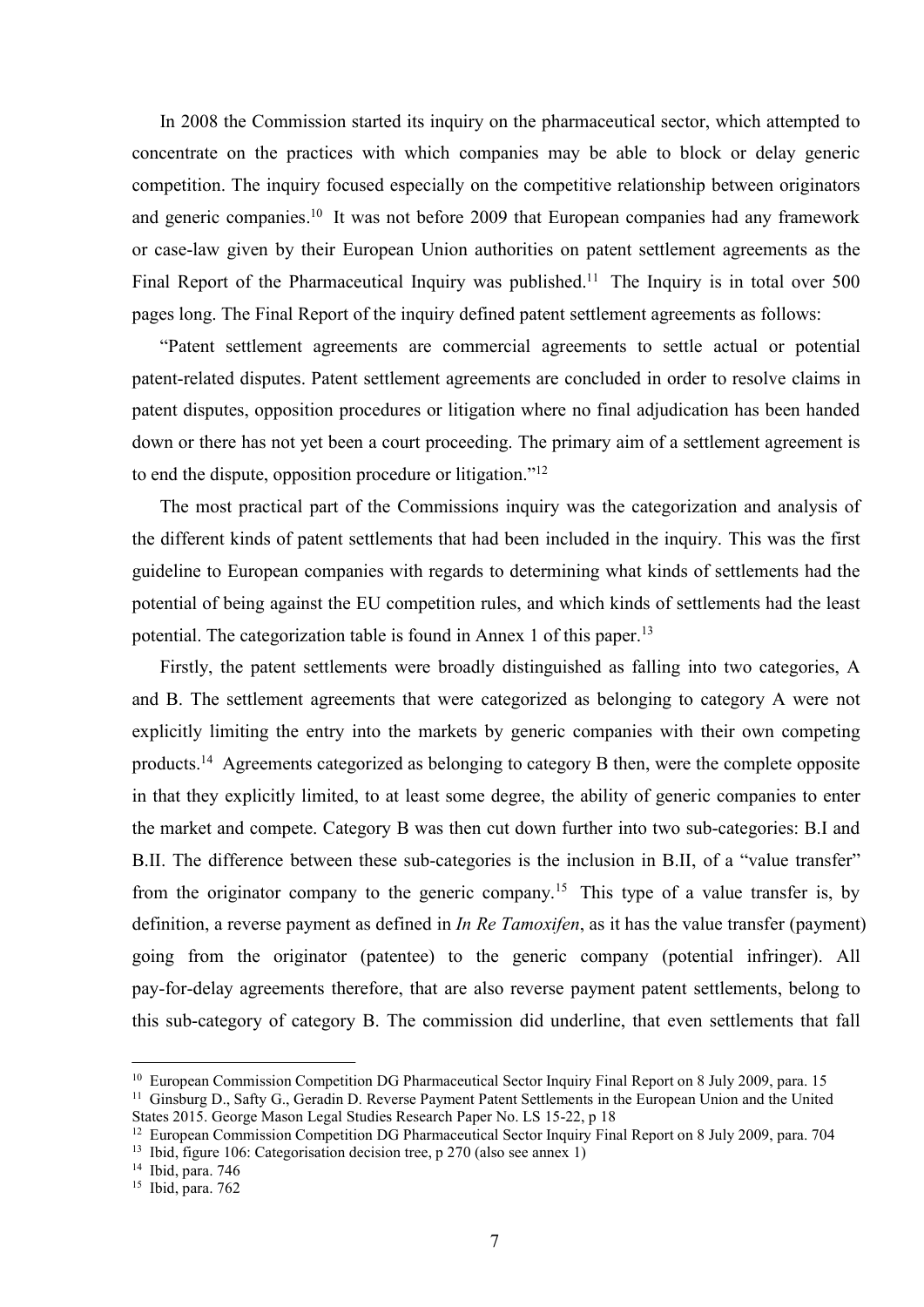In 2008 the Commission started its inquiry on the pharmaceutical sector, which attempted to concentrate on the practices with which companies may be able to block or delay generic competition. The inquiry focused especially on the competitive relationship between originators and generic companies.[10] It was not before 2009 that European companies had any framework or case-law given by their European Union authorities on patent settlement agreements as the Final Report of the Pharmaceutical Inquiry was published.[11] The Inquiry is in total over 500 pages long. The Final Report of the inquiry defined patent settlement agreements as follows:

"Patent settlement agreements are commercial agreements to settle actual or potential patent-related disputes. Patent settlement agreements are concluded in order to resolve claims in patent disputes, opposition procedures or litigation where no final adjudication has been handed down or there has not yet been a court proceeding. The primary aim of a settlement agreement is to end the dispute, opposition procedure or litigation."[12]

The most practical part of the Commissions inquiry was the categorization and analysis of the different kinds of patent settlements that had been included in the inquiry. This was the first guideline to European companies with regards to determining what kinds of settlements had the potential of being against the EU competition rules, and which kinds of settlements had the least potential. The categorization table is found in Annex 1 of this paper.[13]

Firstly, the patent settlements were broadly distinguished as falling into two categories, A and B. The settlement agreements that were categorized as belonging to category A were not explicitly limiting the entry into the markets by generic companies with their own competing products.[14] Agreements categorized as belonging to category B then, were the complete opposite in that they explicitly limited, to at least some degree, the ability of generic companies to enter the market and compete. Category B was then cut down further into two sub-categories: B.I and B.II. The difference between these sub-categories is the inclusion in B.II, of a "value transfer" from the originator company to the generic company.[15] This type of a value transfer is, by definition, a reverse payment as defined in *In Re Tamoxifen*, as it has the value transfer (payment) going from the originator (patentee) to the generic company (potential infringer). All pay-for-delay agreements therefore, that are also reverse payment patent settlements, belong to this sub-category of category B. The commission did underline, that even settlements that fall

---

[10] European Commission Competition DG Pharmaceutical Sector Inquiry Final Report on 8 July 2009, para. 15

[11] Ginsburg D., Safty G., Geradin D. Reverse Payment Patent Settlements in the European Union and the United States 2015. George Mason Legal Studies Research Paper No. LS 15-22, p 18

[12] European Commission Competition DG Pharmaceutical Sector Inquiry Final Report on 8 July 2009, para. 704

[13] Ibid, figure 106: Categorisation decision tree, p 270 (also see annex 1)

[14] Ibid, para. 746

[15] Ibid, para. 762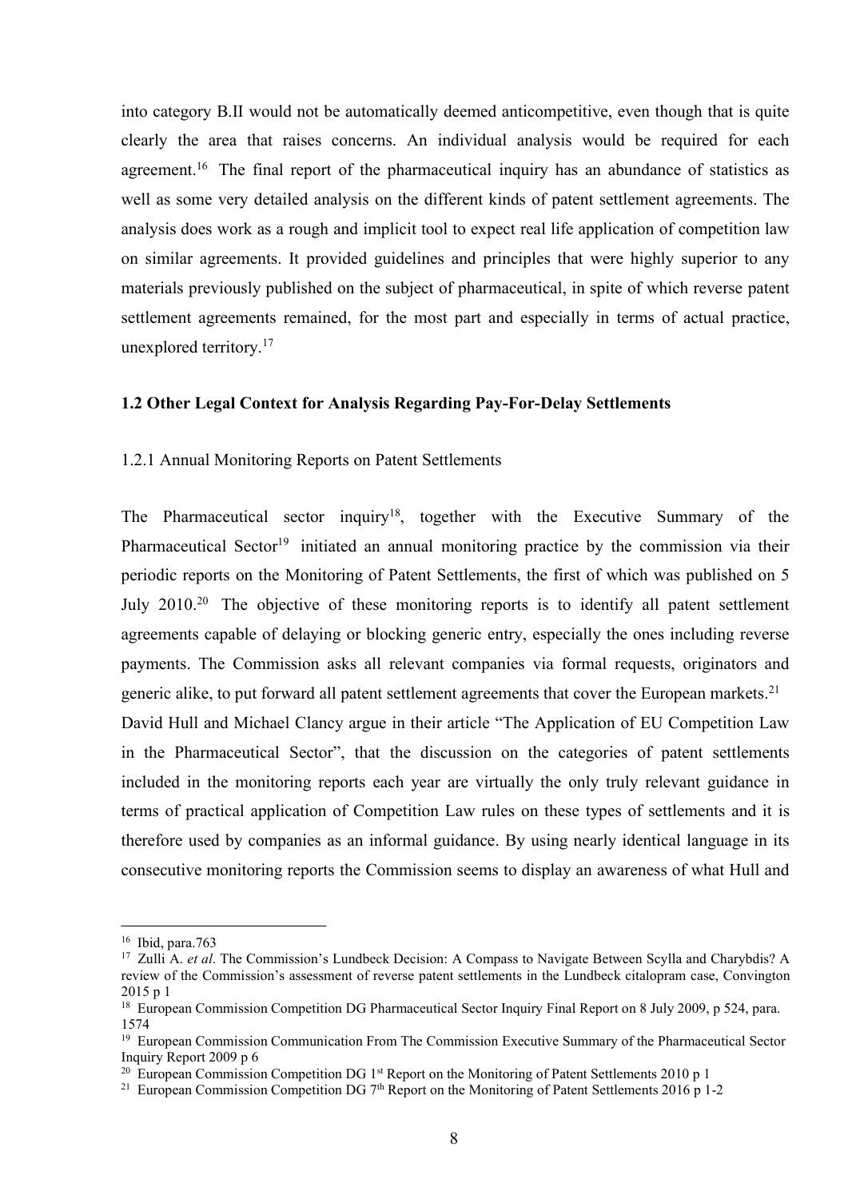into category B.II would not be automatically deemed anticompetitive, even though that is quite clearly the area that raises concerns. An individual analysis would be required for each agreement.[16] The final report of the pharmaceutical inquiry has an abundance of statistics as well as some very detailed analysis on the different kinds of patent settlement agreements. The analysis does work as a rough and implicit tool to expect real life application of competition law on similar agreements. It provided guidelines and principles that were highly superior to any materials previously published on the subject of pharmaceutical, in spite of which reverse patent settlement agreements remained, for the most part and especially in terms of actual practice, unexplored territory.[17]

### 1.2 Other Legal Context for Analysis Regarding Pay-For-Delay Settlements

#### 1.2.1 Annual Monitoring Reports on Patent Settlements

The Pharmaceutical sector inquiry[18], together with the Executive Summary of the Pharmaceutical Sector[19] initiated an annual monitoring practice by the commission via their periodic reports on the Monitoring of Patent Settlements, the first of which was published on 5 July 2010.[20] The objective of these monitoring reports is to identify all patent settlement agreements capable of delaying or blocking generic entry, especially the ones including reverse payments. The Commission asks all relevant companies via formal requests, originators and generic alike, to put forward all patent settlement agreements that cover the European markets.[21]
David Hull and Michael Clancy argue in their article "The Application of EU Competition Law in the Pharmaceutical Sector", that the discussion on the categories of patent settlements included in the monitoring reports each year are virtually the only truly relevant guidance in terms of practical application of Competition Law rules on these types of settlements and it is therefore used by companies as an informal guidance. By using nearly identical language in its consecutive monitoring reports the Commission seems to display an awareness of what Hull and

---

[16] Ibid, para.763

[17] Zulli A. *et al*. The Commission's Lundbeck Decision: A Compass to Navigate Between Scylla and Charybdis? A review of the Commission's assessment of reverse patent settlements in the Lundbeck citalopram case, Convington 2015 p 1

[18] European Commission Competition DG Pharmaceutical Sector Inquiry Final Report on 8 July 2009, p 524, para. 1574

[19] European Commission Communication From The Commission Executive Summary of the Pharmaceutical Sector Inquiry Report 2009 p 6

[20] European Commission Competition DG 1st Report on the Monitoring of Patent Settlements 2010 p 1

[21] European Commission Competition DG 7th Report on the Monitoring of Patent Settlements 2016 p 1-2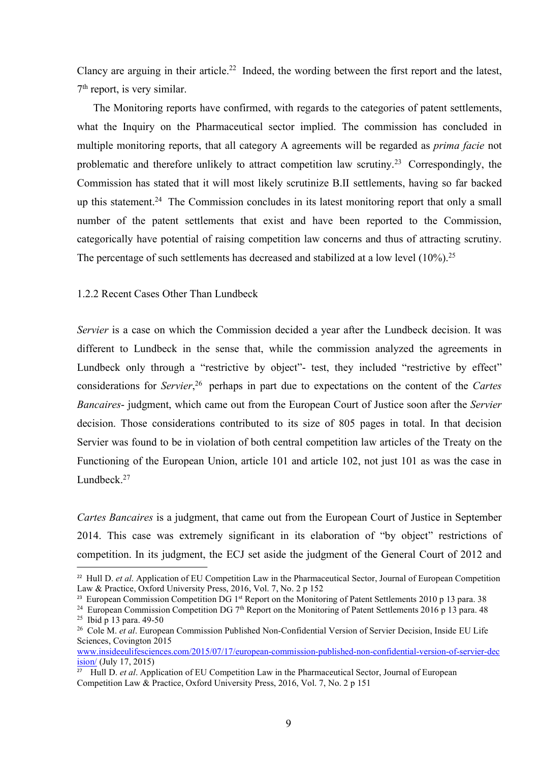Clancy are arguing in their article.[22] Indeed, the wording between the first report and the latest, 7th report, is very similar.

The Monitoring reports have confirmed, with regards to the categories of patent settlements, what the Inquiry on the Pharmaceutical sector implied. The commission has concluded in multiple monitoring reports, that all category A agreements will be regarded as *prima facie* not problematic and therefore unlikely to attract competition law scrutiny.[23] Correspondingly, the Commission has stated that it will most likely scrutinize B.II settlements, having so far backed up this statement.[24] The Commission concludes in its latest monitoring report that only a small number of the patent settlements that exist and have been reported to the Commission, categorically have potential of raising competition law concerns and thus of attracting scrutiny. The percentage of such settlements has decreased and stabilized at a low level (10%).[25]

### 1.2.2 Recent Cases Other Than Lundbeck

*Servier* is a case on which the Commission decided a year after the Lundbeck decision. It was different to Lundbeck in the sense that, while the commission analyzed the agreements in Lundbeck only through a "restrictive by object"- test, they included "restrictive by effect" considerations for *Servier*,[26] perhaps in part due to expectations on the content of the *Cartes Bancaires*- judgment, which came out from the European Court of Justice soon after the *Servier* decision. Those considerations contributed to its size of 805 pages in total. In that decision Servier was found to be in violation of both central competition law articles of the Treaty on the Functioning of the European Union, article 101 and article 102, not just 101 as was the case in Lundbeck.[27]

*Cartes Bancaires* is a judgment, that came out from the European Court of Justice in September 2014. This case was extremely significant in its elaboration of "by object" restrictions of competition. In its judgment, the ECJ set aside the judgment of the General Court of 2012 and

---

[22] Hull D. *et al*. Application of EU Competition Law in the Pharmaceutical Sector, Journal of European Competition Law & Practice, Oxford University Press, 2016, Vol. 7, No. 2 p 152

[23] European Commission Competition DG 1st Report on the Monitoring of Patent Settlements 2010 p 13 para. 38

[24] European Commission Competition DG 7th Report on the Monitoring of Patent Settlements 2016 p 13 para. 48

[25] Ibid p 13 para. 49-50

[26] Cole M. *et al*. European Commission Published Non-Confidential Version of Servier Decision, Inside EU Life Sciences, Covington 2015 www.insideeulifesciences.com/2015/07/17/european-commission-published-non-confidential-version-of-servier-decision/ (July 17, 2015)

[27] Hull D. *et al*. Application of EU Competition Law in the Pharmaceutical Sector, Journal of European Competition Law & Practice, Oxford University Press, 2016, Vol. 7, No. 2 p 151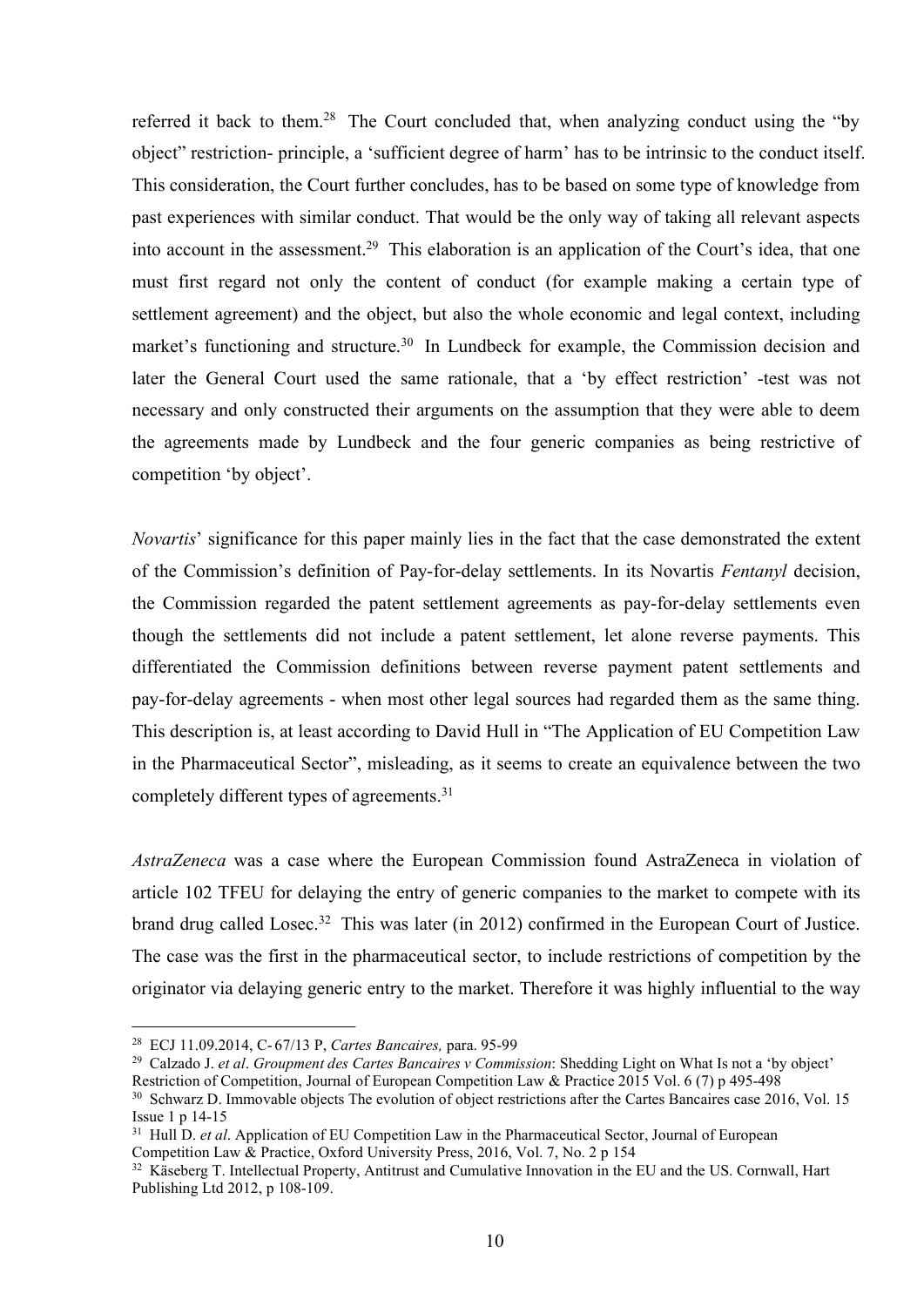referred it back to them.[28] The Court concluded that, when analyzing conduct using the "by object" restriction- principle, a 'sufficient degree of harm' has to be intrinsic to the conduct itself. This consideration, the Court further concludes, has to be based on some type of knowledge from past experiences with similar conduct. That would be the only way of taking all relevant aspects into account in the assessment.[29] This elaboration is an application of the Court's idea, that one must first regard not only the content of conduct (for example making a certain type of settlement agreement) and the object, but also the whole economic and legal context, including market's functioning and structure.[30] In Lundbeck for example, the Commission decision and later the General Court used the same rationale, that a 'by effect restriction' -test was not necessary and only constructed their arguments on the assumption that they were able to deem the agreements made by Lundbeck and the four generic companies as being restrictive of competition 'by object'.

*Novartis*' significance for this paper mainly lies in the fact that the case demonstrated the extent of the Commission's definition of Pay-for-delay settlements. In its Novartis *Fentanyl* decision, the Commission regarded the patent settlement agreements as pay-for-delay settlements even though the settlements did not include a patent settlement, let alone reverse payments. This differentiated the Commission definitions between reverse payment patent settlements and pay-for-delay agreements - when most other legal sources had regarded them as the same thing. This description is, at least according to David Hull in "The Application of EU Competition Law in the Pharmaceutical Sector", misleading, as it seems to create an equivalence between the two completely different types of agreements.[31]

*AstraZeneca* was a case where the European Commission found AstraZeneca in violation of article 102 TFEU for delaying the entry of generic companies to the market to compete with its brand drug called Losec.[32] This was later (in 2012) confirmed in the European Court of Justice. The case was the first in the pharmaceutical sector, to include restrictions of competition by the originator via delaying generic entry to the market. Therefore it was highly influential to the way

---

[28] ECJ 11.09.2014, C- 67/13 P, *Cartes Bancaires,* para. 95-99

[29] Calzado J. *et al*. *Groupment des Cartes Bancaires v Commission*: Shedding Light on What Is not a 'by object' Restriction of Competition, Journal of European Competition Law & Practice 2015 Vol. 6 (7) p 495-498

[30] Schwarz D. Immovable objects The evolution of object restrictions after the Cartes Bancaires case 2016, Vol. 15 Issue 1 p 14-15

[31] Hull D. *et al*. Application of EU Competition Law in the Pharmaceutical Sector, Journal of European Competition Law & Practice, Oxford University Press, 2016, Vol. 7, No. 2 p 154

[32] Käseberg T. Intellectual Property, Antitrust and Cumulative Innovation in the EU and the US. Cornwall, Hart Publishing Ltd 2012, p 108-109.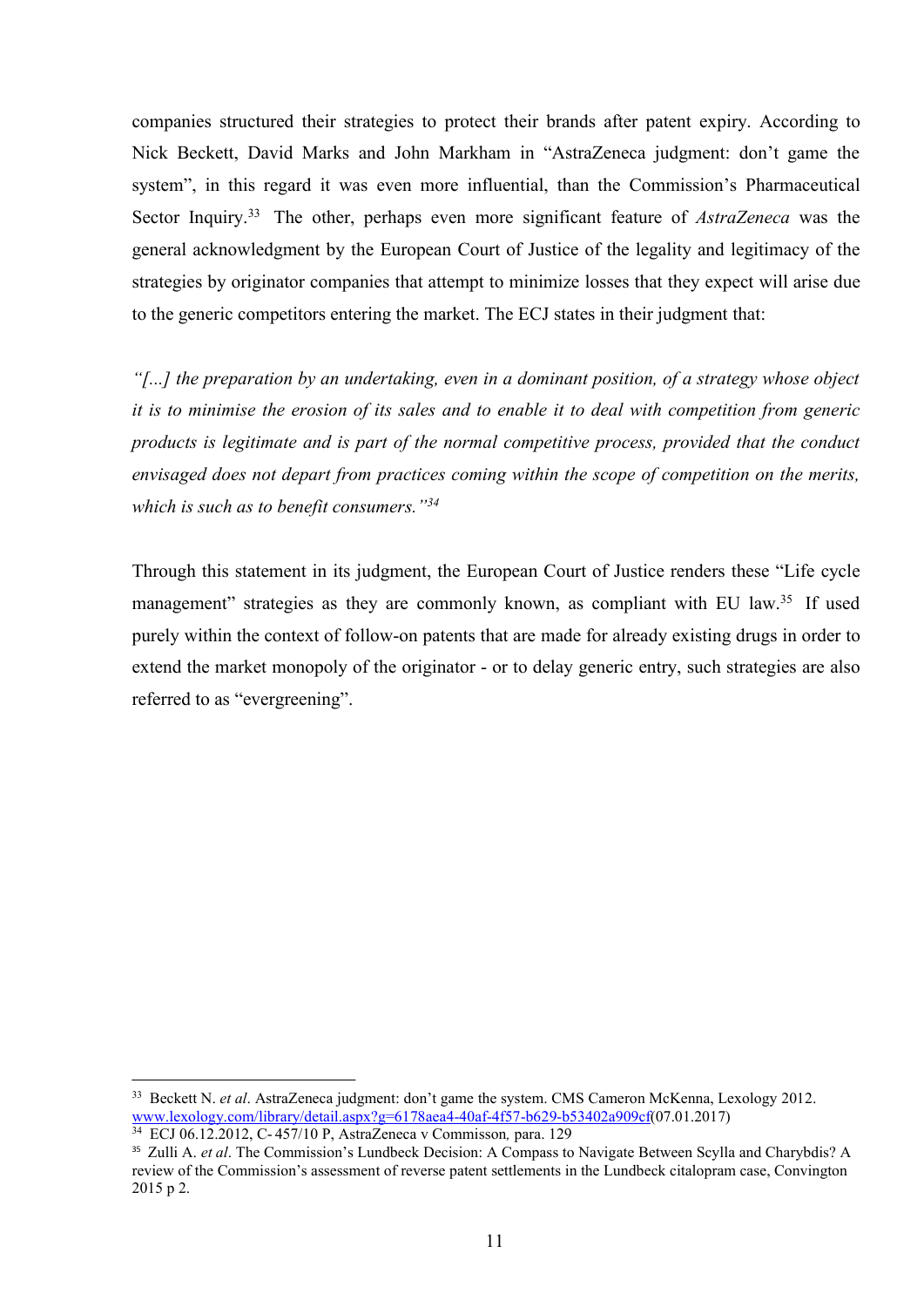companies structured their strategies to protect their brands after patent expiry. According to Nick Beckett, David Marks and John Markham in "AstraZeneca judgment: don't game the system", in this regard it was even more influential, than the Commission's Pharmaceutical Sector Inquiry.[33] The other, perhaps even more significant feature of *AstraZeneca* was the general acknowledgment by the European Court of Justice of the legality and legitimacy of the strategies by originator companies that attempt to minimize losses that they expect will arise due to the generic competitors entering the market. The ECJ states in their judgment that:

*"[...] the preparation by an undertaking, even in a dominant position, of a strategy whose object it is to minimise the erosion of its sales and to enable it to deal with competition from generic products is legitimate and is part of the normal competitive process, provided that the conduct envisaged does not depart from practices coming within the scope of competition on the merits, which is such as to benefit consumers."*[34]

Through this statement in its judgment, the European Court of Justice renders these "Life cycle management" strategies as they are commonly known, as compliant with EU law.[35] If used purely within the context of follow-on patents that are made for already existing drugs in order to extend the market monopoly of the originator - or to delay generic entry, such strategies are also referred to as "evergreening".

---

[33] Beckett N. *et al*. AstraZeneca judgment: don't game the system. CMS Cameron McKenna, Lexology 2012. www.lexology.com/library/detail.aspx?g=6178aea4-40af-4f57-b629-b53402a909cf(07.01.2017)

[34] ECJ 06.12.2012, C- 457/10 P, AstraZeneca v Commisson*,* para. 129

[35] Zulli A. *et al*. The Commission's Lundbeck Decision: A Compass to Navigate Between Scylla and Charybdis? A review of the Commission's assessment of reverse patent settlements in the Lundbeck citalopram case, Convington 2015 p 2.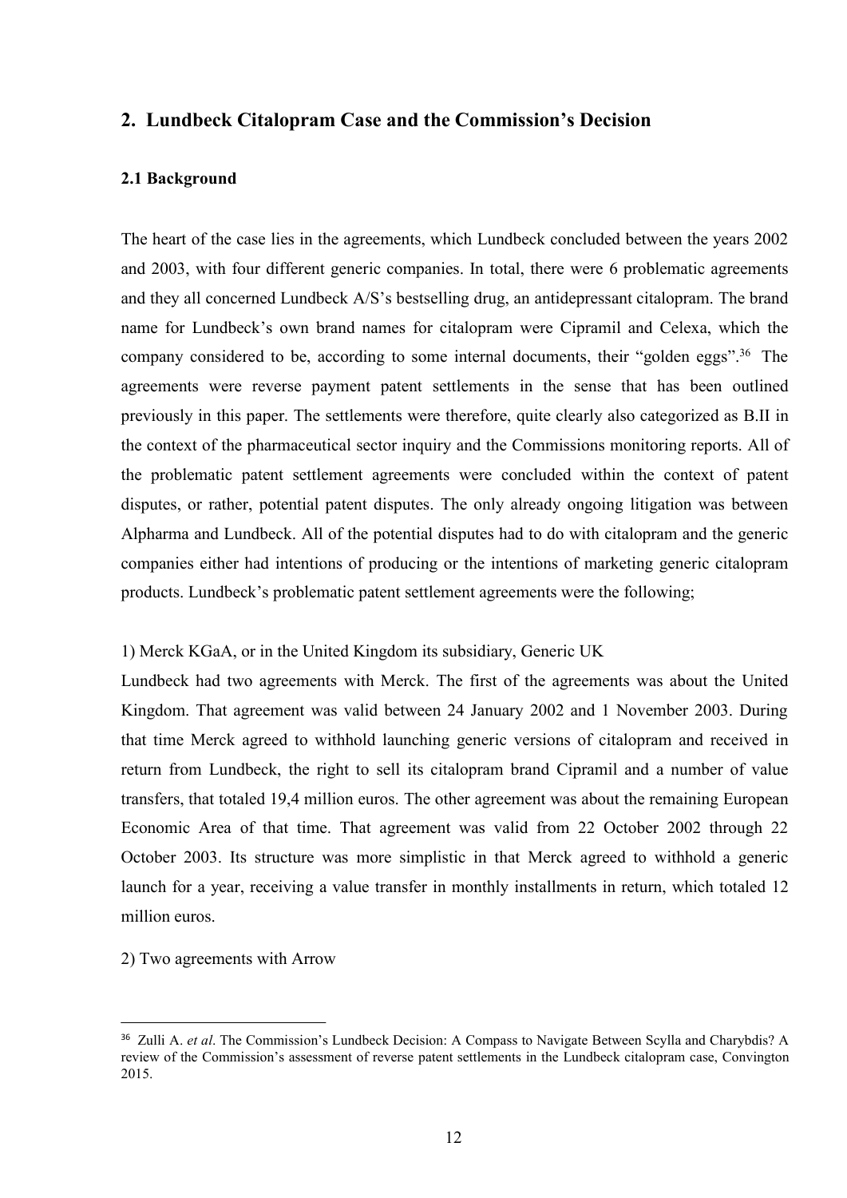## 2. Lundbeck Citalopram Case and the Commission's Decision

### 2.1 Background

The heart of the case lies in the agreements, which Lundbeck concluded between the years 2002 and 2003, with four different generic companies. In total, there were 6 problematic agreements and they all concerned Lundbeck A/S's bestselling drug, an antidepressant citalopram. The brand name for Lundbeck's own brand names for citalopram were Cipramil and Celexa, which the company considered to be, according to some internal documents, their "golden eggs".[36] The agreements were reverse payment patent settlements in the sense that has been outlined previously in this paper. The settlements were therefore, quite clearly also categorized as B.II in the context of the pharmaceutical sector inquiry and the Commissions monitoring reports. All of the problematic patent settlement agreements were concluded within the context of patent disputes, or rather, potential patent disputes. The only already ongoing litigation was between Alpharma and Lundbeck. All of the potential disputes had to do with citalopram and the generic companies either had intentions of producing or the intentions of marketing generic citalopram products. Lundbeck's problematic patent settlement agreements were the following;

1) Merck KGaA, or in the United Kingdom its subsidiary, Generic UK

Lundbeck had two agreements with Merck. The first of the agreements was about the United Kingdom. That agreement was valid between 24 January 2002 and 1 November 2003. During that time Merck agreed to withhold launching generic versions of citalopram and received in return from Lundbeck, the right to sell its citalopram brand Cipramil and a number of value transfers, that totaled 19,4 million euros. The other agreement was about the remaining European Economic Area of that time. That agreement was valid from 22 October 2002 through 22 October 2003. Its structure was more simplistic in that Merck agreed to withhold a generic launch for a year, receiving a value transfer in monthly installments in return, which totaled 12 million euros.

2) Two agreements with Arrow

---

[36] Zulli A. *et al*. The Commission's Lundbeck Decision: A Compass to Navigate Between Scylla and Charybdis? A review of the Commission's assessment of reverse patent settlements in the Lundbeck citalopram case, Convington 2015.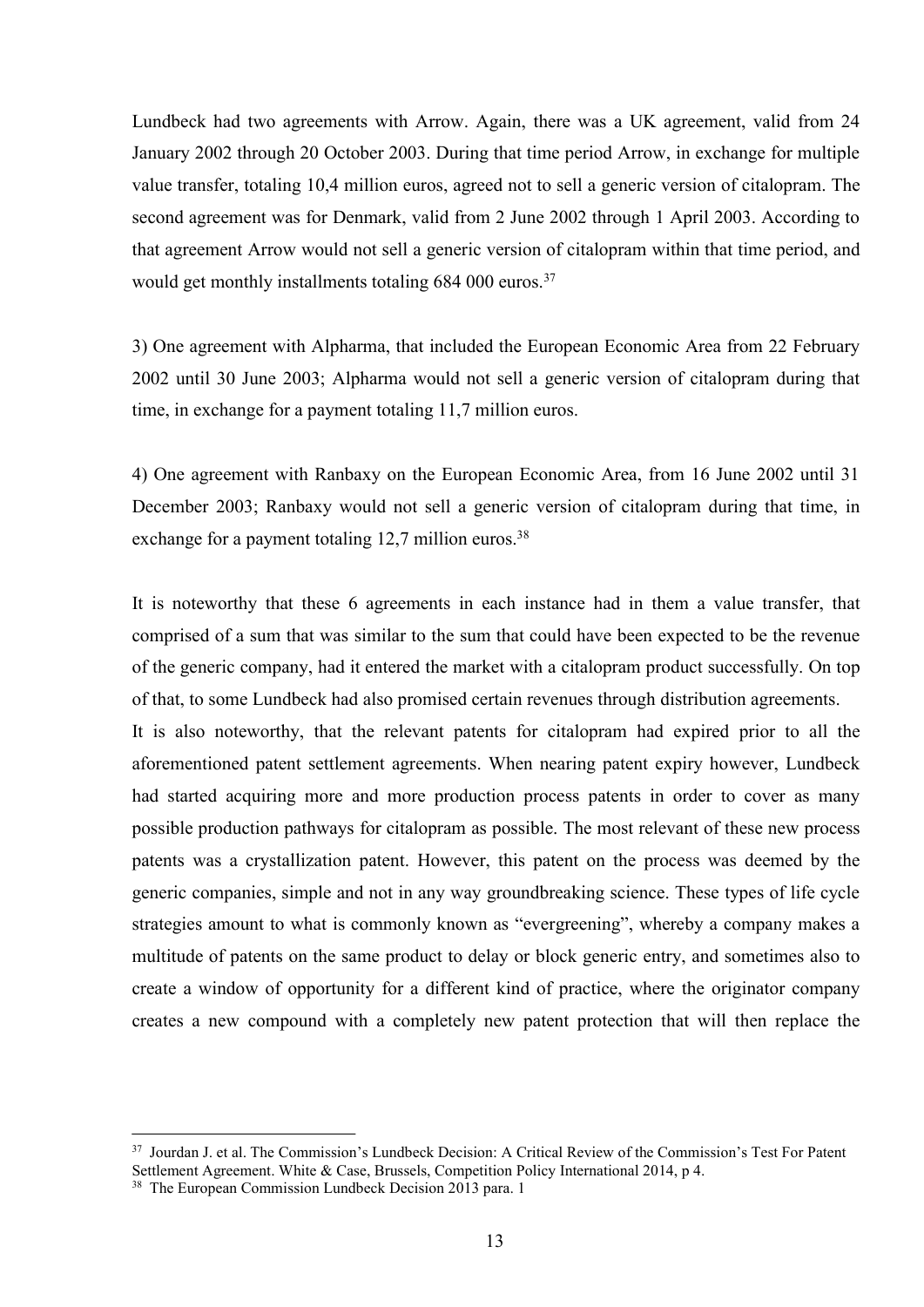Lundbeck had two agreements with Arrow. Again, there was a UK agreement, valid from 24 January 2002 through 20 October 2003. During that time period Arrow, in exchange for multiple value transfer, totaling 10,4 million euros, agreed not to sell a generic version of citalopram. The second agreement was for Denmark, valid from 2 June 2002 through 1 April 2003. According to that agreement Arrow would not sell a generic version of citalopram within that time period, and would get monthly installments totaling 684 000 euros.[37]

3) One agreement with Alpharma, that included the European Economic Area from 22 February 2002 until 30 June 2003; Alpharma would not sell a generic version of citalopram during that time, in exchange for a payment totaling 11,7 million euros.

4) One agreement with Ranbaxy on the European Economic Area, from 16 June 2002 until 31 December 2003; Ranbaxy would not sell a generic version of citalopram during that time, in exchange for a payment totaling 12,7 million euros.[38]

It is noteworthy that these 6 agreements in each instance had in them a value transfer, that comprised of a sum that was similar to the sum that could have been expected to be the revenue of the generic company, had it entered the market with a citalopram product successfully. On top of that, to some Lundbeck had also promised certain revenues through distribution agreements.
It is also noteworthy, that the relevant patents for citalopram had expired prior to all the aforementioned patent settlement agreements. When nearing patent expiry however, Lundbeck had started acquiring more and more production process patents in order to cover as many possible production pathways for citalopram as possible. The most relevant of these new process patents was a crystallization patent. However, this patent on the process was deemed by the generic companies, simple and not in any way groundbreaking science. These types of life cycle strategies amount to what is commonly known as "evergreening", whereby a company makes a multitude of patents on the same product to delay or block generic entry, and sometimes also to create a window of opportunity for a different kind of practice, where the originator company creates a new compound with a completely new patent protection that will then replace the

[37] Jourdan J. et al. The Commission's Lundbeck Decision: A Critical Review of the Commission's Test For Patent Settlement Agreement. White & Case, Brussels, Competition Policy International 2014, p 4.

[38] The European Commission Lundbeck Decision 2013 para. 1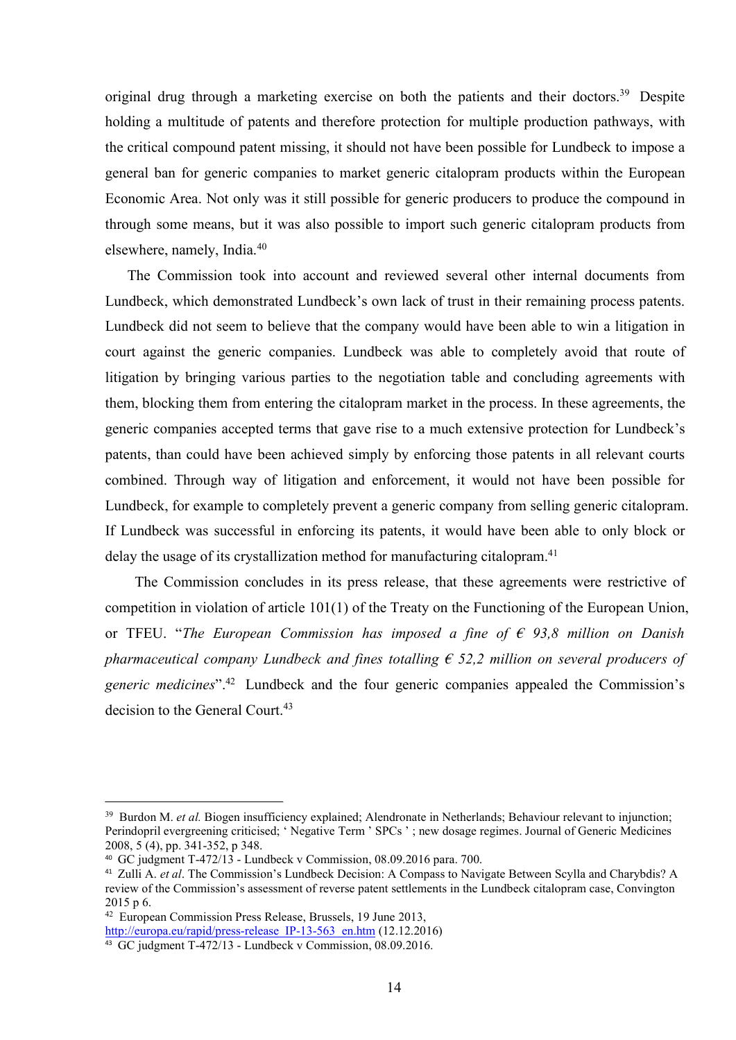original drug through a marketing exercise on both the patients and their doctors.[39] Despite holding a multitude of patents and therefore protection for multiple production pathways, with the critical compound patent missing, it should not have been possible for Lundbeck to impose a general ban for generic companies to market generic citalopram products within the European Economic Area. Not only was it still possible for generic producers to produce the compound in through some means, but it was also possible to import such generic citalopram products from elsewhere, namely, India.[40]

The Commission took into account and reviewed several other internal documents from Lundbeck, which demonstrated Lundbeck's own lack of trust in their remaining process patents. Lundbeck did not seem to believe that the company would have been able to win a litigation in court against the generic companies. Lundbeck was able to completely avoid that route of litigation by bringing various parties to the negotiation table and concluding agreements with them, blocking them from entering the citalopram market in the process. In these agreements, the generic companies accepted terms that gave rise to a much extensive protection for Lundbeck's patents, than could have been achieved simply by enforcing those patents in all relevant courts combined. Through way of litigation and enforcement, it would not have been possible for Lundbeck, for example to completely prevent a generic company from selling generic citalopram. If Lundbeck was successful in enforcing its patents, it would have been able to only block or delay the usage of its crystallization method for manufacturing citalopram.[41]

The Commission concludes in its press release, that these agreements were restrictive of competition in violation of article 101(1) of the Treaty on the Functioning of the European Union, or TFEU. "*The European Commission has imposed a fine of € 93,8 million on Danish pharmaceutical company Lundbeck and fines totalling € 52,2 million on several producers of generic medicines*".[42] Lundbeck and the four generic companies appealed the Commission's decision to the General Court.[43]

---

[39] Burdon M. *et al.* Biogen insufficiency explained; Alendronate in Netherlands; Behaviour relevant to injunction; Perindopril evergreening criticised; ' Negative Term ' SPCs ' ; new dosage regimes. Journal of Generic Medicines 2008, 5 (4), pp. 341-352, p 348.

[40] GC judgment T-472/13 - Lundbeck v Commission, 08.09.2016 para. 700.

[41] Zulli A. *et al*. The Commission's Lundbeck Decision: A Compass to Navigate Between Scylla and Charybdis? A review of the Commission's assessment of reverse patent settlements in the Lundbeck citalopram case, Convington 2015 p 6.

[42] European Commission Press Release, Brussels, 19 June 2013, http://europa.eu/rapid/press-release_IP-13-563_en.htm (12.12.2016)

[43] GC judgment T-472/13 - Lundbeck v Commission, 08.09.2016.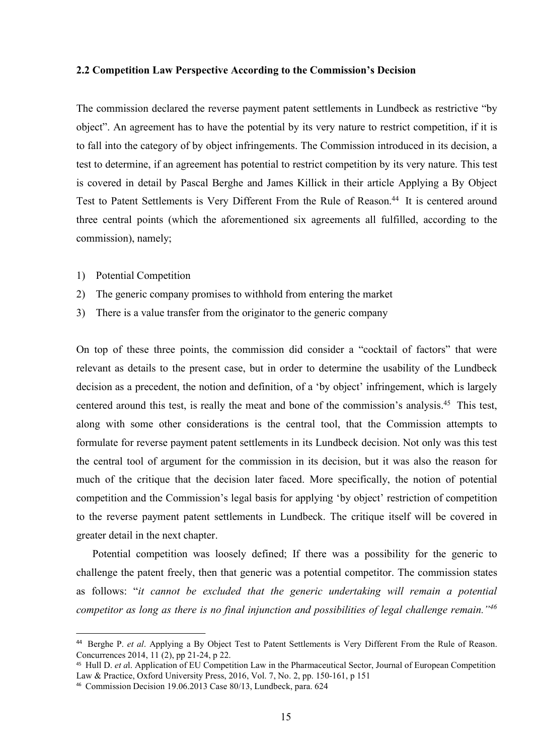### 2.2 Competition Law Perspective According to the Commission's Decision

The commission declared the reverse payment patent settlements in Lundbeck as restrictive "by object". An agreement has to have the potential by its very nature to restrict competition, if it is to fall into the category of by object infringements. The Commission introduced in its decision, a test to determine, if an agreement has potential to restrict competition by its very nature. This test is covered in detail by Pascal Berghe and James Killick in their article Applying a By Object Test to Patent Settlements is Very Different From the Rule of Reason.[44] It is centered around three central points (which the aforementioned six agreements all fulfilled, according to the commission), namely;

1) Potential Competition
2) The generic company promises to withhold from entering the market
3) There is a value transfer from the originator to the generic company

On top of these three points, the commission did consider a "cocktail of factors" that were relevant as details to the present case, but in order to determine the usability of the Lundbeck decision as a precedent, the notion and definition, of a 'by object' infringement, which is largely centered around this test, is really the meat and bone of the commission's analysis.[45] This test, along with some other considerations is the central tool, that the Commission attempts to formulate for reverse payment patent settlements in its Lundbeck decision. Not only was this test the central tool of argument for the commission in its decision, but it was also the reason for much of the critique that the decision later faced. More specifically, the notion of potential competition and the Commission's legal basis for applying 'by object' restriction of competition to the reverse payment patent settlements in Lundbeck. The critique itself will be covered in greater detail in the next chapter.

Potential competition was loosely defined; If there was a possibility for the generic to challenge the patent freely, then that generic was a potential competitor. The commission states as follows: "*it cannot be excluded that the generic undertaking will remain a potential competitor as long as there is no final injunction and possibilities of legal challenge remain.*"[46]

---

[44] Berghe P. *et al*. Applying a By Object Test to Patent Settlements is Very Different From the Rule of Reason. Concurrences 2014, 11 (2), pp 21-24, p 22.

[45] Hull D. *et a*l. Application of EU Competition Law in the Pharmaceutical Sector, Journal of European Competition Law & Practice, Oxford University Press, 2016, Vol. 7, No. 2, pp. 150-161, p 151

[46] Commission Decision 19.06.2013 Case 80/13, Lundbeck, para. 624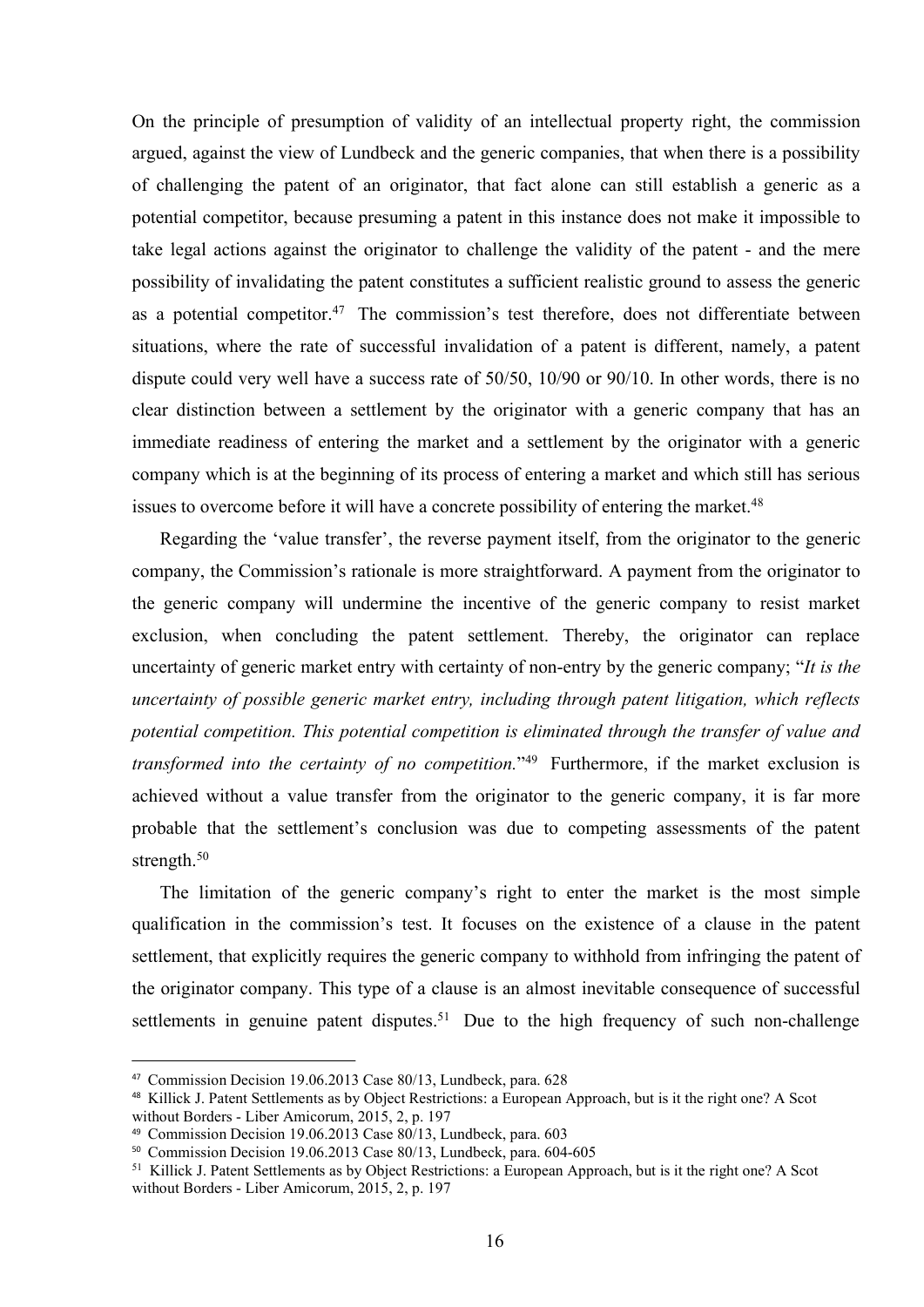On the principle of presumption of validity of an intellectual property right, the commission argued, against the view of Lundbeck and the generic companies, that when there is a possibility of challenging the patent of an originator, that fact alone can still establish a generic as a potential competitor, because presuming a patent in this instance does not make it impossible to take legal actions against the originator to challenge the validity of the patent - and the mere possibility of invalidating the patent constitutes a sufficient realistic ground to assess the generic as a potential competitor.[47] The commission's test therefore, does not differentiate between situations, where the rate of successful invalidation of a patent is different, namely, a patent dispute could very well have a success rate of 50/50, 10/90 or 90/10. In other words, there is no clear distinction between a settlement by the originator with a generic company that has an immediate readiness of entering the market and a settlement by the originator with a generic company which is at the beginning of its process of entering a market and which still has serious issues to overcome before it will have a concrete possibility of entering the market.[48]

Regarding the 'value transfer', the reverse payment itself, from the originator to the generic company, the Commission's rationale is more straightforward. A payment from the originator to the generic company will undermine the incentive of the generic company to resist market exclusion, when concluding the patent settlement. Thereby, the originator can replace uncertainty of generic market entry with certainty of non-entry by the generic company; "*It is the uncertainty of possible generic market entry, including through patent litigation, which reflects potential competition. This potential competition is eliminated through the transfer of value and transformed into the certainty of no competition.*"[49] Furthermore, if the market exclusion is achieved without a value transfer from the originator to the generic company, it is far more probable that the settlement's conclusion was due to competing assessments of the patent strength.[50]

The limitation of the generic company's right to enter the market is the most simple qualification in the commission's test. It focuses on the existence of a clause in the patent settlement, that explicitly requires the generic company to withhold from infringing the patent of the originator company. This type of a clause is an almost inevitable consequence of successful settlements in genuine patent disputes.[51] Due to the high frequency of such non-challenge

---

[47] Commission Decision 19.06.2013 Case 80/13, Lundbeck, para. 628

[48] Killick J. Patent Settlements as by Object Restrictions: a European Approach, but is it the right one? A Scot without Borders - Liber Amicorum, 2015, 2, p. 197

[49] Commission Decision 19.06.2013 Case 80/13, Lundbeck, para. 603

[50] Commission Decision 19.06.2013 Case 80/13, Lundbeck, para. 604-605

[51] Killick J. Patent Settlements as by Object Restrictions: a European Approach, but is it the right one? A Scot without Borders - Liber Amicorum, 2015, 2, p. 197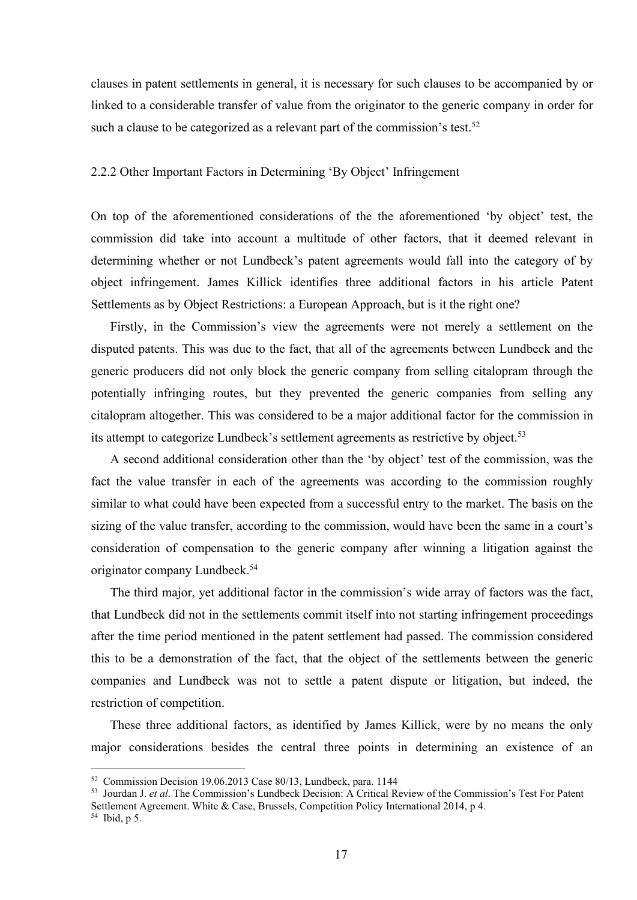clauses in patent settlements in general, it is necessary for such clauses to be accompanied by or linked to a considerable transfer of value from the originator to the generic company in order for such a clause to be categorized as a relevant part of the commission's test.[52]

### 2.2.2 Other Important Factors in Determining 'By Object' Infringement

On top of the aforementioned considerations of the the aforementioned 'by object' test, the commission did take into account a multitude of other factors, that it deemed relevant in determining whether or not Lundbeck's patent agreements would fall into the category of by object infringement. James Killick identifies three additional factors in his article Patent Settlements as by Object Restrictions: a European Approach, but is it the right one?

Firstly, in the Commission's view the agreements were not merely a settlement on the disputed patents. This was due to the fact, that all of the agreements between Lundbeck and the generic producers did not only block the generic company from selling citalopram through the potentially infringing routes, but they prevented the generic companies from selling any citalopram altogether. This was considered to be a major additional factor for the commission in its attempt to categorize Lundbeck's settlement agreements as restrictive by object.[53]

A second additional consideration other than the 'by object' test of the commission, was the fact the value transfer in each of the agreements was according to the commission roughly similar to what could have been expected from a successful entry to the market. The basis on the sizing of the value transfer, according to the commission, would have been the same in a court's consideration of compensation to the generic company after winning a litigation against the originator company Lundbeck.[54]

The third major, yet additional factor in the commission's wide array of factors was the fact, that Lundbeck did not in the settlements commit itself into not starting infringement proceedings after the time period mentioned in the patent settlement had passed. The commission considered this to be a demonstration of the fact, that the object of the settlements between the generic companies and Lundbeck was not to settle a patent dispute or litigation, but indeed, the restriction of competition.

These three additional factors, as identified by James Killick, were by no means the only major considerations besides the central three points in determining an existence of an

---

[52] Commission Decision 19.06.2013 Case 80/13, Lundbeck, para. 1144

[53] Jourdan J. *et al*. The Commission's Lundbeck Decision: A Critical Review of the Commission's Test For Patent Settlement Agreement. White & Case, Brussels, Competition Policy International 2014, p 4.

[54] Ibid, p 5.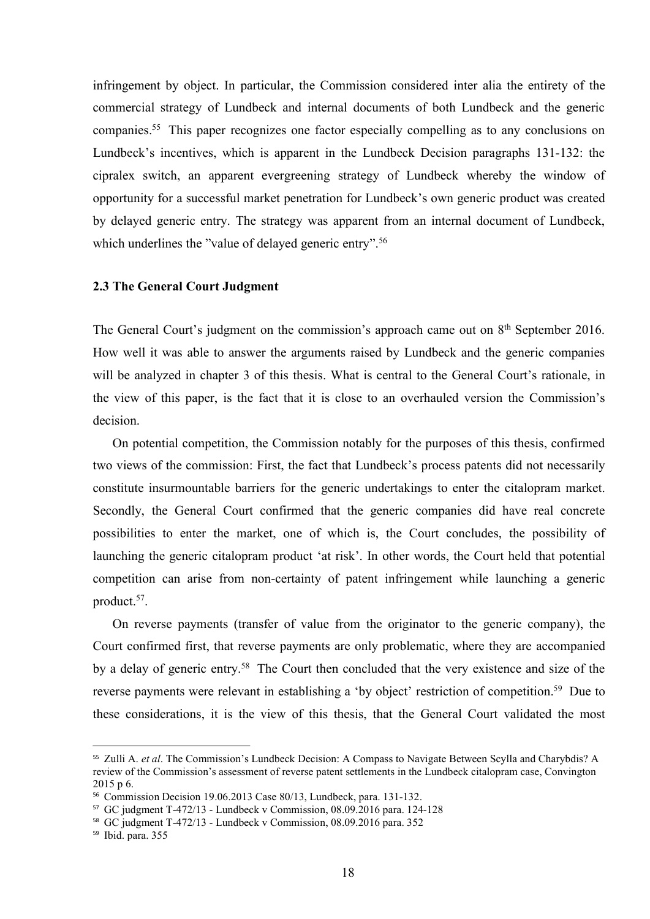infringement by object. In particular, the Commission considered inter alia the entirety of the commercial strategy of Lundbeck and internal documents of both Lundbeck and the generic companies.[55] This paper recognizes one factor especially compelling as to any conclusions on Lundbeck's incentives, which is apparent in the Lundbeck Decision paragraphs 131-132: the cipralex switch, an apparent evergreening strategy of Lundbeck whereby the window of opportunity for a successful market penetration for Lundbeck's own generic product was created by delayed generic entry. The strategy was apparent from an internal document of Lundbeck, which underlines the "value of delayed generic entry".[56]

### 2.3 The General Court Judgment

The General Court's judgment on the commission's approach came out on 8th September 2016. How well it was able to answer the arguments raised by Lundbeck and the generic companies will be analyzed in chapter 3 of this thesis. What is central to the General Court's rationale, in the view of this paper, is the fact that it is close to an overhauled version the Commission's decision.

On potential competition, the Commission notably for the purposes of this thesis, confirmed two views of the commission: First, the fact that Lundbeck's process patents did not necessarily constitute insurmountable barriers for the generic undertakings to enter the citalopram market. Secondly, the General Court confirmed that the generic companies did have real concrete possibilities to enter the market, one of which is, the Court concludes, the possibility of launching the generic citalopram product 'at risk'. In other words, the Court held that potential competition can arise from non-certainty of patent infringement while launching a generic product.[57].

On reverse payments (transfer of value from the originator to the generic company), the Court confirmed first, that reverse payments are only problematic, where they are accompanied by a delay of generic entry.[58] The Court then concluded that the very existence and size of the reverse payments were relevant in establishing a 'by object' restriction of competition.[59] Due to these considerations, it is the view of this thesis, that the General Court validated the most

---

[55] Zulli A. *et al*. The Commission's Lundbeck Decision: A Compass to Navigate Between Scylla and Charybdis? A review of the Commission's assessment of reverse patent settlements in the Lundbeck citalopram case, Convington 2015 p 6.

[56] Commission Decision 19.06.2013 Case 80/13, Lundbeck, para. 131-132.

[57] GC judgment T-472/13 - Lundbeck v Commission, 08.09.2016 para. 124-128

[58] GC judgment T-472/13 - Lundbeck v Commission, 08.09.2016 para. 352

[59] Ibid. para. 355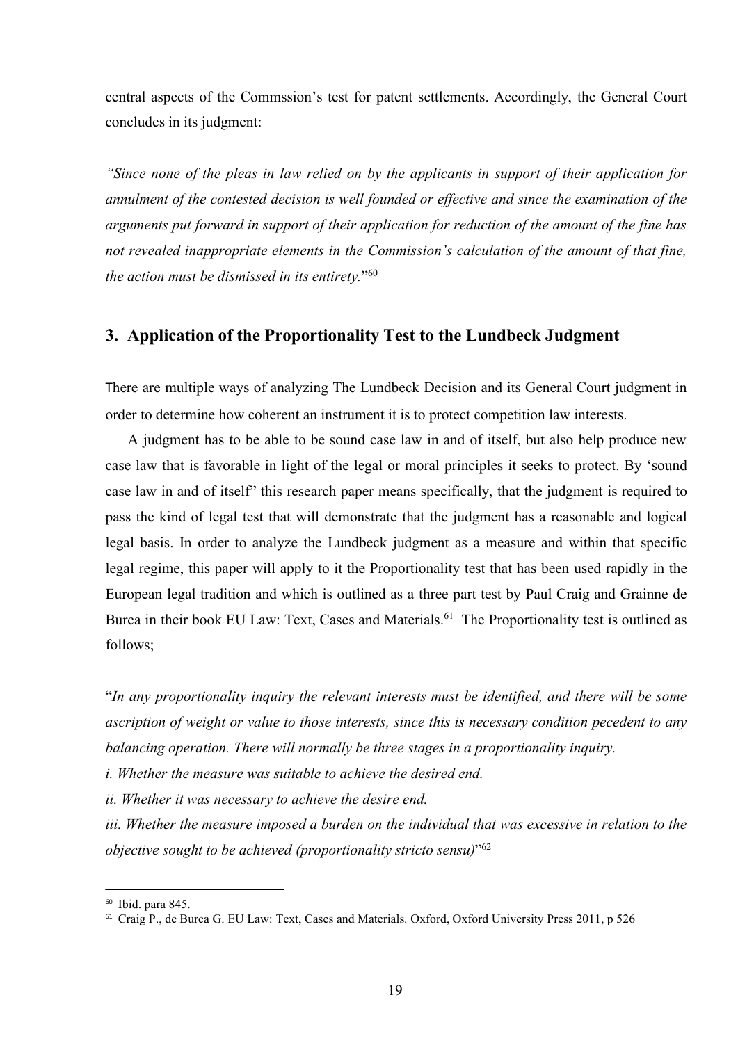central aspects of the Commssion's test for patent settlements. Accordingly, the General Court concludes in its judgment:

*"Since none of the pleas in law relied on by the applicants in support of their application for annulment of the contested decision is well founded or effective and since the examination of the arguments put forward in support of their application for reduction of the amount of the fine has not revealed inappropriate elements in the Commission's calculation of the amount of that fine, the action must be dismissed in its entirety.*"[60]

## 3. Application of the Proportionality Test to the Lundbeck Judgment

There are multiple ways of analyzing The Lundbeck Decision and its General Court judgment in order to determine how coherent an instrument it is to protect competition law interests.

A judgment has to be able to be sound case law in and of itself, but also help produce new case law that is favorable in light of the legal or moral principles it seeks to protect. By 'sound case law in and of itself" this research paper means specifically, that the judgment is required to pass the kind of legal test that will demonstrate that the judgment has a reasonable and logical legal basis. In order to analyze the Lundbeck judgment as a measure and within that specific legal regime, this paper will apply to it the Proportionality test that has been used rapidly in the European legal tradition and which is outlined as a three part test by Paul Craig and Grainne de Burca in their book EU Law: Text, Cases and Materials.[61] The Proportionality test is outlined as follows;

"*In any proportionality inquiry the relevant interests must be identified, and there will be some ascription of weight or value to those interests, since this is necessary condition pecedent to any balancing operation. There will normally be three stages in a proportionality inquiry.*

*i. Whether the measure was suitable to achieve the desired end.*

*ii. Whether it was necessary to achieve the desire end.*

*iii. Whether the measure imposed a burden on the individual that was excessive in relation to the objective sought to be achieved (proportionality stricto sensu)*"[62]

---

[60] Ibid. para 845.

[61] Craig P., de Burca G. EU Law: Text, Cases and Materials. Oxford, Oxford University Press 2011, p 526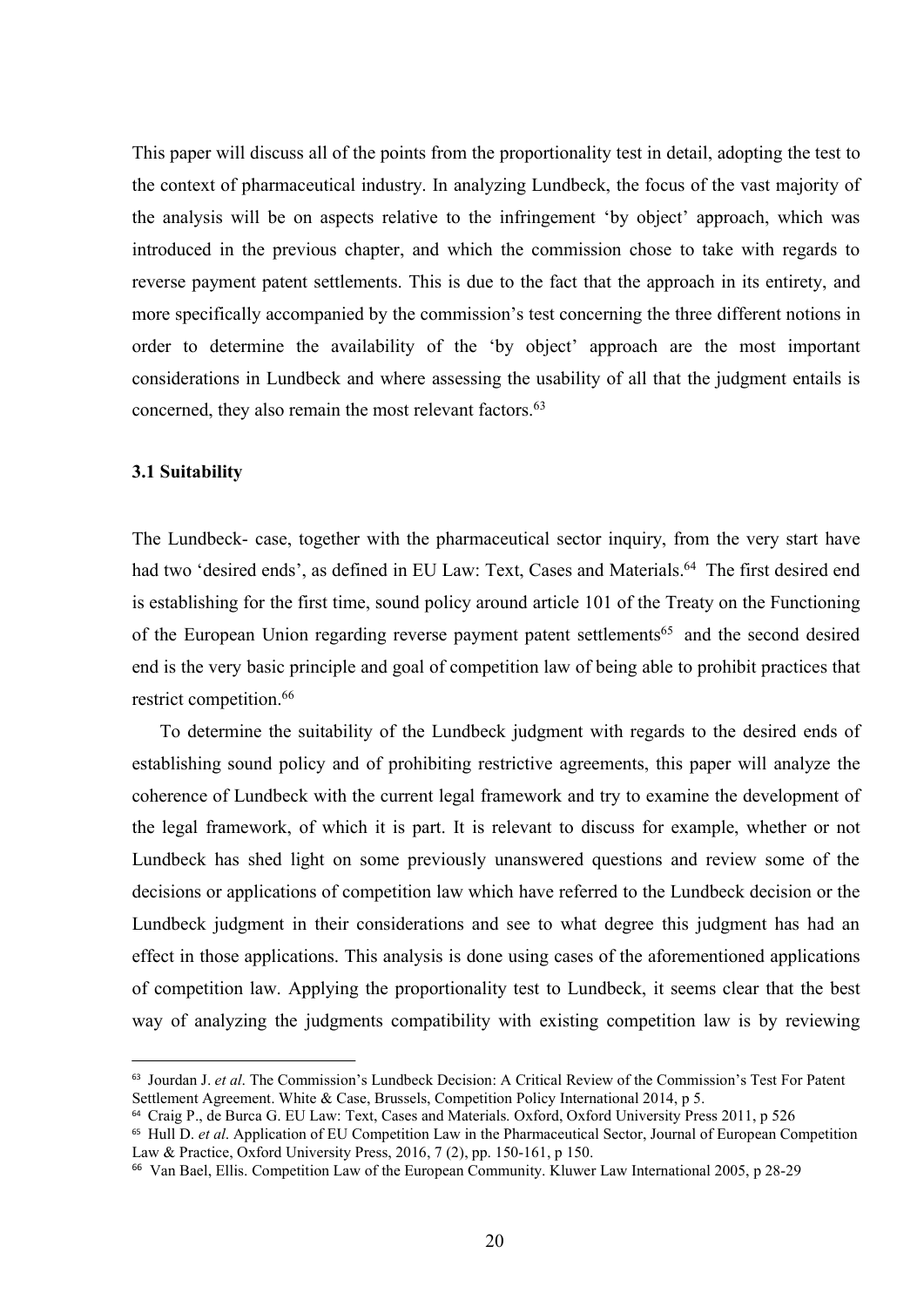This paper will discuss all of the points from the proportionality test in detail, adopting the test to the context of pharmaceutical industry. In analyzing Lundbeck, the focus of the vast majority of the analysis will be on aspects relative to the infringement 'by object' approach, which was introduced in the previous chapter, and which the commission chose to take with regards to reverse payment patent settlements. This is due to the fact that the approach in its entirety, and more specifically accompanied by the commission's test concerning the three different notions in order to determine the availability of the 'by object' approach are the most important considerations in Lundbeck and where assessing the usability of all that the judgment entails is concerned, they also remain the most relevant factors.[63]

### 3.1 Suitability

The Lundbeck- case, together with the pharmaceutical sector inquiry, from the very start have had two 'desired ends', as defined in EU Law: Text, Cases and Materials.[64] The first desired end is establishing for the first time, sound policy around article 101 of the Treaty on the Functioning of the European Union regarding reverse payment patent settlements[65] and the second desired end is the very basic principle and goal of competition law of being able to prohibit practices that restrict competition.[66]

To determine the suitability of the Lundbeck judgment with regards to the desired ends of establishing sound policy and of prohibiting restrictive agreements, this paper will analyze the coherence of Lundbeck with the current legal framework and try to examine the development of the legal framework, of which it is part. It is relevant to discuss for example, whether or not Lundbeck has shed light on some previously unanswered questions and review some of the decisions or applications of competition law which have referred to the Lundbeck decision or the Lundbeck judgment in their considerations and see to what degree this judgment has had an effect in those applications. This analysis is done using cases of the aforementioned applications of competition law. Applying the proportionality test to Lundbeck, it seems clear that the best way of analyzing the judgments compatibility with existing competition law is by reviewing

---

[63] Jourdan J. *et al*. The Commission's Lundbeck Decision: A Critical Review of the Commission's Test For Patent Settlement Agreement. White & Case, Brussels, Competition Policy International 2014, p 5.

[64] Craig P., de Burca G. EU Law: Text, Cases and Materials. Oxford, Oxford University Press 2011, p 526

[65] Hull D. *et al*. Application of EU Competition Law in the Pharmaceutical Sector, Journal of European Competition Law & Practice, Oxford University Press, 2016, 7 (2), pp. 150-161, p 150.

[66] Van Bael, Ellis. Competition Law of the European Community. Kluwer Law International 2005, p 28-29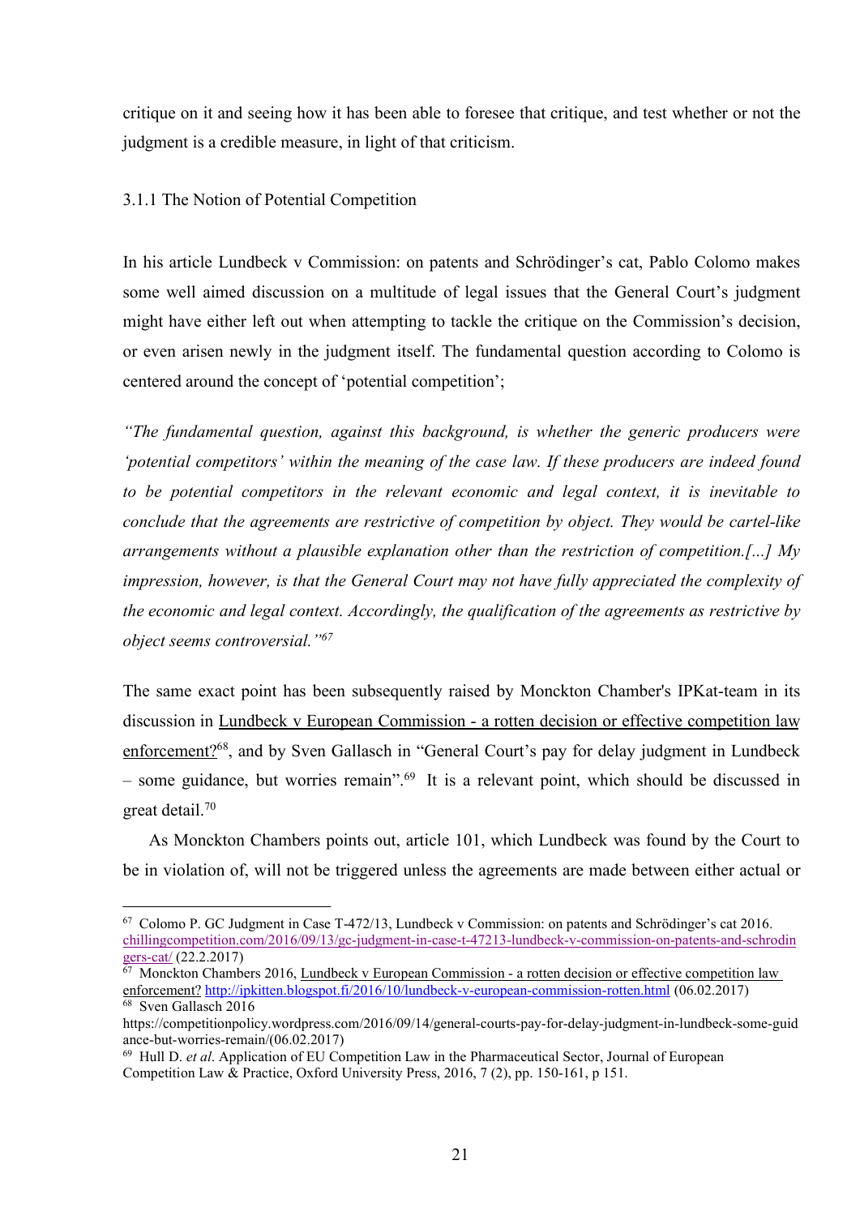critique on it and seeing how it has been able to foresee that critique, and test whether or not the judgment is a credible measure, in light of that criticism.

### 3.1.1 The Notion of Potential Competition

In his article Lundbeck v Commission: on patents and Schrödinger's cat, Pablo Colomo makes some well aimed discussion on a multitude of legal issues that the General Court's judgment might have either left out when attempting to tackle the critique on the Commission's decision, or even arisen newly in the judgment itself. The fundamental question according to Colomo is centered around the concept of 'potential competition';

*"The fundamental question, against this background, is whether the generic producers were 'potential competitors' within the meaning of the case law. If these producers are indeed found to be potential competitors in the relevant economic and legal context, it is inevitable to conclude that the agreements are restrictive of competition by object. They would be cartel-like arrangements without a plausible explanation other than the restriction of competition.[...] My impression, however, is that the General Court may not have fully appreciated the complexity of the economic and legal context. Accordingly, the qualification of the agreements as restrictive by object seems controversial."*[67]

The same exact point has been subsequently raised by Monckton Chamber's IPKat-team in its discussion in Lundbeck v European Commission - a rotten decision or effective competition law enforcement?[68], and by Sven Gallasch in "General Court's pay for delay judgment in Lundbeck – some guidance, but worries remain".[69] It is a relevant point, which should be discussed in great detail.[70]

As Monckton Chambers points out, article 101, which Lundbeck was found by the Court to be in violation of, will not be triggered unless the agreements are made between either actual or

---

[67] Colomo P. GC Judgment in Case T-472/13, Lundbeck v Commission: on patents and Schrödinger's cat 2016. chillingcompetition.com/2016/09/13/gc-judgment-in-case-t-47213-lundbeck-v-commission-on-patents-and-schrodingers-cat/ (22.2.2017)

[67] Monckton Chambers 2016, Lundbeck v European Commission - a rotten decision or effective competition law enforcement? http://ipkitten.blogspot.fi/2016/10/lundbeck-v-european-commission-rotten.html (06.02.2017)

[68] Sven Gallasch 2016 https://competitionpolicy.wordpress.com/2016/09/14/general-courts-pay-for-delay-judgment-in-lundbeck-some-guidance-but-worries-remain/(06.02.2017)

[69] Hull D. *et al*. Application of EU Competition Law in the Pharmaceutical Sector, Journal of European Competition Law & Practice, Oxford University Press, 2016, 7 (2), pp. 150-161, p 151.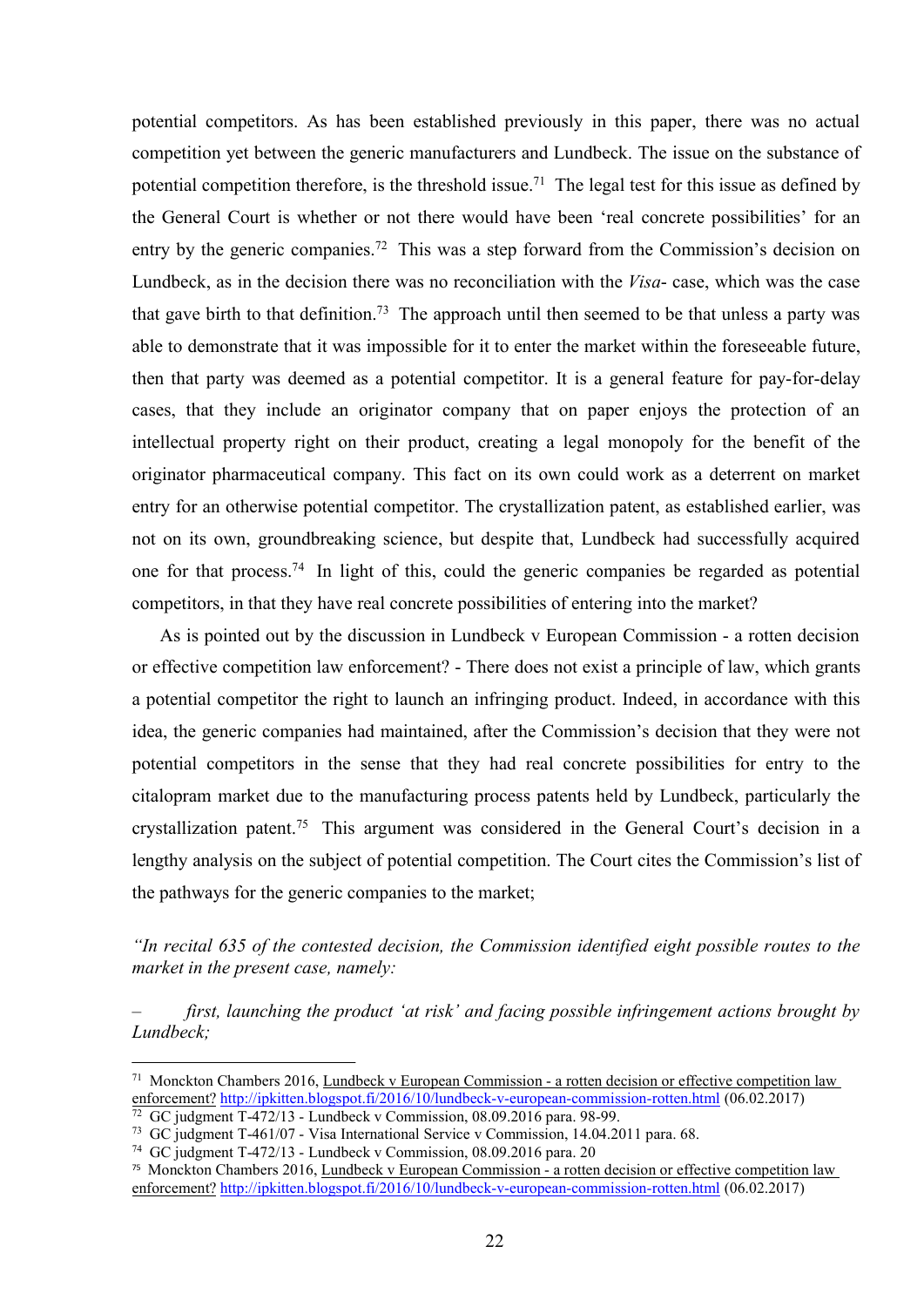potential competitors. As has been established previously in this paper, there was no actual competition yet between the generic manufacturers and Lundbeck. The issue on the substance of potential competition therefore, is the threshold issue.[71] The legal test for this issue as defined by the General Court is whether or not there would have been 'real concrete possibilities' for an entry by the generic companies.[72] This was a step forward from the Commission's decision on Lundbeck, as in the decision there was no reconciliation with the *Visa*- case, which was the case that gave birth to that definition.[73] The approach until then seemed to be that unless a party was able to demonstrate that it was impossible for it to enter the market within the foreseeable future, then that party was deemed as a potential competitor. It is a general feature for pay-for-delay cases, that they include an originator company that on paper enjoys the protection of an intellectual property right on their product, creating a legal monopoly for the benefit of the originator pharmaceutical company. This fact on its own could work as a deterrent on market entry for an otherwise potential competitor. The crystallization patent, as established earlier, was not on its own, groundbreaking science, but despite that, Lundbeck had successfully acquired one for that process.[74] In light of this, could the generic companies be regarded as potential competitors, in that they have real concrete possibilities of entering into the market?

As is pointed out by the discussion in Lundbeck v European Commission - a rotten decision or effective competition law enforcement? - There does not exist a principle of law, which grants a potential competitor the right to launch an infringing product. Indeed, in accordance with this idea, the generic companies had maintained, after the Commission's decision that they were not potential competitors in the sense that they had real concrete possibilities for entry to the citalopram market due to the manufacturing process patents held by Lundbeck, particularly the crystallization patent.[75] This argument was considered in the General Court's decision in a lengthy analysis on the subject of potential competition. The Court cites the Commission's list of the pathways for the generic companies to the market;

*"In recital 635 of the contested decision, the Commission identified eight possible routes to the market in the present case, namely:*

– *first, launching the product 'at risk' and facing possible infringement actions brought by Lundbeck;*

---

[71] Monckton Chambers 2016, Lundbeck v European Commission - a rotten decision or effective competition law enforcement? http://ipkitten.blogspot.fi/2016/10/lundbeck-v-european-commission-rotten.html (06.02.2017)

[72] GC judgment T-472/13 - Lundbeck v Commission, 08.09.2016 para. 98-99.

[73] GC judgment T-461/07 - Visa International Service v Commission, 14.04.2011 para. 68.

[74] GC judgment T-472/13 - Lundbeck v Commission, 08.09.2016 para. 20

[75] Monckton Chambers 2016, Lundbeck v European Commission - a rotten decision or effective competition law enforcement? http://ipkitten.blogspot.fi/2016/10/lundbeck-v-european-commission-rotten.html (06.02.2017)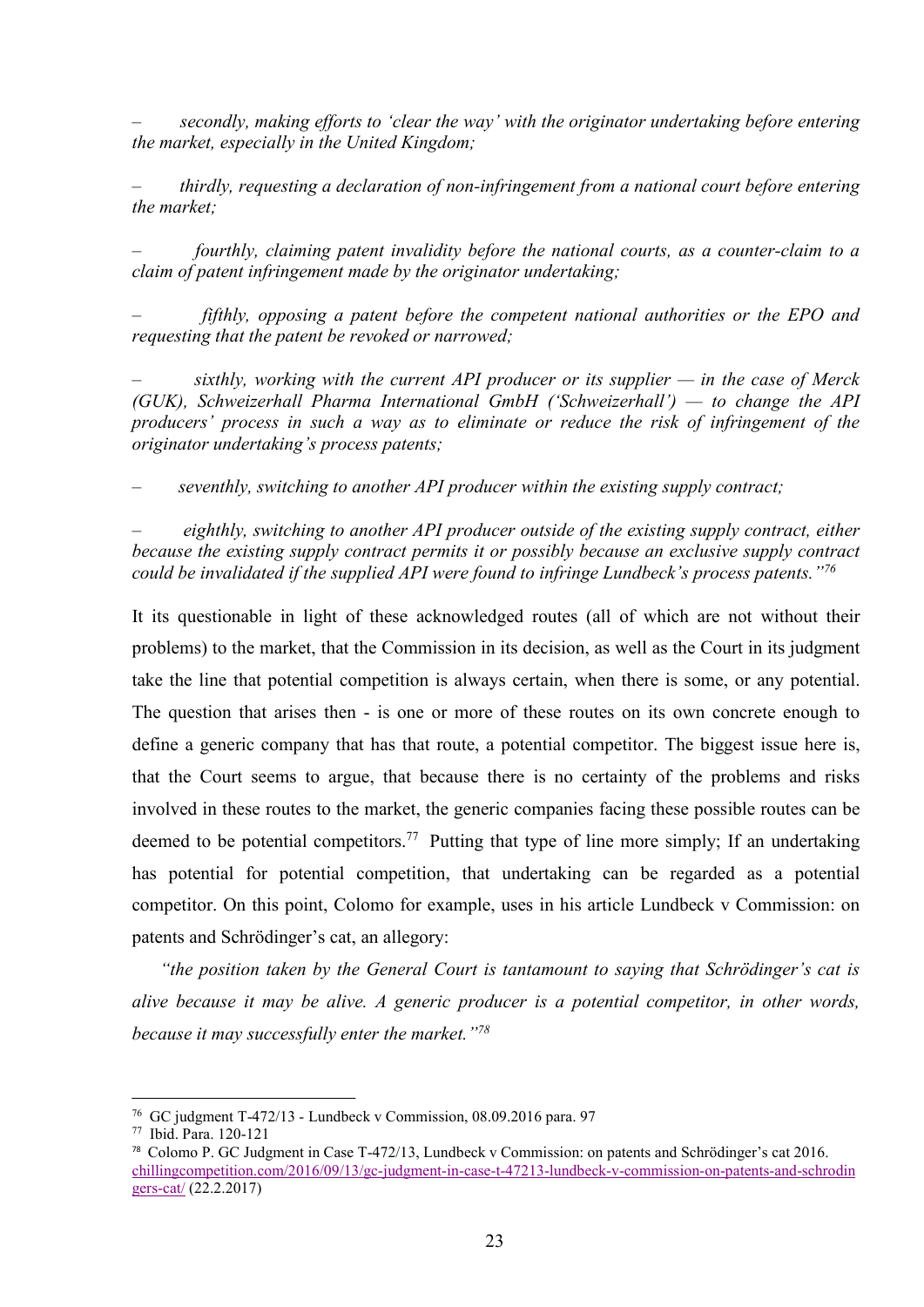– *secondly, making efforts to 'clear the way' with the originator undertaking before entering the market, especially in the United Kingdom;*

– *thirdly, requesting a declaration of non-infringement from a national court before entering the market;*

– *fourthly, claiming patent invalidity before the national courts, as a counter-claim to a claim of patent infringement made by the originator undertaking;*

– *fifthly, opposing a patent before the competent national authorities or the EPO and requesting that the patent be revoked or narrowed;*

– *sixthly, working with the current API producer or its supplier — in the case of Merck (GUK), Schweizerhall Pharma International GmbH ('Schweizerhall') — to change the API producers' process in such a way as to eliminate or reduce the risk of infringement of the originator undertaking's process patents;*

– *seventhly, switching to another API producer within the existing supply contract;*

– *eighthly, switching to another API producer outside of the existing supply contract, either because the existing supply contract permits it or possibly because an exclusive supply contract could be invalidated if the supplied API were found to infringe Lundbeck's process patents."*[76]

It its questionable in light of these acknowledged routes (all of which are not without their problems) to the market, that the Commission in its decision, as well as the Court in its judgment take the line that potential competition is always certain, when there is some, or any potential. The question that arises then - is one or more of these routes on its own concrete enough to define a generic company that has that route, a potential competitor. The biggest issue here is, that the Court seems to argue, that because there is no certainty of the problems and risks involved in these routes to the market, the generic companies facing these possible routes can be deemed to be potential competitors.[77] Putting that type of line more simply; If an undertaking has potential for potential competition, that undertaking can be regarded as a potential competitor. On this point, Colomo for example, uses in his article Lundbeck v Commission: on patents and Schrödinger's cat, an allegory:

*"the position taken by the General Court is tantamount to saying that Schrödinger's cat is alive because it may be alive. A generic producer is a potential competitor, in other words, because it may successfully enter the market."*[78]

---

[76] GC judgment T-472/13 - Lundbeck v Commission, 08.09.2016 para. 97

[77] Ibid. Para. 120-121

[78] Colomo P. GC Judgment in Case T-472/13, Lundbeck v Commission: on patents and Schrödinger's cat 2016. chillingcompetition.com/2016/09/13/gc-judgment-in-case-t-47213-lundbeck-v-commission-on-patents-and-schrodingers-cat/ (22.2.2017)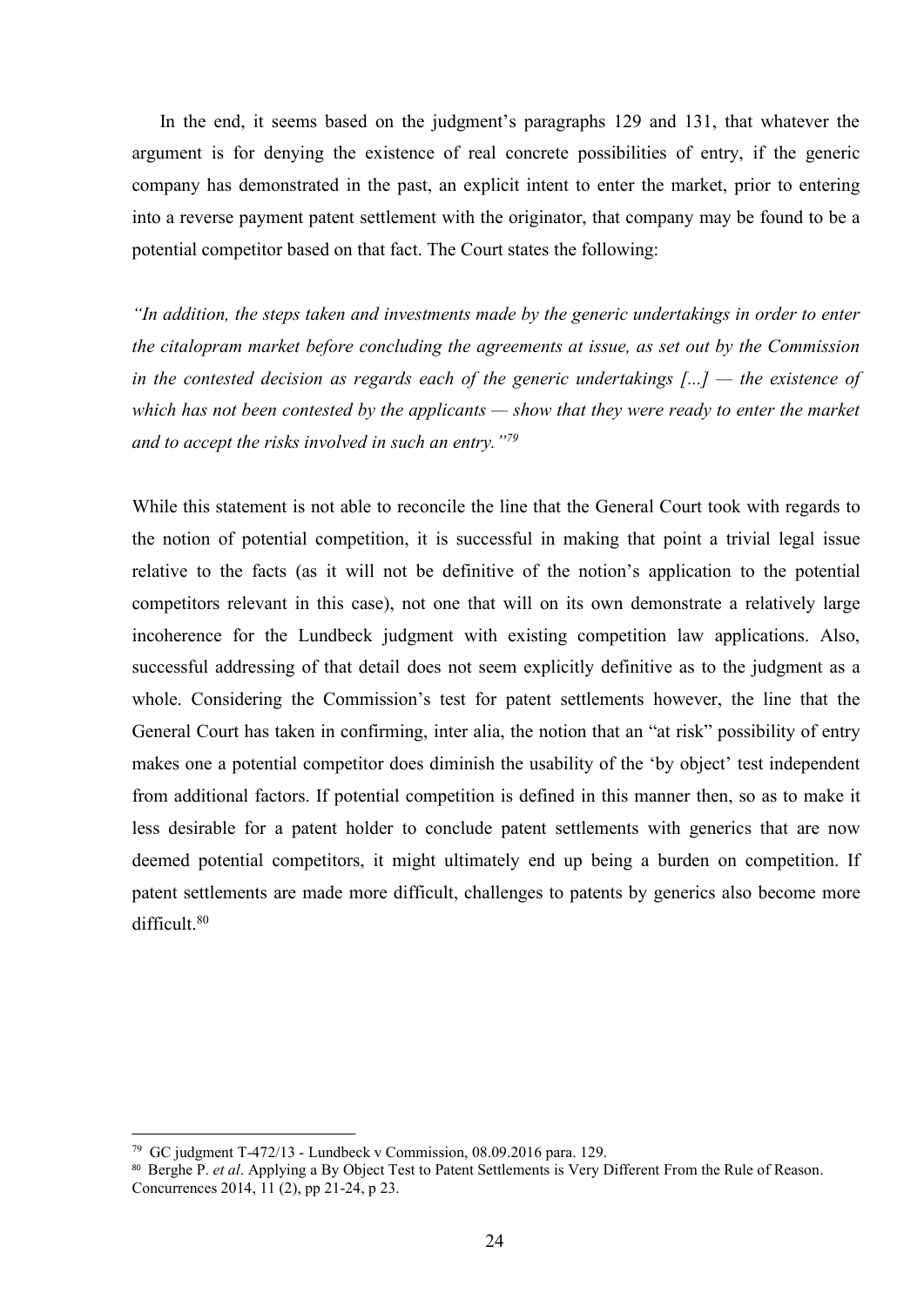In the end, it seems based on the judgment's paragraphs 129 and 131, that whatever the argument is for denying the existence of real concrete possibilities of entry, if the generic company has demonstrated in the past, an explicit intent to enter the market, prior to entering into a reverse payment patent settlement with the originator, that company may be found to be a potential competitor based on that fact. The Court states the following:

*"In addition, the steps taken and investments made by the generic undertakings in order to enter the citalopram market before concluding the agreements at issue, as set out by the Commission in the contested decision as regards each of the generic undertakings [...] — the existence of which has not been contested by the applicants — show that they were ready to enter the market and to accept the risks involved in such an entry."*[79]

While this statement is not able to reconcile the line that the General Court took with regards to the notion of potential competition, it is successful in making that point a trivial legal issue relative to the facts (as it will not be definitive of the notion's application to the potential competitors relevant in this case), not one that will on its own demonstrate a relatively large incoherence for the Lundbeck judgment with existing competition law applications. Also, successful addressing of that detail does not seem explicitly definitive as to the judgment as a whole. Considering the Commission's test for patent settlements however, the line that the General Court has taken in confirming, inter alia, the notion that an "at risk" possibility of entry makes one a potential competitor does diminish the usability of the 'by object' test independent from additional factors. If potential competition is defined in this manner then, so as to make it less desirable for a patent holder to conclude patent settlements with generics that are now deemed potential competitors, it might ultimately end up being a burden on competition. If patent settlements are made more difficult, challenges to patents by generics also become more difficult.[80]

---

[79] GC judgment T-472/13 - Lundbeck v Commission, 08.09.2016 para. 129.

[80] Berghe P. *et al*. Applying a By Object Test to Patent Settlements is Very Different From the Rule of Reason. Concurrences 2014, 11 (2), pp 21-24, p 23.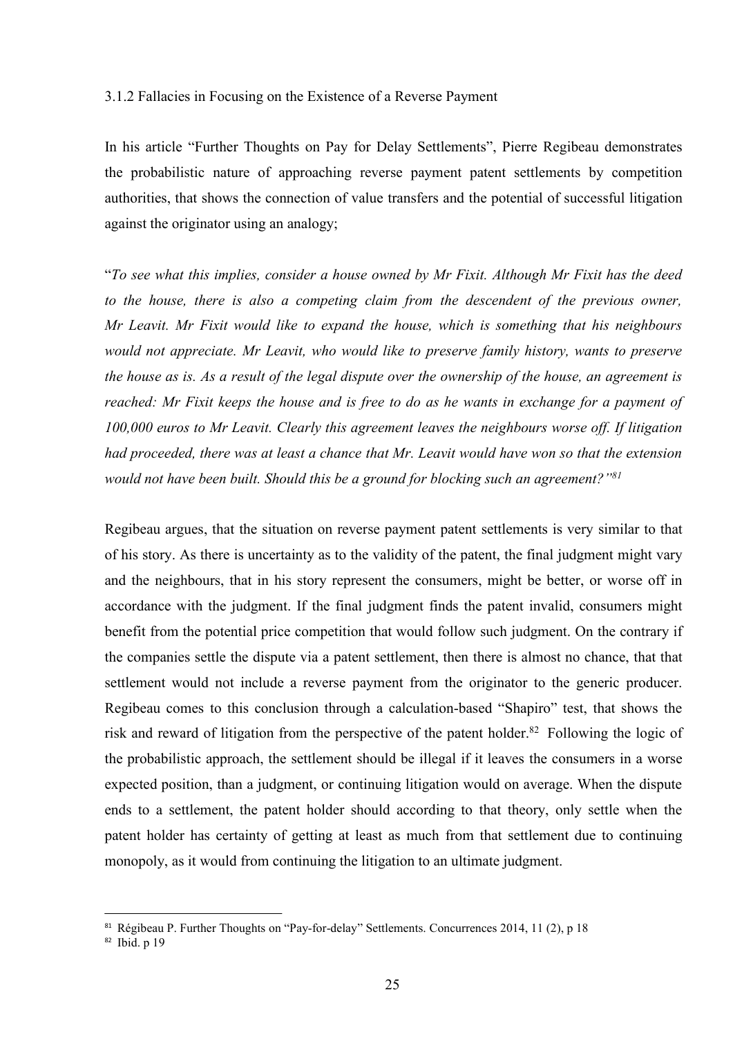### 3.1.2 Fallacies in Focusing on the Existence of a Reverse Payment

In his article "Further Thoughts on Pay for Delay Settlements", Pierre Regibeau demonstrates the probabilistic nature of approaching reverse payment patent settlements by competition authorities, that shows the connection of value transfers and the potential of successful litigation against the originator using an analogy;

"*To see what this implies, consider a house owned by Mr Fixit. Although Mr Fixit has the deed to the house, there is also a competing claim from the descendent of the previous owner, Mr Leavit. Mr Fixit would like to expand the house, which is something that his neighbours would not appreciate. Mr Leavit, who would like to preserve family history, wants to preserve the house as is. As a result of the legal dispute over the ownership of the house, an agreement is reached: Mr Fixit keeps the house and is free to do as he wants in exchange for a payment of 100,000 euros to Mr Leavit. Clearly this agreement leaves the neighbours worse off. If litigation had proceeded, there was at least a chance that Mr. Leavit would have won so that the extension would not have been built. Should this be a ground for blocking such an agreement?"*[81]

Regibeau argues, that the situation on reverse payment patent settlements is very similar to that of his story. As there is uncertainty as to the validity of the patent, the final judgment might vary and the neighbours, that in his story represent the consumers, might be better, or worse off in accordance with the judgment. If the final judgment finds the patent invalid, consumers might benefit from the potential price competition that would follow such judgment. On the contrary if the companies settle the dispute via a patent settlement, then there is almost no chance, that that settlement would not include a reverse payment from the originator to the generic producer. Regibeau comes to this conclusion through a calculation-based "Shapiro" test, that shows the risk and reward of litigation from the perspective of the patent holder.[82] Following the logic of the probabilistic approach, the settlement should be illegal if it leaves the consumers in a worse expected position, than a judgment, or continuing litigation would on average. When the dispute ends to a settlement, the patent holder should according to that theory, only settle when the patent holder has certainty of getting at least as much from that settlement due to continuing monopoly, as it would from continuing the litigation to an ultimate judgment.

[81] Régibeau P. Further Thoughts on "Pay-for-delay" Settlements. Concurrences 2014, 11 (2), p 18

[82] Ibid. p 19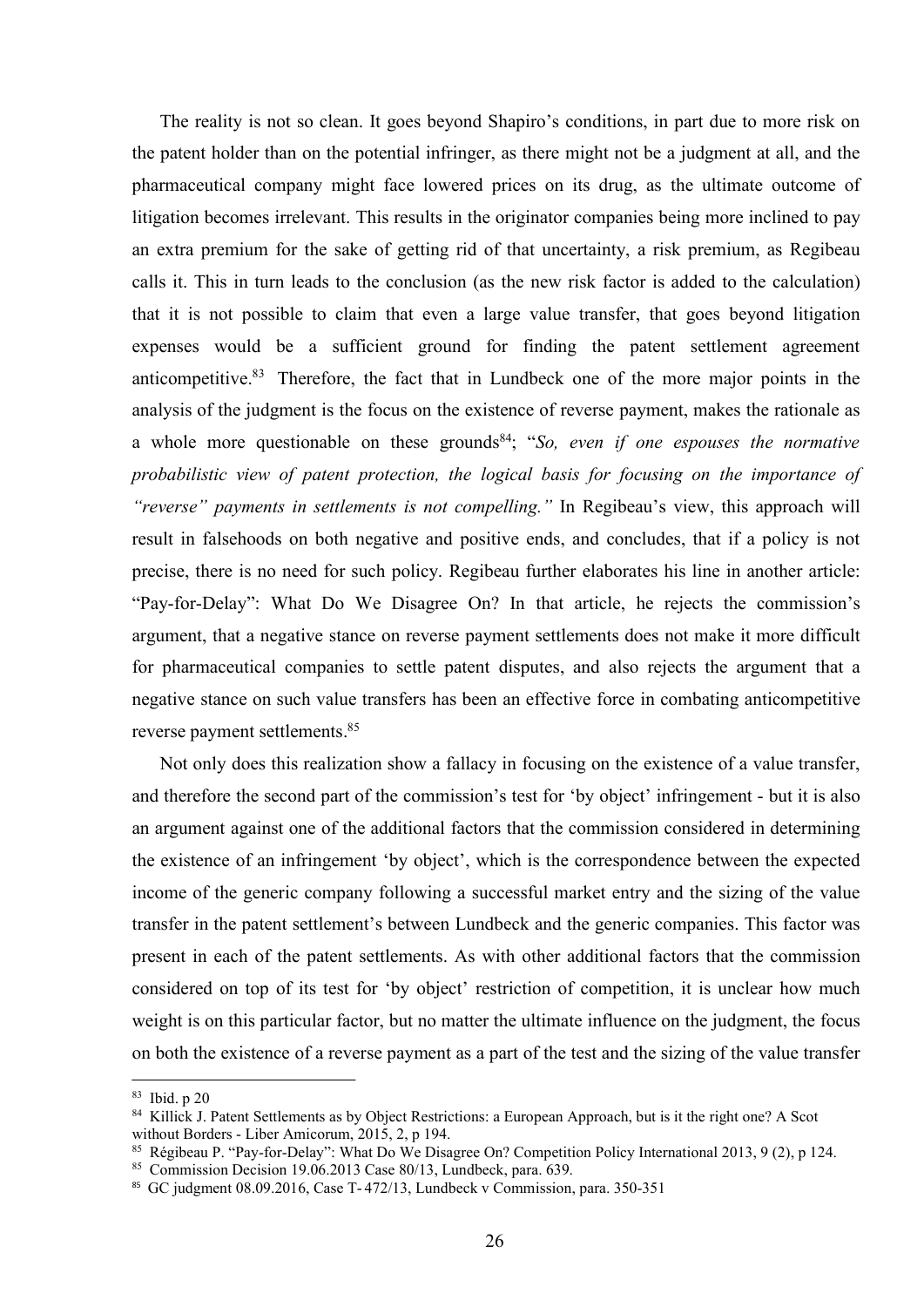The reality is not so clean. It goes beyond Shapiro's conditions, in part due to more risk on the patent holder than on the potential infringer, as there might not be a judgment at all, and the pharmaceutical company might face lowered prices on its drug, as the ultimate outcome of litigation becomes irrelevant. This results in the originator companies being more inclined to pay an extra premium for the sake of getting rid of that uncertainty, a risk premium, as Regibeau calls it. This in turn leads to the conclusion (as the new risk factor is added to the calculation) that it is not possible to claim that even a large value transfer, that goes beyond litigation expenses would be a sufficient ground for finding the patent settlement agreement anticompetitive.[83] Therefore, the fact that in Lundbeck one of the more major points in the analysis of the judgment is the focus on the existence of reverse payment, makes the rationale as a whole more questionable on these grounds[84]; "*So, even if one espouses the normative probabilistic view of patent protection, the logical basis for focusing on the importance of "reverse" payments in settlements is not compelling.*" In Regibeau's view, this approach will result in falsehoods on both negative and positive ends, and concludes, that if a policy is not precise, there is no need for such policy. Regibeau further elaborates his line in another article: "Pay-for-Delay": What Do We Disagree On? In that article, he rejects the commission's argument, that a negative stance on reverse payment settlements does not make it more difficult for pharmaceutical companies to settle patent disputes, and also rejects the argument that a negative stance on such value transfers has been an effective force in combating anticompetitive reverse payment settlements.[85]

Not only does this realization show a fallacy in focusing on the existence of a value transfer, and therefore the second part of the commission's test for 'by object' infringement - but it is also an argument against one of the additional factors that the commission considered in determining the existence of an infringement 'by object', which is the correspondence between the expected income of the generic company following a successful market entry and the sizing of the value transfer in the patent settlement's between Lundbeck and the generic companies. This factor was present in each of the patent settlements. As with other additional factors that the commission considered on top of its test for 'by object' restriction of competition, it is unclear how much weight is on this particular factor, but no matter the ultimate influence on the judgment, the focus on both the existence of a reverse payment as a part of the test and the sizing of the value transfer

---

[83] Ibid. p 20

[84] Killick J. Patent Settlements as by Object Restrictions: a European Approach, but is it the right one? A Scot without Borders - Liber Amicorum, 2015, 2, p 194.

[85] Régibeau P. "Pay-for-Delay": What Do We Disagree On? Competition Policy International 2013, 9 (2), p 124.

[85] Commission Decision 19.06.2013 Case 80/13, Lundbeck, para. 639.

[85] GC judgment 08.09.2016, Case T- 472/13, Lundbeck v Commission, para. 350-351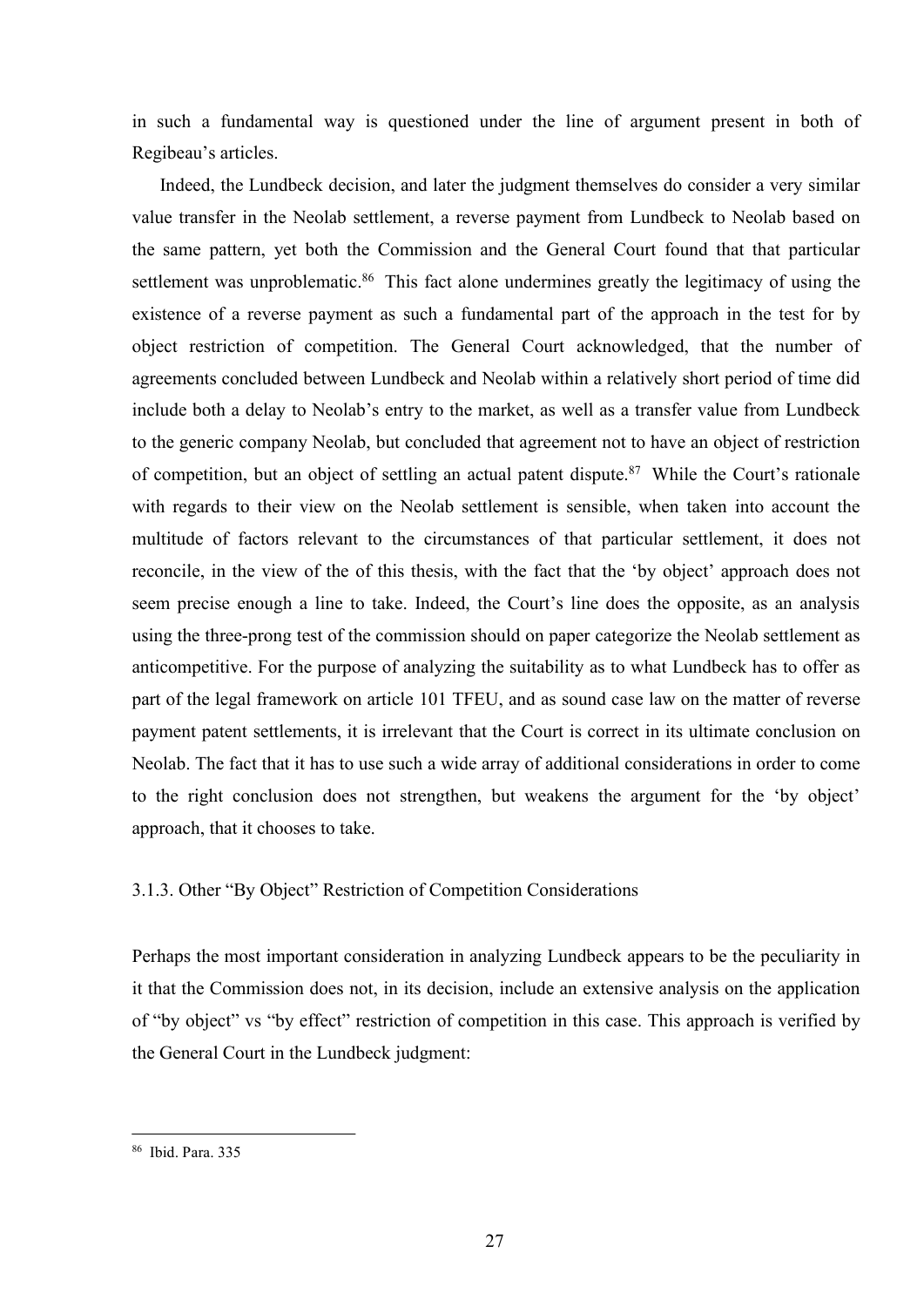in such a fundamental way is questioned under the line of argument present in both of Regibeau's articles.

Indeed, the Lundbeck decision, and later the judgment themselves do consider a very similar value transfer in the Neolab settlement, a reverse payment from Lundbeck to Neolab based on the same pattern, yet both the Commission and the General Court found that that particular settlement was unproblematic.[86] This fact alone undermines greatly the legitimacy of using the existence of a reverse payment as such a fundamental part of the approach in the test for by object restriction of competition. The General Court acknowledged, that the number of agreements concluded between Lundbeck and Neolab within a relatively short period of time did include both a delay to Neolab's entry to the market, as well as a transfer value from Lundbeck to the generic company Neolab, but concluded that agreement not to have an object of restriction of competition, but an object of settling an actual patent dispute.[87] While the Court's rationale with regards to their view on the Neolab settlement is sensible, when taken into account the multitude of factors relevant to the circumstances of that particular settlement, it does not reconcile, in the view of the of this thesis, with the fact that the 'by object' approach does not seem precise enough a line to take. Indeed, the Court's line does the opposite, as an analysis using the three-prong test of the commission should on paper categorize the Neolab settlement as anticompetitive. For the purpose of analyzing the suitability as to what Lundbeck has to offer as part of the legal framework on article 101 TFEU, and as sound case law on the matter of reverse payment patent settlements, it is irrelevant that the Court is correct in its ultimate conclusion on Neolab. The fact that it has to use such a wide array of additional considerations in order to come to the right conclusion does not strengthen, but weakens the argument for the 'by object' approach, that it chooses to take.

### 3.1.3. Other "By Object" Restriction of Competition Considerations

Perhaps the most important consideration in analyzing Lundbeck appears to be the peculiarity in it that the Commission does not, in its decision, include an extensive analysis on the application of "by object" vs "by effect" restriction of competition in this case. This approach is verified by the General Court in the Lundbeck judgment:

---

[86] Ibid. Para. 335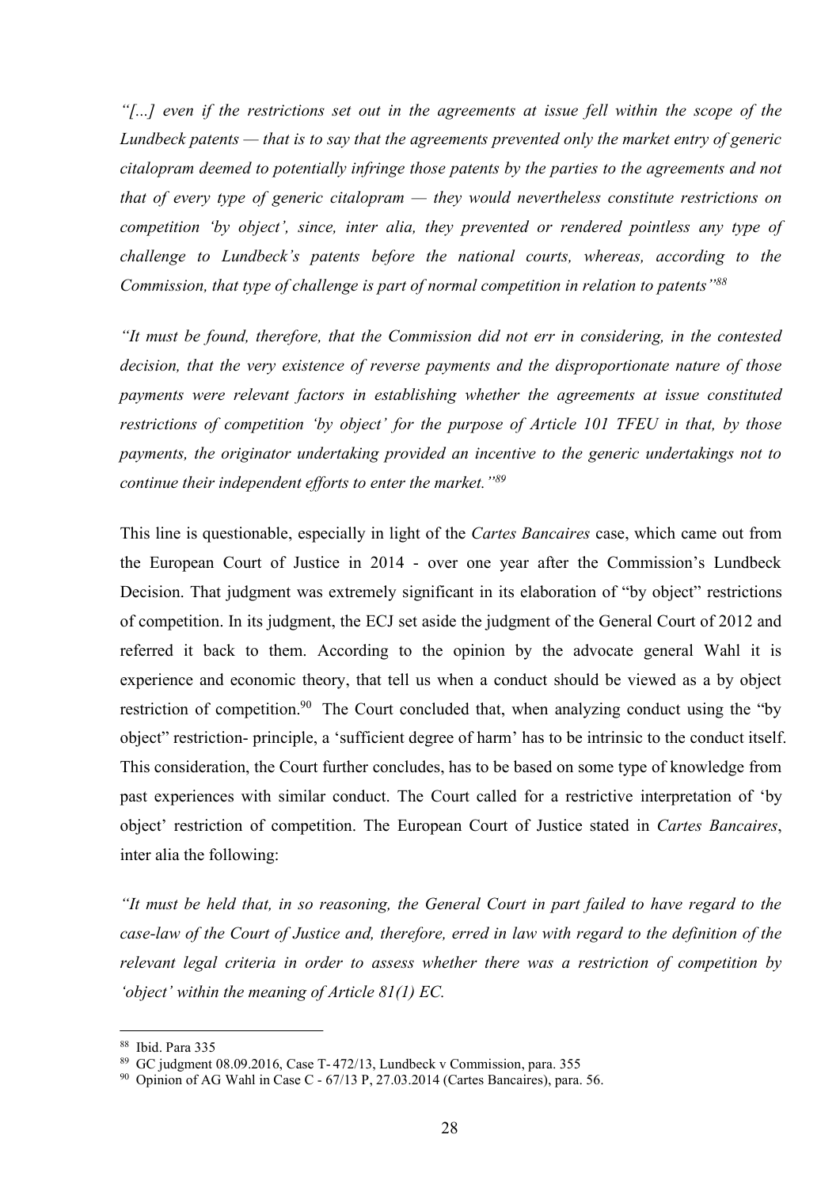*"[...] even if the restrictions set out in the agreements at issue fell within the scope of the Lundbeck patents — that is to say that the agreements prevented only the market entry of generic citalopram deemed to potentially infringe those patents by the parties to the agreements and not that of every type of generic citalopram — they would nevertheless constitute restrictions on competition 'by object', since, inter alia, they prevented or rendered pointless any type of challenge to Lundbeck's patents before the national courts, whereas, according to the Commission, that type of challenge is part of normal competition in relation to patents"*[88]

*"It must be found, therefore, that the Commission did not err in considering, in the contested decision, that the very existence of reverse payments and the disproportionate nature of those payments were relevant factors in establishing whether the agreements at issue constituted restrictions of competition 'by object' for the purpose of Article 101 TFEU in that, by those payments, the originator undertaking provided an incentive to the generic undertakings not to continue their independent efforts to enter the market."*[89]

This line is questionable, especially in light of the *Cartes Bancaires* case, which came out from the European Court of Justice in 2014 - over one year after the Commission's Lundbeck Decision. That judgment was extremely significant in its elaboration of "by object" restrictions of competition. In its judgment, the ECJ set aside the judgment of the General Court of 2012 and referred it back to them. According to the opinion by the advocate general Wahl it is experience and economic theory, that tell us when a conduct should be viewed as a by object restriction of competition.[90] The Court concluded that, when analyzing conduct using the "by object" restriction- principle, a 'sufficient degree of harm' has to be intrinsic to the conduct itself. This consideration, the Court further concludes, has to be based on some type of knowledge from past experiences with similar conduct. The Court called for a restrictive interpretation of 'by object' restriction of competition. The European Court of Justice stated in *Cartes Bancaires*, inter alia the following:

*"It must be held that, in so reasoning, the General Court in part failed to have regard to the case-law of the Court of Justice and, therefore, erred in law with regard to the definition of the relevant legal criteria in order to assess whether there was a restriction of competition by 'object' within the meaning of Article 81(1) EC.*

---

[88] Ibid. Para 335

[89] GC judgment 08.09.2016, Case T- 472/13, Lundbeck v Commission, para. 355

[90] Opinion of AG Wahl in Case C - 67/13 P, 27.03.2014 (Cartes Bancaires), para. 56.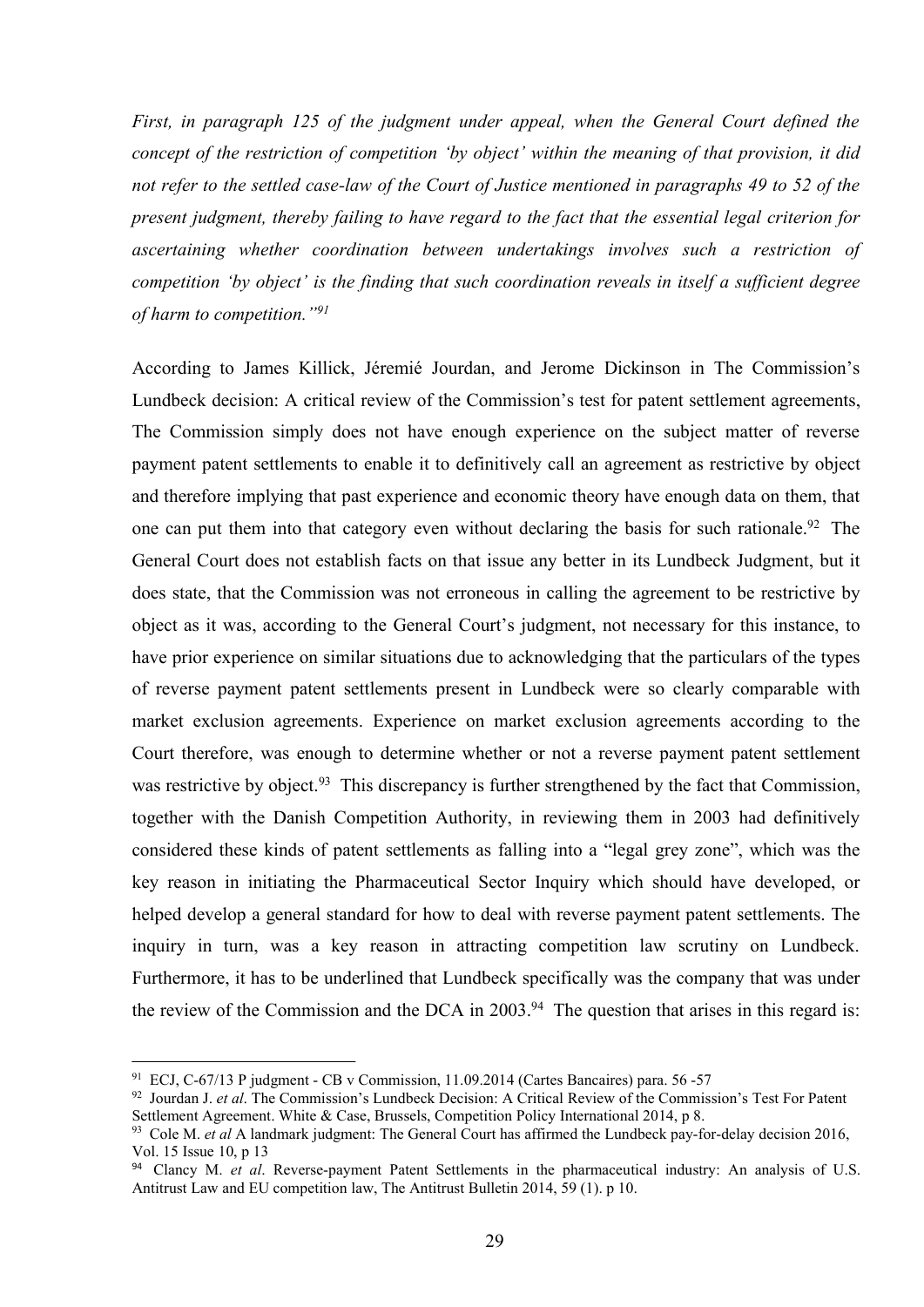*First, in paragraph 125 of the judgment under appeal, when the General Court defined the concept of the restriction of competition 'by object' within the meaning of that provision, it did not refer to the settled case-law of the Court of Justice mentioned in paragraphs 49 to 52 of the present judgment, thereby failing to have regard to the fact that the essential legal criterion for ascertaining whether coordination between undertakings involves such a restriction of competition 'by object' is the finding that such coordination reveals in itself a sufficient degree of harm to competition."*[91]

According to James Killick, Jéremié Jourdan, and Jerome Dickinson in The Commission's Lundbeck decision: A critical review of the Commission's test for patent settlement agreements, The Commission simply does not have enough experience on the subject matter of reverse payment patent settlements to enable it to definitively call an agreement as restrictive by object and therefore implying that past experience and economic theory have enough data on them, that one can put them into that category even without declaring the basis for such rationale.[92] The General Court does not establish facts on that issue any better in its Lundbeck Judgment, but it does state, that the Commission was not erroneous in calling the agreement to be restrictive by object as it was, according to the General Court's judgment, not necessary for this instance, to have prior experience on similar situations due to acknowledging that the particulars of the types of reverse payment patent settlements present in Lundbeck were so clearly comparable with market exclusion agreements. Experience on market exclusion agreements according to the Court therefore, was enough to determine whether or not a reverse payment patent settlement was restrictive by object.[93] This discrepancy is further strengthened by the fact that Commission, together with the Danish Competition Authority, in reviewing them in 2003 had definitively considered these kinds of patent settlements as falling into a "legal grey zone", which was the key reason in initiating the Pharmaceutical Sector Inquiry which should have developed, or helped develop a general standard for how to deal with reverse payment patent settlements. The inquiry in turn, was a key reason in attracting competition law scrutiny on Lundbeck. Furthermore, it has to be underlined that Lundbeck specifically was the company that was under the review of the Commission and the DCA in 2003.[94] The question that arises in this regard is:

---

[91] ECJ, C-67/13 P judgment - CB v Commission, 11.09.2014 (Cartes Bancaires) para. 56 -57

[92] Jourdan J. *et al*. The Commission's Lundbeck Decision: A Critical Review of the Commission's Test For Patent Settlement Agreement. White & Case, Brussels, Competition Policy International 2014, p 8.

[93] Cole M. *et al* A landmark judgment: The General Court has affirmed the Lundbeck pay-for-delay decision 2016, Vol. 15 Issue 10, p 13

[94] Clancy M. *et al*. Reverse-payment Patent Settlements in the pharmaceutical industry: An analysis of U.S. Antitrust Law and EU competition law, The Antitrust Bulletin 2014, 59 (1). p 10.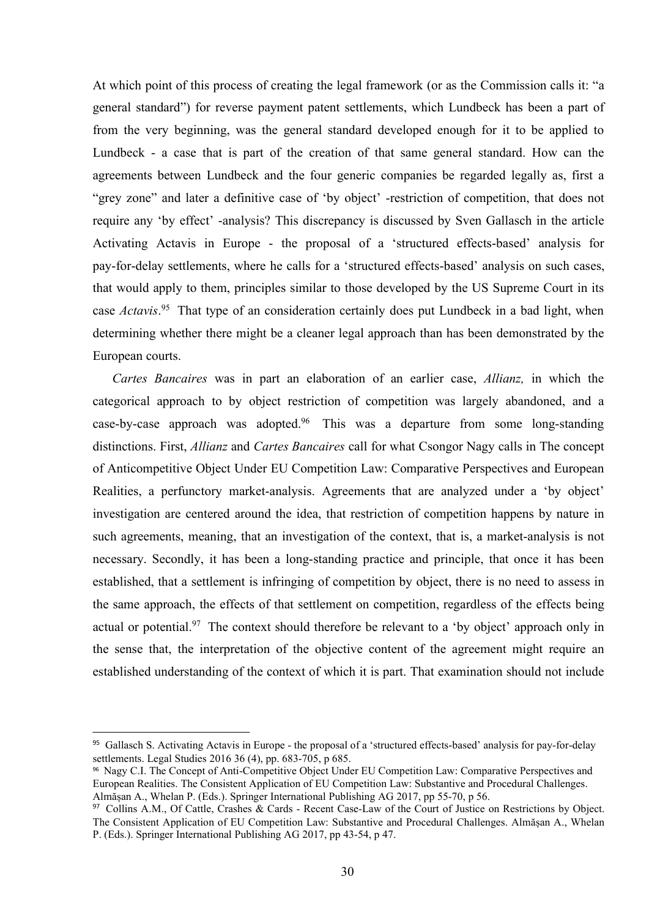At which point of this process of creating the legal framework (or as the Commission calls it: "a general standard") for reverse payment patent settlements, which Lundbeck has been a part of from the very beginning, was the general standard developed enough for it to be applied to Lundbeck - a case that is part of the creation of that same general standard. How can the agreements between Lundbeck and the four generic companies be regarded legally as, first a "grey zone" and later a definitive case of 'by object' -restriction of competition, that does not require any 'by effect' -analysis? This discrepancy is discussed by Sven Gallasch in the article Activating Actavis in Europe - the proposal of a 'structured effects-based' analysis for pay-for-delay settlements, where he calls for a 'structured effects-based' analysis on such cases, that would apply to them, principles similar to those developed by the US Supreme Court in its case *Actavis*.[95] That type of an consideration certainly does put Lundbeck in a bad light, when determining whether there might be a cleaner legal approach than has been demonstrated by the European courts.

*Cartes Bancaires* was in part an elaboration of an earlier case, *Allianz,* in which the categorical approach to by object restriction of competition was largely abandoned, and a case-by-case approach was adopted.[96] This was a departure from some long-standing distinctions. First, *Allianz* and *Cartes Bancaires* call for what Csongor Nagy calls in The concept of Anticompetitive Object Under EU Competition Law: Comparative Perspectives and European Realities, a perfunctory market-analysis. Agreements that are analyzed under a 'by object' investigation are centered around the idea, that restriction of competition happens by nature in such agreements, meaning, that an investigation of the context, that is, a market-analysis is not necessary. Secondly, it has been a long-standing practice and principle, that once it has been established, that a settlement is infringing of competition by object, there is no need to assess in the same approach, the effects of that settlement on competition, regardless of the effects being actual or potential.[97] The context should therefore be relevant to a 'by object' approach only in the sense that, the interpretation of the objective content of the agreement might require an established understanding of the context of which it is part. That examination should not include

---

[95] Gallasch S. Activating Actavis in Europe - the proposal of a 'structured effects-based' analysis for pay-for-delay settlements. Legal Studies 2016 36 (4), pp. 683-705, p 685.

[96] Nagy C.I. The Concept of Anti-Competitive Object Under EU Competition Law: Comparative Perspectives and European Realities. The Consistent Application of EU Competition Law: Substantive and Procedural Challenges. Almășan A., Whelan P. (Eds.). Springer International Publishing AG 2017, pp 55-70, p 56.

[97] Collins A.M., Of Cattle, Crashes & Cards - Recent Case-Law of the Court of Justice on Restrictions by Object. The Consistent Application of EU Competition Law: Substantive and Procedural Challenges. Almășan A., Whelan P. (Eds.). Springer International Publishing AG 2017, pp 43-54, p 47.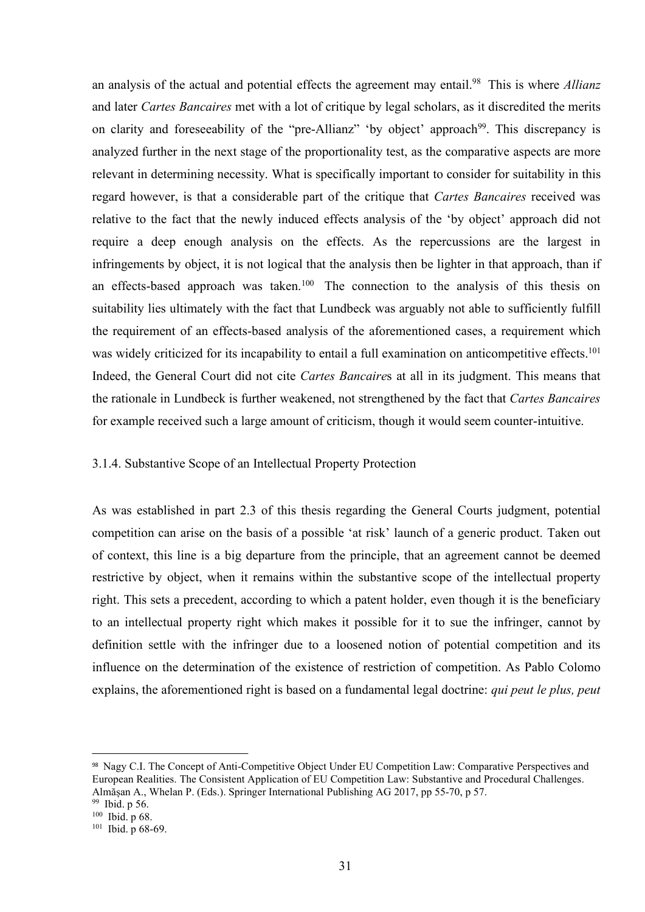an analysis of the actual and potential effects the agreement may entail.[98] This is where *Allianz* and later *Cartes Bancaires* met with a lot of critique by legal scholars, as it discredited the merits on clarity and foreseeability of the "pre-Allianz" 'by object' approach[99]. This discrepancy is analyzed further in the next stage of the proportionality test, as the comparative aspects are more relevant in determining necessity. What is specifically important to consider for suitability in this regard however, is that a considerable part of the critique that *Cartes Bancaires* received was relative to the fact that the newly induced effects analysis of the 'by object' approach did not require a deep enough analysis on the effects. As the repercussions are the largest in infringements by object, it is not logical that the analysis then be lighter in that approach, than if an effects-based approach was taken.[100] The connection to the analysis of this thesis on suitability lies ultimately with the fact that Lundbeck was arguably not able to sufficiently fulfill the requirement of an effects-based analysis of the aforementioned cases, a requirement which was widely criticized for its incapability to entail a full examination on anticompetitive effects.[101] Indeed, the General Court did not cite *Cartes Bancaire*s at all in its judgment. This means that the rationale in Lundbeck is further weakened, not strengthened by the fact that *Cartes Bancaires* for example received such a large amount of criticism, though it would seem counter-intuitive.

### 3.1.4. Substantive Scope of an Intellectual Property Protection

As was established in part 2.3 of this thesis regarding the General Courts judgment, potential competition can arise on the basis of a possible 'at risk' launch of a generic product. Taken out of context, this line is a big departure from the principle, that an agreement cannot be deemed restrictive by object, when it remains within the substantive scope of the intellectual property right. This sets a precedent, according to which a patent holder, even though it is the beneficiary to an intellectual property right which makes it possible for it to sue the infringer, cannot by definition settle with the infringer due to a loosened notion of potential competition and its influence on the determination of the existence of restriction of competition. As Pablo Colomo explains, the aforementioned right is based on a fundamental legal doctrine: *qui peut le plus, peut*

---

[98] Nagy C.I. The Concept of Anti-Competitive Object Under EU Competition Law: Comparative Perspectives and European Realities. The Consistent Application of EU Competition Law: Substantive and Procedural Challenges. Almășan A., Whelan P. (Eds.). Springer International Publishing AG 2017, pp 55-70, p 57.

[99] Ibid. p 56.

[100] Ibid. p 68.

[101] Ibid. p 68-69.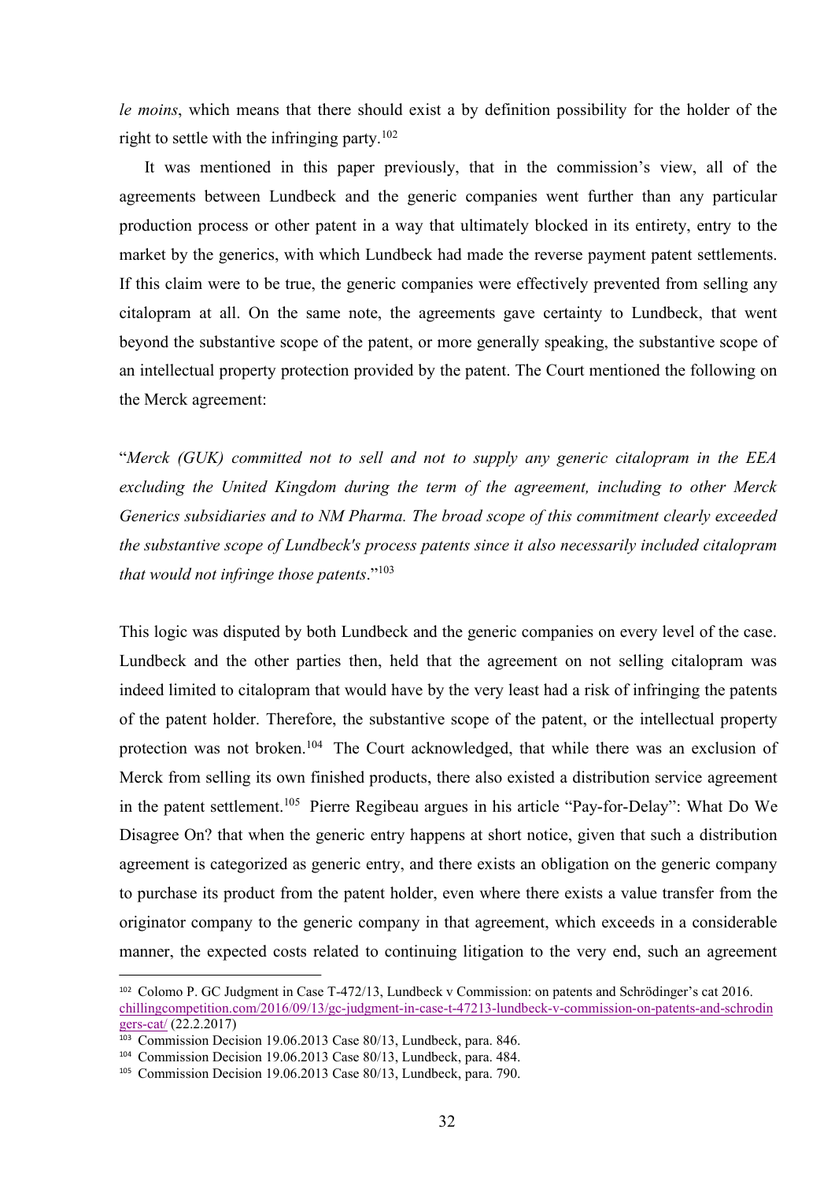*le moins*, which means that there should exist a by definition possibility for the holder of the right to settle with the infringing party.[102]

It was mentioned in this paper previously, that in the commission's view, all of the agreements between Lundbeck and the generic companies went further than any particular production process or other patent in a way that ultimately blocked in its entirety, entry to the market by the generics, with which Lundbeck had made the reverse payment patent settlements. If this claim were to be true, the generic companies were effectively prevented from selling any citalopram at all. On the same note, the agreements gave certainty to Lundbeck, that went beyond the substantive scope of the patent, or more generally speaking, the substantive scope of an intellectual property protection provided by the patent. The Court mentioned the following on the Merck agreement:

"*Merck (GUK) committed not to sell and not to supply any generic citalopram in the EEA excluding the United Kingdom during the term of the agreement, including to other Merck Generics subsidiaries and to NM Pharma. The broad scope of this commitment clearly exceeded the substantive scope of Lundbeck's process patents since it also necessarily included citalopram that would not infringe those patents*."[103]

This logic was disputed by both Lundbeck and the generic companies on every level of the case. Lundbeck and the other parties then, held that the agreement on not selling citalopram was indeed limited to citalopram that would have by the very least had a risk of infringing the patents of the patent holder. Therefore, the substantive scope of the patent, or the intellectual property protection was not broken.[104] The Court acknowledged, that while there was an exclusion of Merck from selling its own finished products, there also existed a distribution service agreement in the patent settlement.[105] Pierre Regibeau argues in his article "Pay-for-Delay": What Do We Disagree On? that when the generic entry happens at short notice, given that such a distribution agreement is categorized as generic entry, and there exists an obligation on the generic company to purchase its product from the patent holder, even where there exists a value transfer from the originator company to the generic company in that agreement, which exceeds in a considerable manner, the expected costs related to continuing litigation to the very end, such an agreement

---

[102] Colomo P. GC Judgment in Case T-472/13, Lundbeck v Commission: on patents and Schrödinger's cat 2016. chillingcompetition.com/2016/09/13/gc-judgment-in-case-t-47213-lundbeck-v-commission-on-patents-and-schrodingers-cat/ (22.2.2017)

[103] Commission Decision 19.06.2013 Case 80/13, Lundbeck, para. 846.

[104] Commission Decision 19.06.2013 Case 80/13, Lundbeck, para. 484.

[105] Commission Decision 19.06.2013 Case 80/13, Lundbeck, para. 790.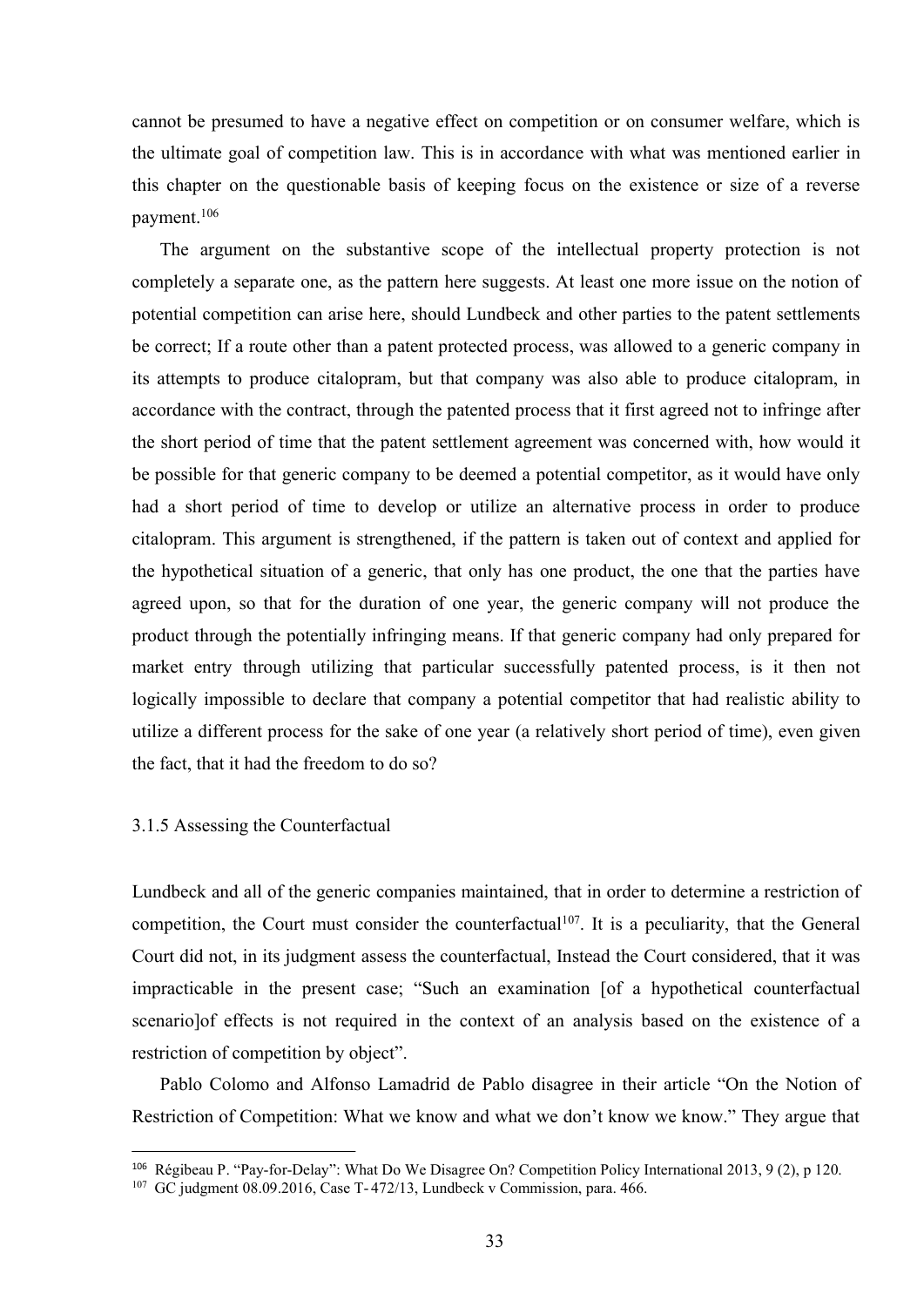cannot be presumed to have a negative effect on competition or on consumer welfare, which is the ultimate goal of competition law. This is in accordance with what was mentioned earlier in this chapter on the questionable basis of keeping focus on the existence or size of a reverse payment.[106]

The argument on the substantive scope of the intellectual property protection is not completely a separate one, as the pattern here suggests. At least one more issue on the notion of potential competition can arise here, should Lundbeck and other parties to the patent settlements be correct; If a route other than a patent protected process, was allowed to a generic company in its attempts to produce citalopram, but that company was also able to produce citalopram, in accordance with the contract, through the patented process that it first agreed not to infringe after the short period of time that the patent settlement agreement was concerned with, how would it be possible for that generic company to be deemed a potential competitor, as it would have only had a short period of time to develop or utilize an alternative process in order to produce citalopram. This argument is strengthened, if the pattern is taken out of context and applied for the hypothetical situation of a generic, that only has one product, the one that the parties have agreed upon, so that for the duration of one year, the generic company will not produce the product through the potentially infringing means. If that generic company had only prepared for market entry through utilizing that particular successfully patented process, is it then not logically impossible to declare that company a potential competitor that had realistic ability to utilize a different process for the sake of one year (a relatively short period of time), even given the fact, that it had the freedom to do so?

### 3.1.5 Assessing the Counterfactual

Lundbeck and all of the generic companies maintained, that in order to determine a restriction of competition, the Court must consider the counterfactual[107]. It is a peculiarity, that the General Court did not, in its judgment assess the counterfactual, Instead the Court considered, that it was impracticable in the present case; "Such an examination [of a hypothetical counterfactual scenario]of effects is not required in the context of an analysis based on the existence of a restriction of competition by object".

Pablo Colomo and Alfonso Lamadrid de Pablo disagree in their article "On the Notion of Restriction of Competition: What we know and what we don't know we know." They argue that

---

[106] Régibeau P. "Pay-for-Delay": What Do We Disagree On? Competition Policy International 2013, 9 (2), p 120.

[107] GC judgment 08.09.2016, Case T- 472/13, Lundbeck v Commission, para. 466.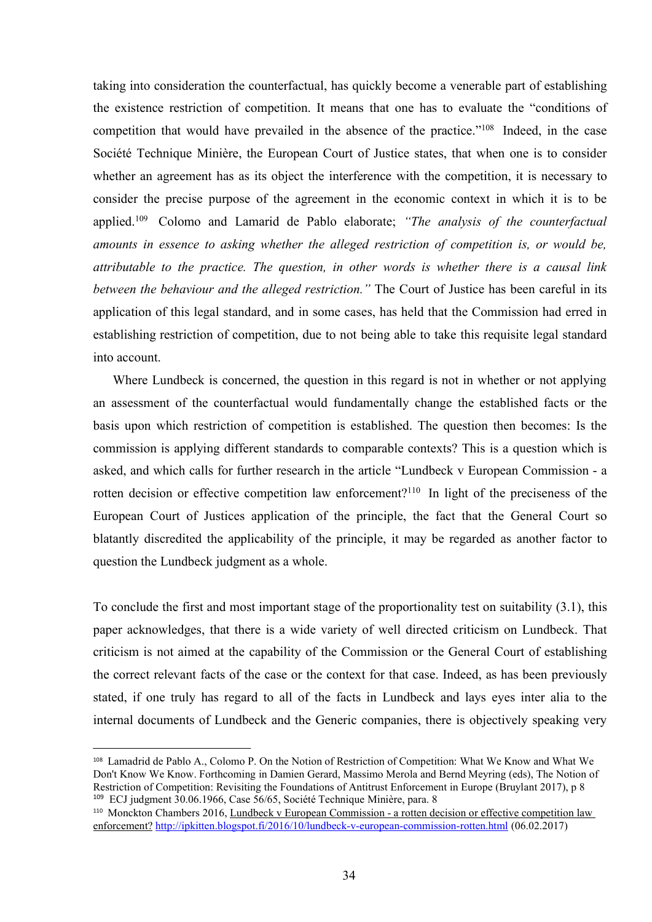taking into consideration the counterfactual, has quickly become a venerable part of establishing the existence restriction of competition. It means that one has to evaluate the "conditions of competition that would have prevailed in the absence of the practice."[108] Indeed, in the case Société Technique Minière, the European Court of Justice states, that when one is to consider whether an agreement has as its object the interference with the competition, it is necessary to consider the precise purpose of the agreement in the economic context in which it is to be applied.[109] Colomo and Lamarid de Pablo elaborate; *"The analysis of the counterfactual amounts in essence to asking whether the alleged restriction of competition is, or would be, attributable to the practice. The question, in other words is whether there is a causal link between the behaviour and the alleged restriction."* The Court of Justice has been careful in its application of this legal standard, and in some cases, has held that the Commission had erred in establishing restriction of competition, due to not being able to take this requisite legal standard into account.

Where Lundbeck is concerned, the question in this regard is not in whether or not applying an assessment of the counterfactual would fundamentally change the established facts or the basis upon which restriction of competition is established. The question then becomes: Is the commission is applying different standards to comparable contexts? This is a question which is asked, and which calls for further research in the article "Lundbeck v European Commission - a rotten decision or effective competition law enforcement?[110] In light of the preciseness of the European Court of Justices application of the principle, the fact that the General Court so blatantly discredited the applicability of the principle, it may be regarded as another factor to question the Lundbeck judgment as a whole.

To conclude the first and most important stage of the proportionality test on suitability (3.1), this paper acknowledges, that there is a wide variety of well directed criticism on Lundbeck. That criticism is not aimed at the capability of the Commission or the General Court of establishing the correct relevant facts of the case or the context for that case. Indeed, as has been previously stated, if one truly has regard to all of the facts in Lundbeck and lays eyes inter alia to the internal documents of Lundbeck and the Generic companies, there is objectively speaking very

---

[108] Lamadrid de Pablo A., Colomo P. On the Notion of Restriction of Competition: What We Know and What We Don't Know We Know. Forthcoming in Damien Gerard, Massimo Merola and Bernd Meyring (eds), The Notion of Restriction of Competition: Revisiting the Foundations of Antitrust Enforcement in Europe (Bruylant 2017), p 8

[109] ECJ judgment 30.06.1966, Case 56/65, Société Technique Minière, para. 8

[110] Monckton Chambers 2016, Lundbeck v European Commission - a rotten decision or effective competition law enforcement? http://ipkitten.blogspot.fi/2016/10/lundbeck-v-european-commission-rotten.html (06.02.2017)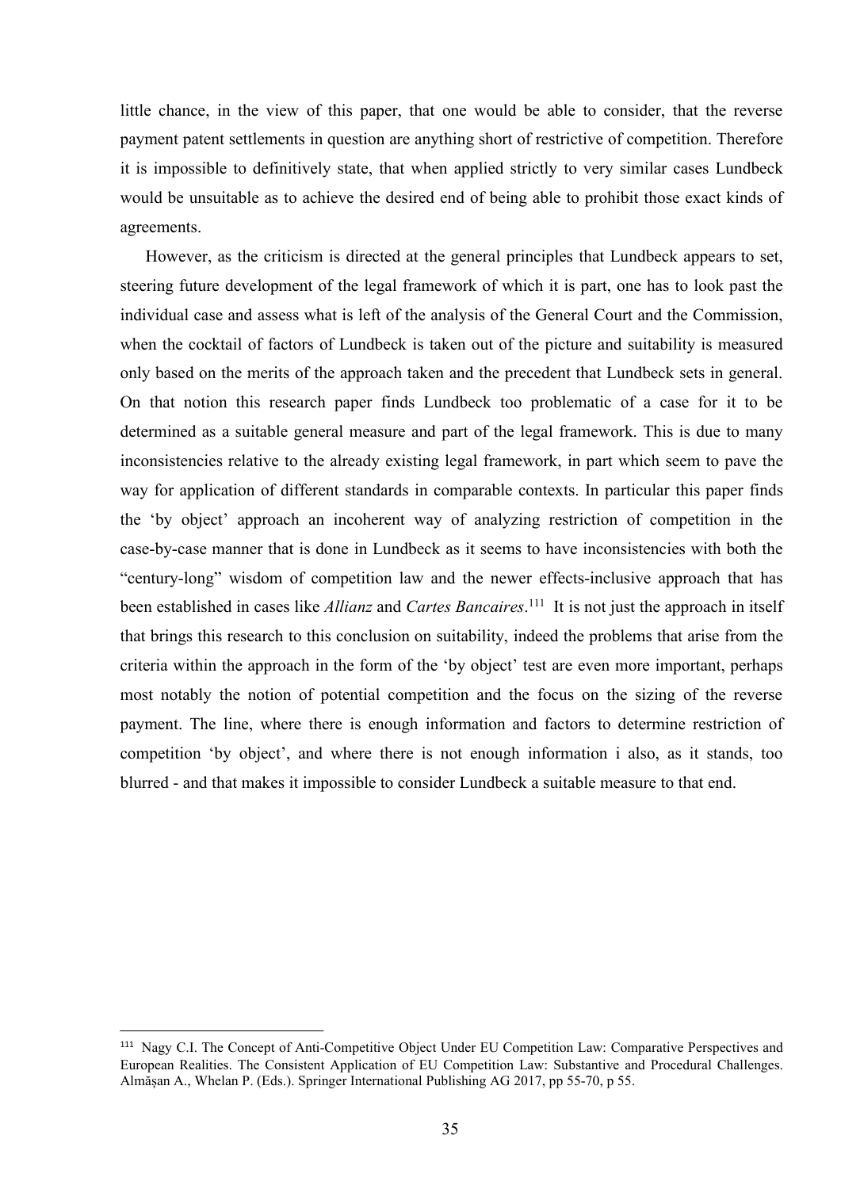little chance, in the view of this paper, that one would be able to consider, that the reverse payment patent settlements in question are anything short of restrictive of competition. Therefore it is impossible to definitively state, that when applied strictly to very similar cases Lundbeck would be unsuitable as to achieve the desired end of being able to prohibit those exact kinds of agreements.

However, as the criticism is directed at the general principles that Lundbeck appears to set, steering future development of the legal framework of which it is part, one has to look past the individual case and assess what is left of the analysis of the General Court and the Commission, when the cocktail of factors of Lundbeck is taken out of the picture and suitability is measured only based on the merits of the approach taken and the precedent that Lundbeck sets in general. On that notion this research paper finds Lundbeck too problematic of a case for it to be determined as a suitable general measure and part of the legal framework. This is due to many inconsistencies relative to the already existing legal framework, in part which seem to pave the way for application of different standards in comparable contexts. In particular this paper finds the 'by object' approach an incoherent way of analyzing restriction of competition in the case-by-case manner that is done in Lundbeck as it seems to have inconsistencies with both the "century-long" wisdom of competition law and the newer effects-inclusive approach that has been established in cases like *Allianz* and *Cartes Bancaires*.[111] It is not just the approach in itself that brings this research to this conclusion on suitability, indeed the problems that arise from the criteria within the approach in the form of the 'by object' test are even more important, perhaps most notably the notion of potential competition and the focus on the sizing of the reverse payment. The line, where there is enough information and factors to determine restriction of competition 'by object', and where there is not enough information i also, as it stands, too blurred - and that makes it impossible to consider Lundbeck a suitable measure to that end.

---

[111] Nagy C.I. The Concept of Anti-Competitive Object Under EU Competition Law: Comparative Perspectives and European Realities. The Consistent Application of EU Competition Law: Substantive and Procedural Challenges. Almăşan A., Whelan P. (Eds.). Springer International Publishing AG 2017, pp 55-70, p 55.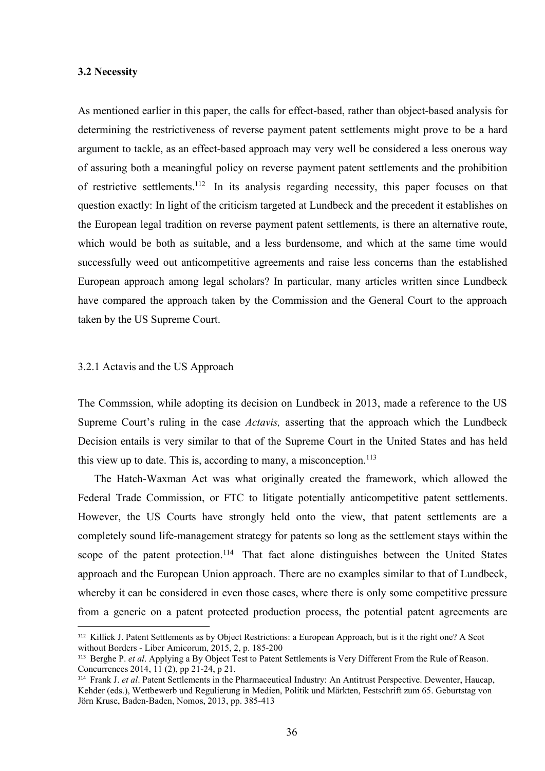### 3.2 Necessity

As mentioned earlier in this paper, the calls for effect-based, rather than object-based analysis for determining the restrictiveness of reverse payment patent settlements might prove to be a hard argument to tackle, as an effect-based approach may very well be considered a less onerous way of assuring both a meaningful policy on reverse payment patent settlements and the prohibition of restrictive settlements.[112] In its analysis regarding necessity, this paper focuses on that question exactly: In light of the criticism targeted at Lundbeck and the precedent it establishes on the European legal tradition on reverse payment patent settlements, is there an alternative route, which would be both as suitable, and a less burdensome, and which at the same time would successfully weed out anticompetitive agreements and raise less concerns than the established European approach among legal scholars? In particular, many articles written since Lundbeck have compared the approach taken by the Commission and the General Court to the approach taken by the US Supreme Court.

#### 3.2.1 Actavis and the US Approach

The Commssion, while adopting its decision on Lundbeck in 2013, made a reference to the US Supreme Court's ruling in the case *Actavis,* asserting that the approach which the Lundbeck Decision entails is very similar to that of the Supreme Court in the United States and has held this view up to date. This is, according to many, a misconception.[113]

The Hatch-Waxman Act was what originally created the framework, which allowed the Federal Trade Commission, or FTC to litigate potentially anticompetitive patent settlements. However, the US Courts have strongly held onto the view, that patent settlements are a completely sound life-management strategy for patents so long as the settlement stays within the scope of the patent protection.[114] That fact alone distinguishes between the United States approach and the European Union approach. There are no examples similar to that of Lundbeck, whereby it can be considered in even those cases, where there is only some competitive pressure from a generic on a patent protected production process, the potential patent agreements are

---

[112] Killick J. Patent Settlements as by Object Restrictions: a European Approach, but is it the right one? A Scot without Borders - Liber Amicorum, 2015, 2, p. 185-200

[113] Berghe P. *et al*. Applying a By Object Test to Patent Settlements is Very Different From the Rule of Reason. Concurrences 2014, 11 (2), pp 21-24, p 21.

[114] Frank J. *et al*. Patent Settlements in the Pharmaceutical Industry: An Antitrust Perspective. Dewenter, Haucap, Kehder (eds.), Wettbewerb und Regulierung in Medien, Politik und Märkten, Festschrift zum 65. Geburtstag von Jörn Kruse, Baden-Baden, Nomos, 2013, pp. 385-413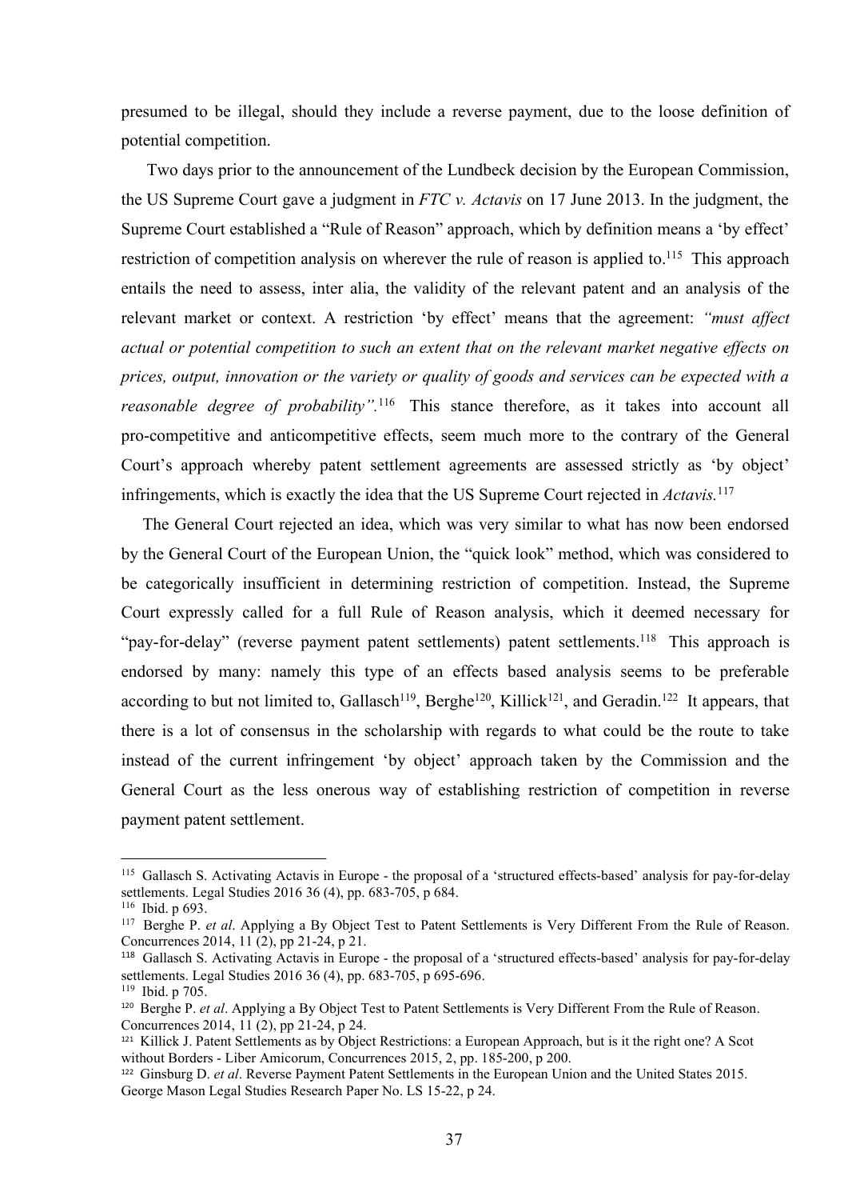presumed to be illegal, should they include a reverse payment, due to the loose definition of potential competition.

Two days prior to the announcement of the Lundbeck decision by the European Commission, the US Supreme Court gave a judgment in *FTC v. Actavis* on 17 June 2013. In the judgment, the Supreme Court established a "Rule of Reason" approach, which by definition means a 'by effect' restriction of competition analysis on wherever the rule of reason is applied to.[115] This approach entails the need to assess, inter alia, the validity of the relevant patent and an analysis of the relevant market or context. A restriction 'by effect' means that the agreement: *"must affect actual or potential competition to such an extent that on the relevant market negative effects on prices, output, innovation or the variety or quality of goods and services can be expected with a reasonable degree of probability".*[116] This stance therefore, as it takes into account all pro-competitive and anticompetitive effects, seem much more to the contrary of the General Court's approach whereby patent settlement agreements are assessed strictly as 'by object' infringements, which is exactly the idea that the US Supreme Court rejected in *Actavis.*[117]

The General Court rejected an idea, which was very similar to what has now been endorsed by the General Court of the European Union, the "quick look" method, which was considered to be categorically insufficient in determining restriction of competition. Instead, the Supreme Court expressly called for a full Rule of Reason analysis, which it deemed necessary for "pay-for-delay" (reverse payment patent settlements) patent settlements.[118] This approach is endorsed by many: namely this type of an effects based analysis seems to be preferable according to but not limited to, Gallasch[119], Berghe[120], Killick[121], and Geradin.[122] It appears, that there is a lot of consensus in the scholarship with regards to what could be the route to take instead of the current infringement 'by object' approach taken by the Commission and the General Court as the less onerous way of establishing restriction of competition in reverse payment patent settlement.

---

[115] Gallasch S. Activating Actavis in Europe - the proposal of a 'structured effects-based' analysis for pay-for-delay settlements. Legal Studies 2016 36 (4), pp. 683-705, p 684.

[116] Ibid. p 693.

[117] Berghe P. *et al*. Applying a By Object Test to Patent Settlements is Very Different From the Rule of Reason. Concurrences 2014, 11 (2), pp 21-24, p 21.

[118] Gallasch S. Activating Actavis in Europe - the proposal of a 'structured effects-based' analysis for pay-for-delay settlements. Legal Studies 2016 36 (4), pp. 683-705, p 695-696.

[119] Ibid. p 705.

[120] Berghe P. *et al*. Applying a By Object Test to Patent Settlements is Very Different From the Rule of Reason. Concurrences 2014, 11 (2), pp 21-24, p 24.

[121] Killick J. Patent Settlements as by Object Restrictions: a European Approach, but is it the right one? A Scot without Borders - Liber Amicorum, Concurrences 2015, 2, pp. 185-200, p 200.

[122] Ginsburg D. *et al*. Reverse Payment Patent Settlements in the European Union and the United States 2015. George Mason Legal Studies Research Paper No. LS 15-22, p 24.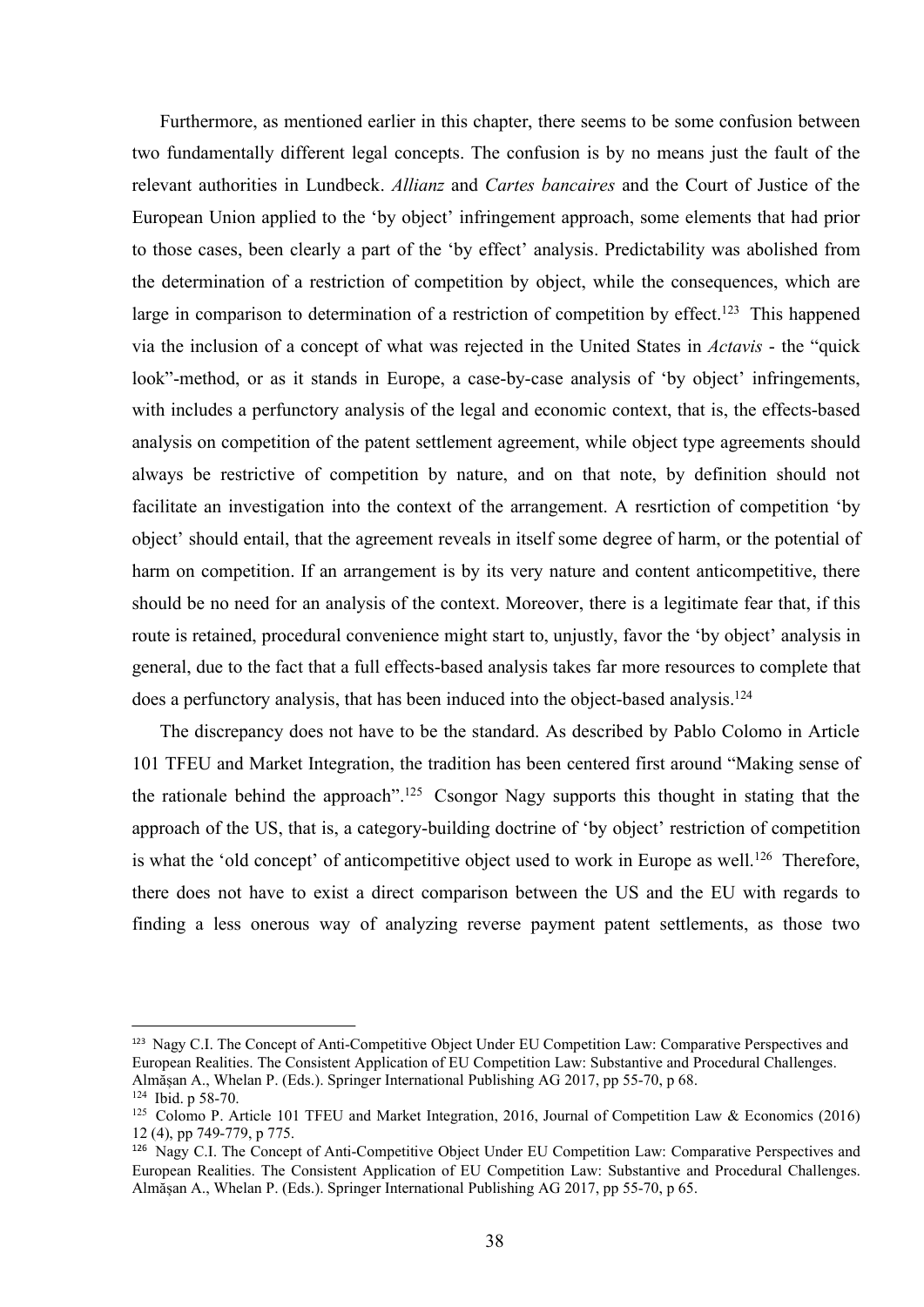Furthermore, as mentioned earlier in this chapter, there seems to be some confusion between two fundamentally different legal concepts. The confusion is by no means just the fault of the relevant authorities in Lundbeck. *Allianz* and *Cartes bancaires* and the Court of Justice of the European Union applied to the 'by object' infringement approach, some elements that had prior to those cases, been clearly a part of the 'by effect' analysis. Predictability was abolished from the determination of a restriction of competition by object, while the consequences, which are large in comparison to determination of a restriction of competition by effect.[123] This happened via the inclusion of a concept of what was rejected in the United States in *Actavis* - the "quick look"-method, or as it stands in Europe, a case-by-case analysis of 'by object' infringements, with includes a perfunctory analysis of the legal and economic context, that is, the effects-based analysis on competition of the patent settlement agreement, while object type agreements should always be restrictive of competition by nature, and on that note, by definition should not facilitate an investigation into the context of the arrangement. A resrtiction of competition 'by object' should entail, that the agreement reveals in itself some degree of harm, or the potential of harm on competition. If an arrangement is by its very nature and content anticompetitive, there should be no need for an analysis of the context. Moreover, there is a legitimate fear that, if this route is retained, procedural convenience might start to, unjustly, favor the 'by object' analysis in general, due to the fact that a full effects-based analysis takes far more resources to complete that does a perfunctory analysis, that has been induced into the object-based analysis.[124]

The discrepancy does not have to be the standard. As described by Pablo Colomo in Article 101 TFEU and Market Integration, the tradition has been centered first around "Making sense of the rationale behind the approach".[125] Csongor Nagy supports this thought in stating that the approach of the US, that is, a category-building doctrine of 'by object' restriction of competition is what the 'old concept' of anticompetitive object used to work in Europe as well.[126] Therefore, there does not have to exist a direct comparison between the US and the EU with regards to finding a less onerous way of analyzing reverse payment patent settlements, as those two

---

[123] Nagy C.I. The Concept of Anti-Competitive Object Under EU Competition Law: Comparative Perspectives and European Realities. The Consistent Application of EU Competition Law: Substantive and Procedural Challenges. Almăşan A., Whelan P. (Eds.). Springer International Publishing AG 2017, pp 55-70, p 68.

[124] Ibid. p 58-70.

[125] Colomo P. Article 101 TFEU and Market Integration, 2016, Journal of Competition Law & Economics (2016) 12 (4), pp 749-779, p 775.

[126] Nagy C.I. The Concept of Anti-Competitive Object Under EU Competition Law: Comparative Perspectives and European Realities. The Consistent Application of EU Competition Law: Substantive and Procedural Challenges. Almăşan A., Whelan P. (Eds.). Springer International Publishing AG 2017, pp 55-70, p 65.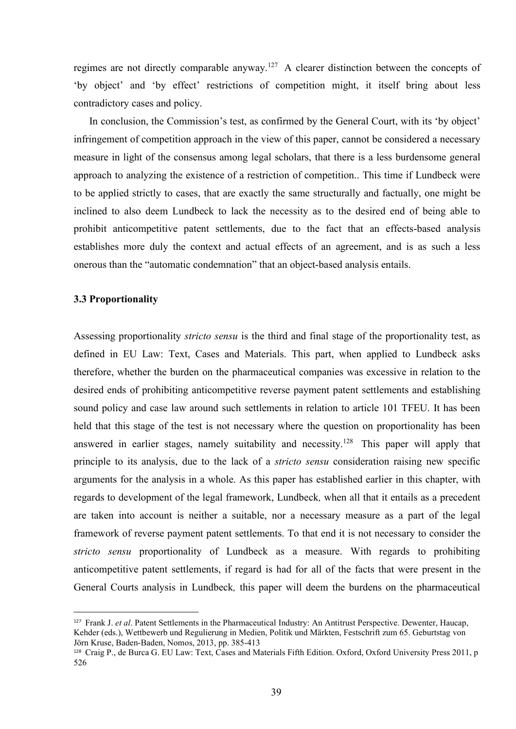regimes are not directly comparable anyway.[127] A clearer distinction between the concepts of 'by object' and 'by effect' restrictions of competition might, it itself bring about less contradictory cases and policy.

In conclusion, the Commission's test, as confirmed by the General Court, with its 'by object' infringement of competition approach in the view of this paper, cannot be considered a necessary measure in light of the consensus among legal scholars, that there is a less burdensome general approach to analyzing the existence of a restriction of competition.. This time if Lundbeck were to be applied strictly to cases, that are exactly the same structurally and factually, one might be inclined to also deem Lundbeck to lack the necessity as to the desired end of being able to prohibit anticompetitive patent settlements, due to the fact that an effects-based analysis establishes more duly the context and actual effects of an agreement, and is as such a less onerous than the "automatic condemnation" that an object-based analysis entails.

### 3.3 Proportionality

Assessing proportionality *stricto sensu* is the third and final stage of the proportionality test, as defined in EU Law: Text, Cases and Materials. This part, when applied to Lundbeck asks therefore, whether the burden on the pharmaceutical companies was excessive in relation to the desired ends of prohibiting anticompetitive reverse payment patent settlements and establishing sound policy and case law around such settlements in relation to article 101 TFEU. It has been held that this stage of the test is not necessary where the question on proportionality has been answered in earlier stages, namely suitability and necessity.[128] This paper will apply that principle to its analysis, due to the lack of a *stricto sensu* consideration raising new specific arguments for the analysis in a whole. As this paper has established earlier in this chapter, with regards to development of the legal framework, Lundbeck*,* when all that it entails as a precedent are taken into account is neither a suitable, nor a necessary measure as a part of the legal framework of reverse payment patent settlements. To that end it is not necessary to consider the *stricto sensu* proportionality of Lundbeck as a measure. With regards to prohibiting anticompetitive patent settlements, if regard is had for all of the facts that were present in the General Courts analysis in Lundbeck*,* this paper will deem the burdens on the pharmaceutical

---

[127] Frank J. *et al*. Patent Settlements in the Pharmaceutical Industry: An Antitrust Perspective. Dewenter, Haucap, Kehder (eds.), Wettbewerb und Regulierung in Medien, Politik und Märkten, Festschrift zum 65. Geburtstag von Jörn Kruse, Baden-Baden, Nomos, 2013, pp. 385-413

[128] Craig P., de Burca G. EU Law: Text, Cases and Materials Fifth Edition. Oxford, Oxford University Press 2011, p 526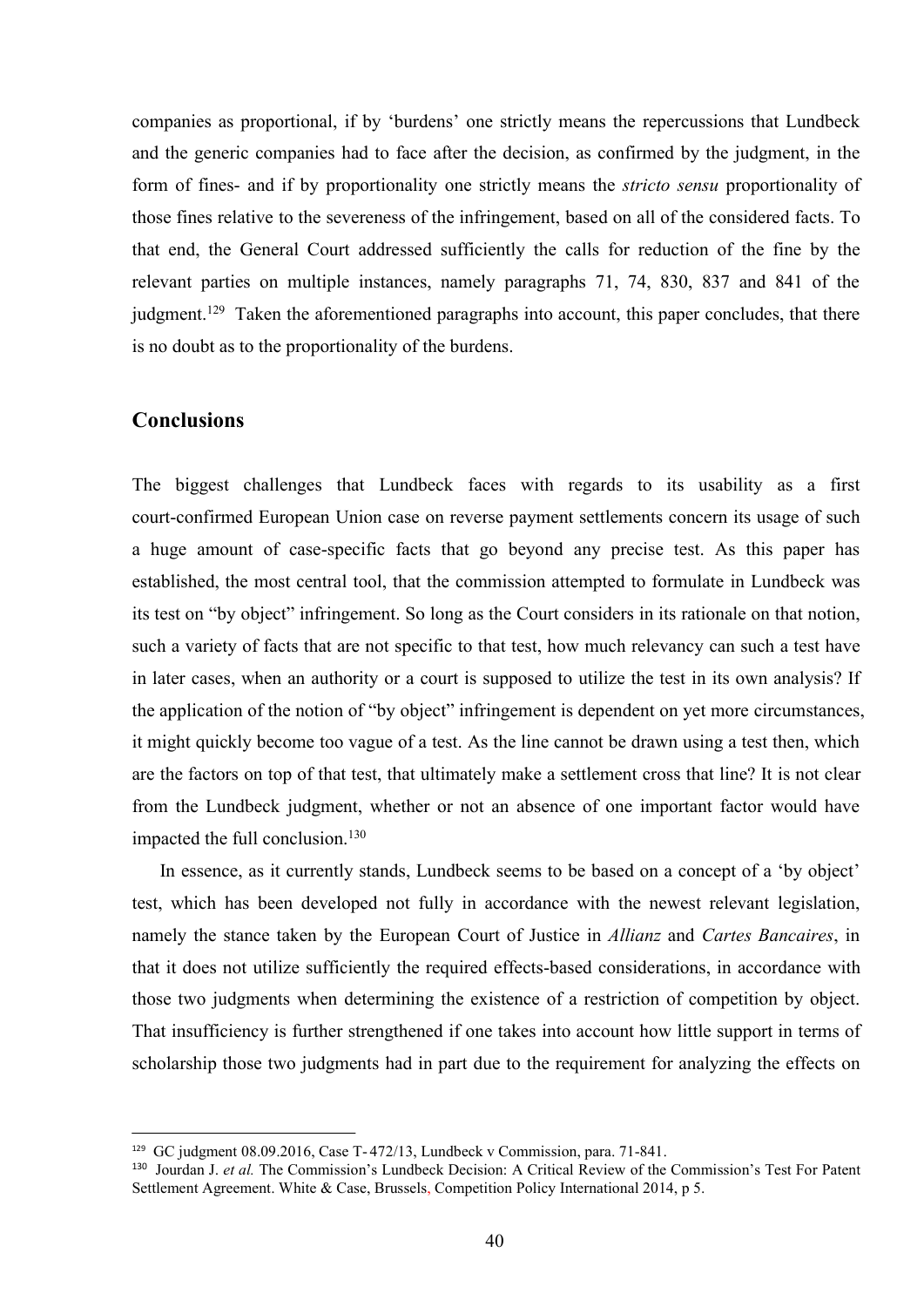companies as proportional, if by 'burdens' one strictly means the repercussions that Lundbeck and the generic companies had to face after the decision, as confirmed by the judgment, in the form of fines- and if by proportionality one strictly means the *stricto sensu* proportionality of those fines relative to the severeness of the infringement, based on all of the considered facts. To that end, the General Court addressed sufficiently the calls for reduction of the fine by the relevant parties on multiple instances, namely paragraphs 71, 74, 830, 837 and 841 of the judgment.[129] Taken the aforementioned paragraphs into account, this paper concludes, that there is no doubt as to the proportionality of the burdens.

## Conclusions

The biggest challenges that Lundbeck faces with regards to its usability as a first court-confirmed European Union case on reverse payment settlements concern its usage of such a huge amount of case-specific facts that go beyond any precise test. As this paper has established, the most central tool, that the commission attempted to formulate in Lundbeck was its test on "by object" infringement. So long as the Court considers in its rationale on that notion, such a variety of facts that are not specific to that test, how much relevancy can such a test have in later cases, when an authority or a court is supposed to utilize the test in its own analysis? If the application of the notion of "by object" infringement is dependent on yet more circumstances, it might quickly become too vague of a test. As the line cannot be drawn using a test then, which are the factors on top of that test, that ultimately make a settlement cross that line? It is not clear from the Lundbeck judgment, whether or not an absence of one important factor would have impacted the full conclusion.[130]

In essence, as it currently stands, Lundbeck seems to be based on a concept of a 'by object' test, which has been developed not fully in accordance with the newest relevant legislation, namely the stance taken by the European Court of Justice in *Allianz* and *Cartes Bancaires*, in that it does not utilize sufficiently the required effects-based considerations, in accordance with those two judgments when determining the existence of a restriction of competition by object. That insufficiency is further strengthened if one takes into account how little support in terms of scholarship those two judgments had in part due to the requirement for analyzing the effects on

---

[129] GC judgment 08.09.2016, Case T- 472/13, Lundbeck v Commission, para. 71-841.

[130] Jourdan J. *et al.* The Commission's Lundbeck Decision: A Critical Review of the Commission's Test For Patent Settlement Agreement. White & Case, Brussels, Competition Policy International 2014, p 5.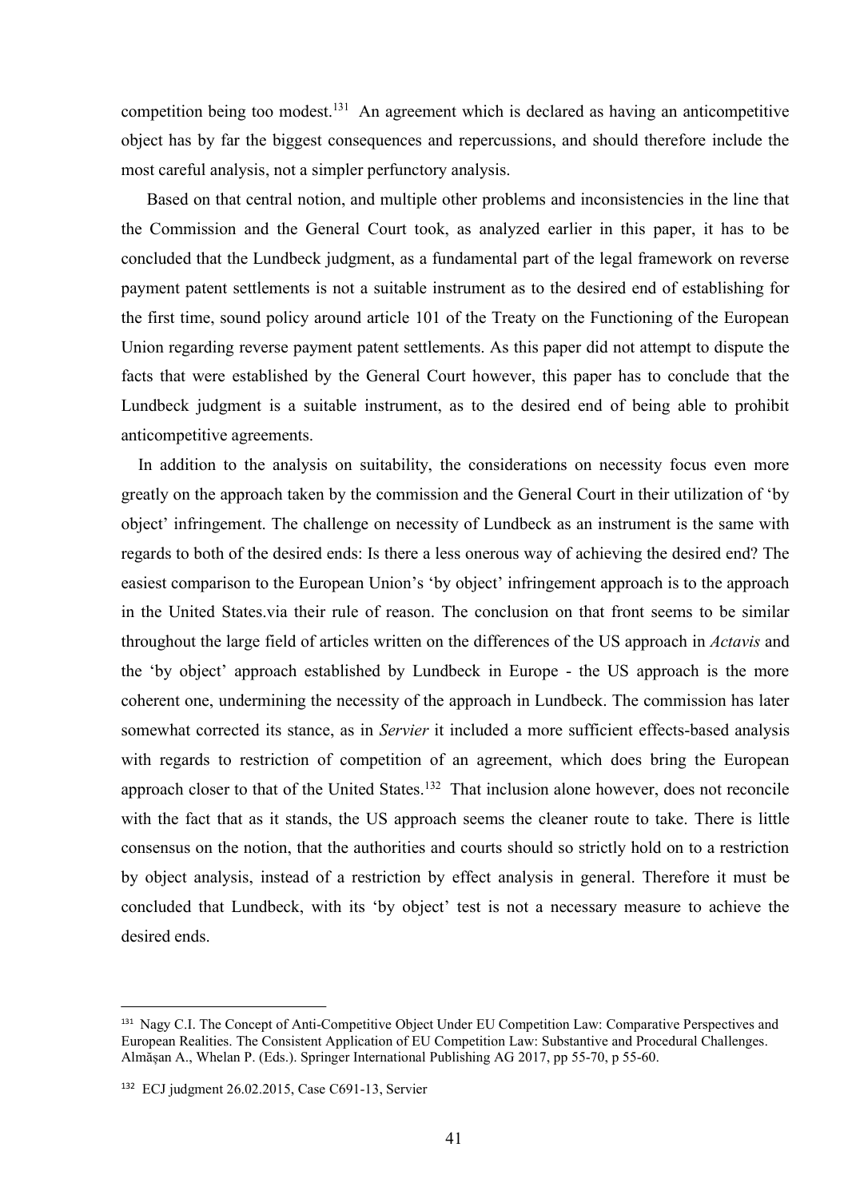competition being too modest.[131] An agreement which is declared as having an anticompetitive object has by far the biggest consequences and repercussions, and should therefore include the most careful analysis, not a simpler perfunctory analysis.

Based on that central notion, and multiple other problems and inconsistencies in the line that the Commission and the General Court took, as analyzed earlier in this paper, it has to be concluded that the Lundbeck judgment, as a fundamental part of the legal framework on reverse payment patent settlements is not a suitable instrument as to the desired end of establishing for the first time, sound policy around article 101 of the Treaty on the Functioning of the European Union regarding reverse payment patent settlements. As this paper did not attempt to dispute the facts that were established by the General Court however, this paper has to conclude that the Lundbeck judgment is a suitable instrument, as to the desired end of being able to prohibit anticompetitive agreements.

In addition to the analysis on suitability, the considerations on necessity focus even more greatly on the approach taken by the commission and the General Court in their utilization of 'by object' infringement. The challenge on necessity of Lundbeck as an instrument is the same with regards to both of the desired ends: Is there a less onerous way of achieving the desired end? The easiest comparison to the European Union's 'by object' infringement approach is to the approach in the United States.via their rule of reason. The conclusion on that front seems to be similar throughout the large field of articles written on the differences of the US approach in *Actavis* and the 'by object' approach established by Lundbeck in Europe - the US approach is the more coherent one, undermining the necessity of the approach in Lundbeck. The commission has later somewhat corrected its stance, as in *Servier* it included a more sufficient effects-based analysis with regards to restriction of competition of an agreement, which does bring the European approach closer to that of the United States.[132] That inclusion alone however, does not reconcile with the fact that as it stands, the US approach seems the cleaner route to take. There is little consensus on the notion, that the authorities and courts should so strictly hold on to a restriction by object analysis, instead of a restriction by effect analysis in general. Therefore it must be concluded that Lundbeck, with its 'by object' test is not a necessary measure to achieve the desired ends.

---

[131] Nagy C.I. The Concept of Anti-Competitive Object Under EU Competition Law: Comparative Perspectives and European Realities. The Consistent Application of EU Competition Law: Substantive and Procedural Challenges. Almășan A., Whelan P. (Eds.). Springer International Publishing AG 2017, pp 55-70, p 55-60.

[132] ECJ judgment 26.02.2015, Case C691-13, Servier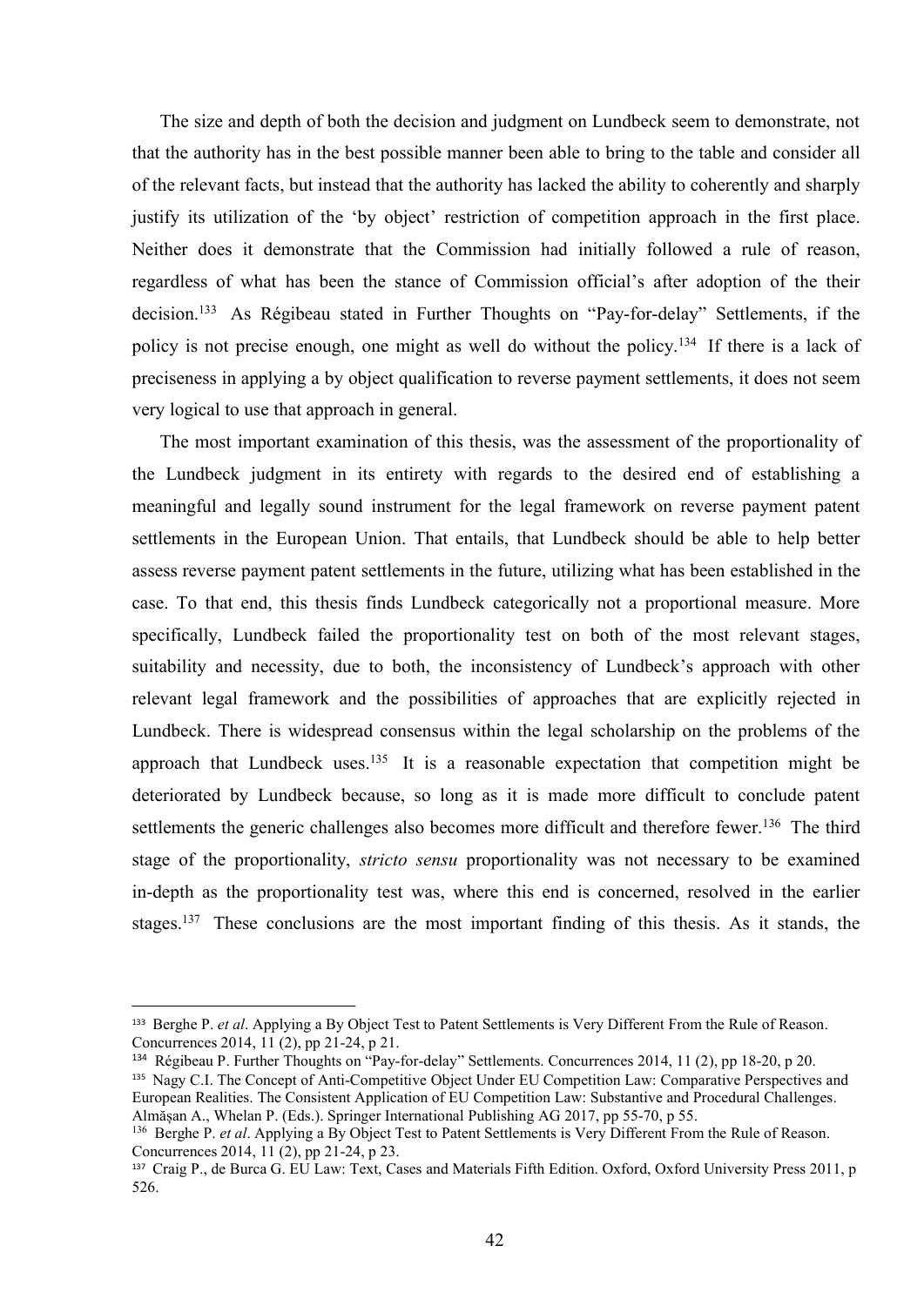The size and depth of both the decision and judgment on Lundbeck seem to demonstrate, not that the authority has in the best possible manner been able to bring to the table and consider all of the relevant facts, but instead that the authority has lacked the ability to coherently and sharply justify its utilization of the 'by object' restriction of competition approach in the first place. Neither does it demonstrate that the Commission had initially followed a rule of reason, regardless of what has been the stance of Commission official's after adoption of the their decision.[133] As Régibeau stated in Further Thoughts on "Pay-for-delay" Settlements, if the policy is not precise enough, one might as well do without the policy.[134] If there is a lack of preciseness in applying a by object qualification to reverse payment settlements, it does not seem very logical to use that approach in general.

The most important examination of this thesis, was the assessment of the proportionality of the Lundbeck judgment in its entirety with regards to the desired end of establishing a meaningful and legally sound instrument for the legal framework on reverse payment patent settlements in the European Union. That entails, that Lundbeck should be able to help better assess reverse payment patent settlements in the future, utilizing what has been established in the case. To that end, this thesis finds Lundbeck categorically not a proportional measure. More specifically, Lundbeck failed the proportionality test on both of the most relevant stages, suitability and necessity, due to both, the inconsistency of Lundbeck's approach with other relevant legal framework and the possibilities of approaches that are explicitly rejected in Lundbeck. There is widespread consensus within the legal scholarship on the problems of the approach that Lundbeck uses.[135] It is a reasonable expectation that competition might be deteriorated by Lundbeck because, so long as it is made more difficult to conclude patent settlements the generic challenges also becomes more difficult and therefore fewer.[136] The third stage of the proportionality, *stricto sensu* proportionality was not necessary to be examined in-depth as the proportionality test was, where this end is concerned, resolved in the earlier stages.[137] These conclusions are the most important finding of this thesis. As it stands, the

---

[133] Berghe P. *et al*. Applying a By Object Test to Patent Settlements is Very Different From the Rule of Reason. Concurrences 2014, 11 (2), pp 21-24, p 21.

[134] Régibeau P. Further Thoughts on "Pay-for-delay" Settlements. Concurrences 2014, 11 (2), pp 18-20, p 20.

[135] Nagy C.I. The Concept of Anti-Competitive Object Under EU Competition Law: Comparative Perspectives and European Realities. The Consistent Application of EU Competition Law: Substantive and Procedural Challenges. Almăşan A., Whelan P. (Eds.). Springer International Publishing AG 2017, pp 55-70, p 55.

[136] Berghe P. *et al*. Applying a By Object Test to Patent Settlements is Very Different From the Rule of Reason. Concurrences 2014, 11 (2), pp 21-24, p 23.

[137] Craig P., de Burca G. EU Law: Text, Cases and Materials Fifth Edition. Oxford, Oxford University Press 2011, p 526.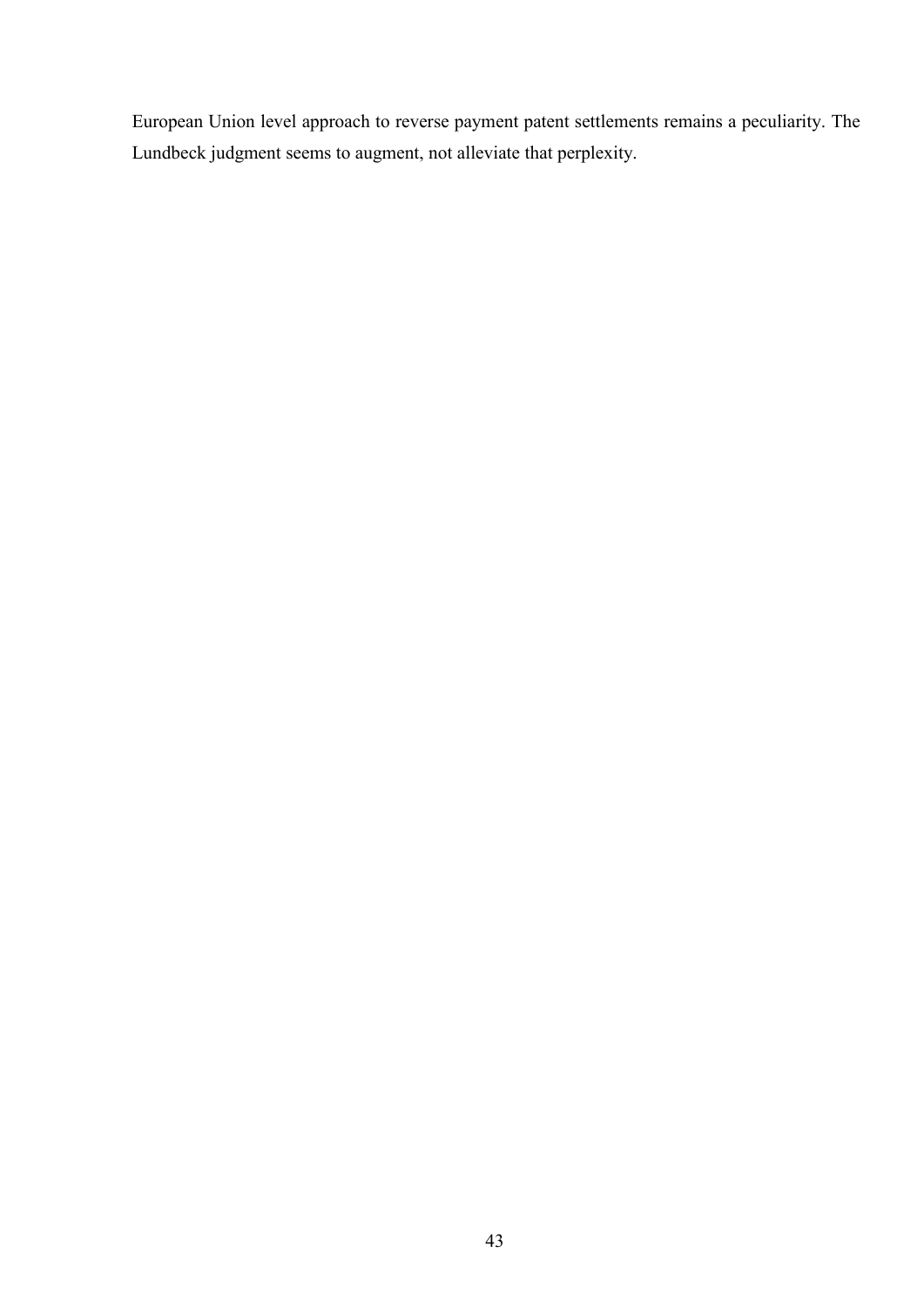European Union level approach to reverse payment patent settlements remains a peculiarity. The Lundbeck judgment seems to augment, not alleviate that perplexity.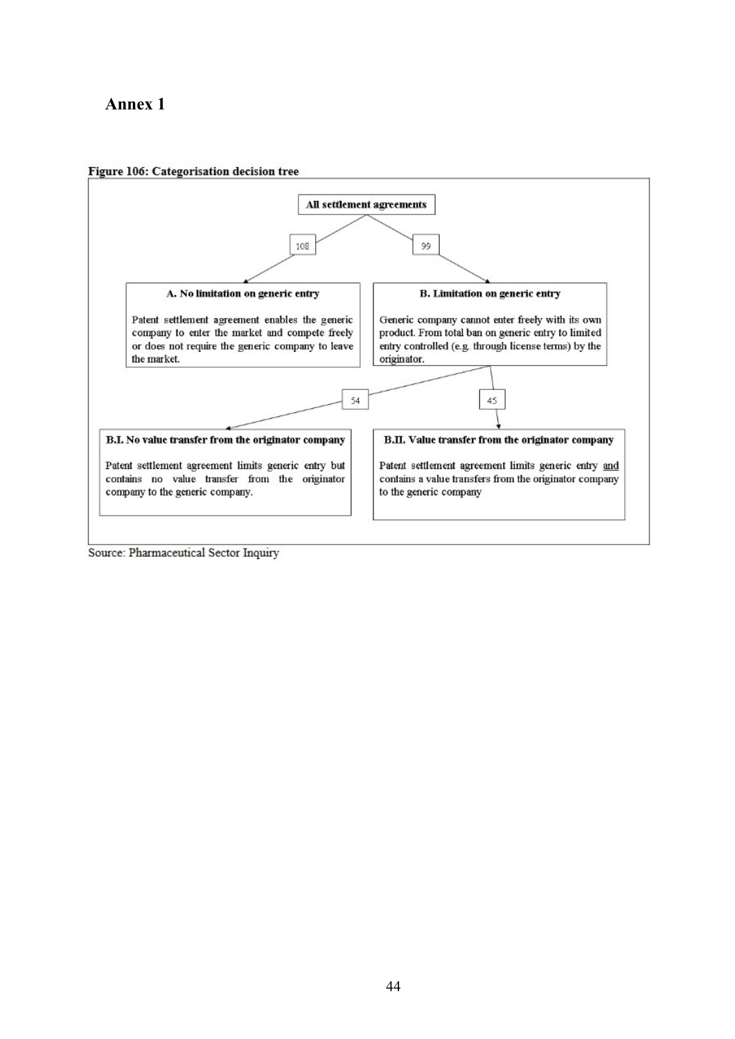# Annex 1

**Figure 106: Categorisation decision tree**

**All settlement agreements**

- 108 → **A. No limitation on generic entry**

  Patent settlement agreement enables the generic company to enter the market and compete freely or does not require the generic company to leave the market.

- 99 → **B. Limitation on generic entry**

  Generic company cannot enter freely with its own product. From total ban on generic entry to limited entry controlled (e.g. through license terms) by the originator.

  - 54 → **B.I. No value transfer from the originator company**

    Patent settlement agreement limits generic entry but contains no value transfer from the originator company to the generic company.

  - 45 → **B.II. Value transfer from the originator company**

    Patent settlement agreement limits generic entry and contains a value transfers from the originator company to the generic company

Source: Pharmaceutical Sector Inquiry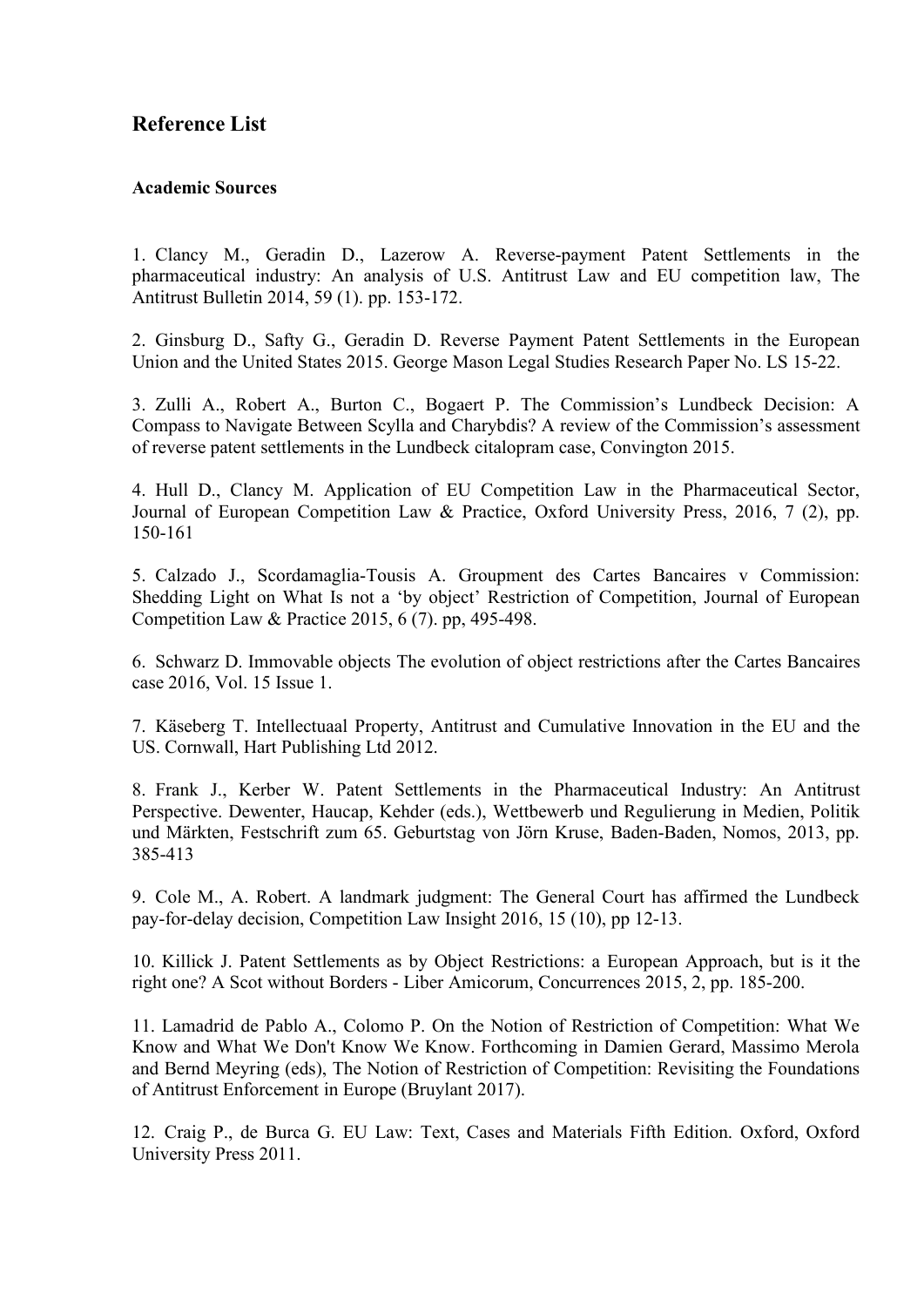## Reference List

### Academic Sources

1. Clancy M., Geradin D., Lazerow A. Reverse-payment Patent Settlements in the pharmaceutical industry: An analysis of U.S. Antitrust Law and EU competition law, The Antitrust Bulletin 2014, 59 (1). pp. 153-172.

2. Ginsburg D., Safty G., Geradin D. Reverse Payment Patent Settlements in the European Union and the United States 2015. George Mason Legal Studies Research Paper No. LS 15-22.

3. Zulli A., Robert A., Burton C., Bogaert P. The Commission's Lundbeck Decision: A Compass to Navigate Between Scylla and Charybdis? A review of the Commission's assessment of reverse patent settlements in the Lundbeck citalopram case, Convington 2015.

4. Hull D., Clancy M. Application of EU Competition Law in the Pharmaceutical Sector, Journal of European Competition Law & Practice, Oxford University Press, 2016, 7 (2), pp. 150-161

5. Calzado J., Scordamaglia-Tousis A. Groupment des Cartes Bancaires v Commission: Shedding Light on What Is not a 'by object' Restriction of Competition, Journal of European Competition Law & Practice 2015, 6 (7). pp, 495-498.

6. Schwarz D. Immovable objects The evolution of object restrictions after the Cartes Bancaires case 2016, Vol. 15 Issue 1.

7. Käseberg T. Intellectuaal Property, Antitrust and Cumulative Innovation in the EU and the US. Cornwall, Hart Publishing Ltd 2012.

8. Frank J., Kerber W. Patent Settlements in the Pharmaceutical Industry: An Antitrust Perspective. Dewenter, Haucap, Kehder (eds.), Wettbewerb und Regulierung in Medien, Politik und Märkten, Festschrift zum 65. Geburtstag von Jörn Kruse, Baden-Baden, Nomos, 2013, pp. 385-413

9. Cole M., A. Robert. A landmark judgment: The General Court has affirmed the Lundbeck pay-for-delay decision, Competition Law Insight 2016, 15 (10), pp 12-13.

10. Killick J. Patent Settlements as by Object Restrictions: a European Approach, but is it the right one? A Scot without Borders - Liber Amicorum, Concurrences 2015, 2, pp. 185-200.

11. Lamadrid de Pablo A., Colomo P. On the Notion of Restriction of Competition: What We Know and What We Don't Know We Know. Forthcoming in Damien Gerard, Massimo Merola and Bernd Meyring (eds), The Notion of Restriction of Competition: Revisiting the Foundations of Antitrust Enforcement in Europe (Bruylant 2017).

12. Craig P., de Burca G. EU Law: Text, Cases and Materials Fifth Edition. Oxford, Oxford University Press 2011.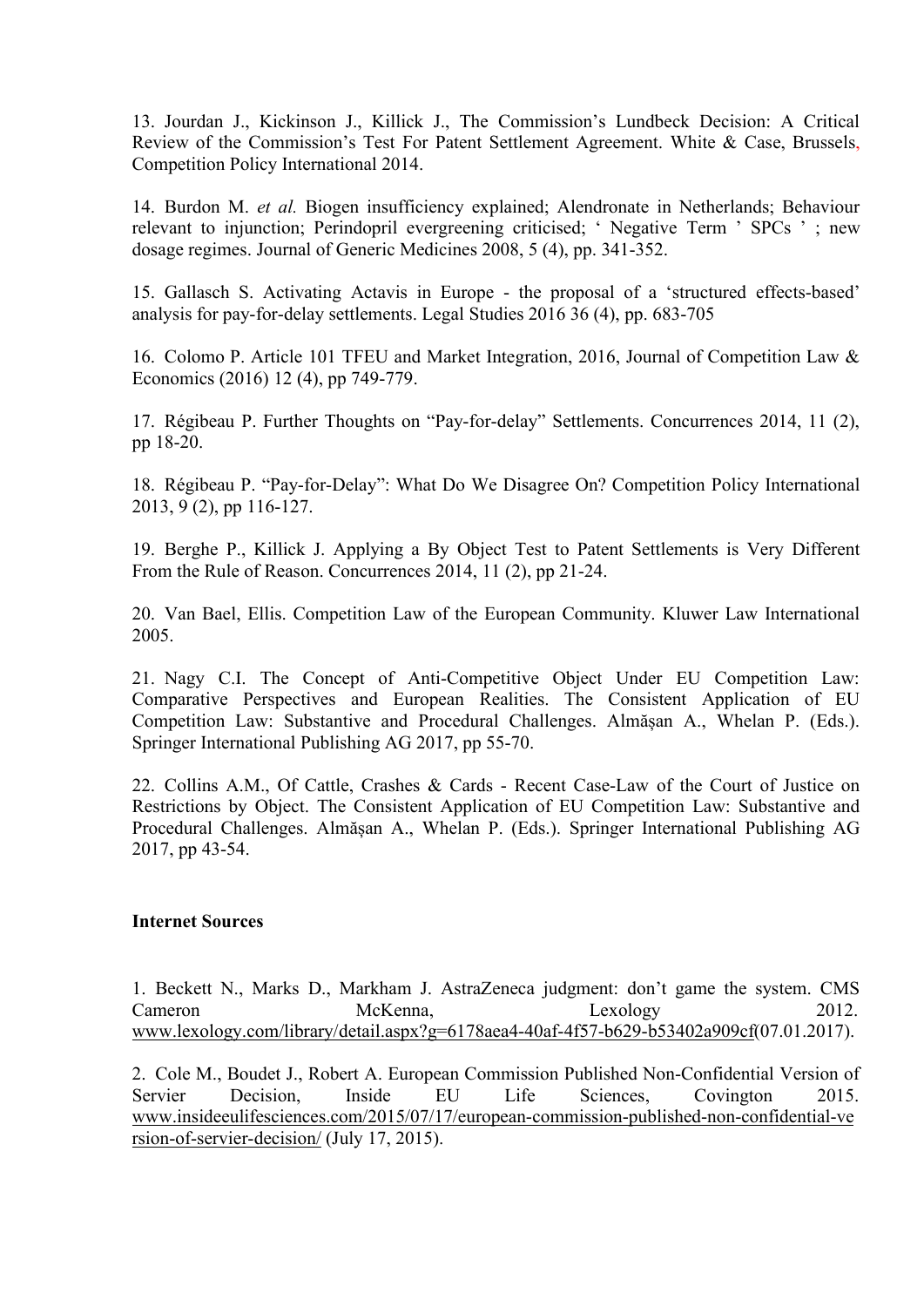13. Jourdan J., Kickinson J., Killick J., The Commission's Lundbeck Decision: A Critical Review of the Commission's Test For Patent Settlement Agreement. White & Case, Brussels, Competition Policy International 2014.

14. Burdon M. *et al.* Biogen insufficiency explained; Alendronate in Netherlands; Behaviour relevant to injunction; Perindopril evergreening criticised; ' Negative Term ' SPCs ' ; new dosage regimes. Journal of Generic Medicines 2008, 5 (4), pp. 341-352.

15. Gallasch S. Activating Actavis in Europe - the proposal of a 'structured effects-based' analysis for pay-for-delay settlements. Legal Studies 2016 36 (4), pp. 683-705

16. Colomo P. Article 101 TFEU and Market Integration, 2016, Journal of Competition Law & Economics (2016) 12 (4), pp 749-779.

17. Régibeau P. Further Thoughts on "Pay-for-delay" Settlements. Concurrences 2014, 11 (2), pp 18-20.

18. Régibeau P. "Pay-for-Delay": What Do We Disagree On? Competition Policy International 2013, 9 (2), pp 116-127.

19. Berghe P., Killick J. Applying a By Object Test to Patent Settlements is Very Different From the Rule of Reason. Concurrences 2014, 11 (2), pp 21-24.

20. Van Bael, Ellis. Competition Law of the European Community. Kluwer Law International 2005.

21. Nagy C.I. The Concept of Anti-Competitive Object Under EU Competition Law: Comparative Perspectives and European Realities. The Consistent Application of EU Competition Law: Substantive and Procedural Challenges. Almășan A., Whelan P. (Eds.). Springer International Publishing AG 2017, pp 55-70.

22. Collins A.M., Of Cattle, Crashes & Cards - Recent Case-Law of the Court of Justice on Restrictions by Object. The Consistent Application of EU Competition Law: Substantive and Procedural Challenges. Almășan A., Whelan P. (Eds.). Springer International Publishing AG 2017, pp 43-54.

**Internet Sources**

1. Beckett N., Marks D., Markham J. AstraZeneca judgment: don't game the system. CMS Cameron McKenna, Lexology 2012. www.lexology.com/library/detail.aspx?g=6178aea4-40af-4f57-b629-b53402a909cf(07.01.2017).

2. Cole M., Boudet J., Robert A. European Commission Published Non-Confidential Version of Servier Decision, Inside EU Life Sciences, Covington 2015. www.insideeulifesciences.com/2015/07/17/european-commission-published-non-confidential-version-of-servier-decision/ (July 17, 2015).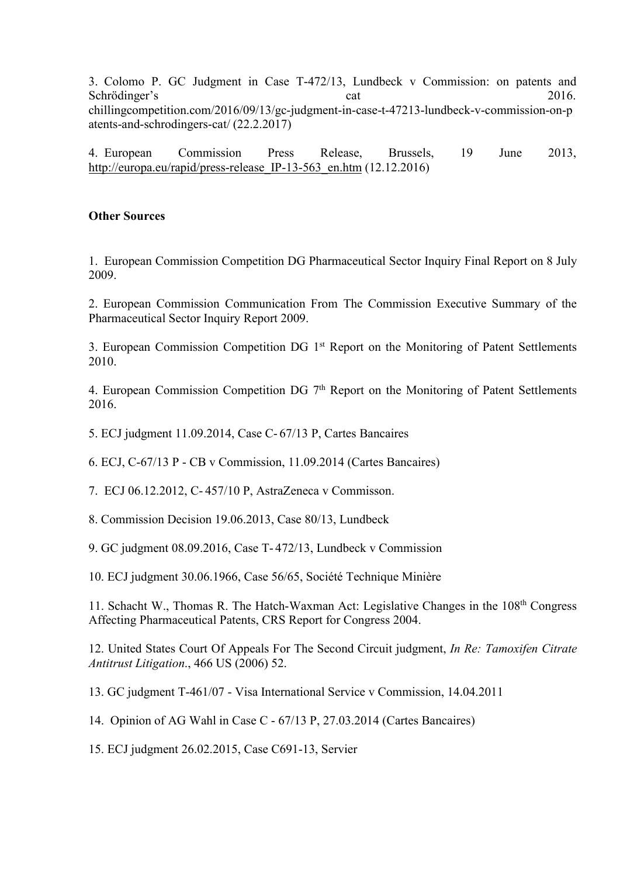3. Colomo P. GC Judgment in Case T-472/13, Lundbeck v Commission: on patents and Schrödinger's cat 2016. chillingcompetition.com/2016/09/13/gc-judgment-in-case-t-47213-lundbeck-v-commission-on-patents-and-schrodingers-cat/ (22.2.2017)

4. European Commission Press Release, Brussels, 19 June 2013, http://europa.eu/rapid/press-release_IP-13-563_en.htm (12.12.2016)

**Other Sources**

1. European Commission Competition DG Pharmaceutical Sector Inquiry Final Report on 8 July 2009.

2. European Commission Communication From The Commission Executive Summary of the Pharmaceutical Sector Inquiry Report 2009.

3. European Commission Competition DG 1st Report on the Monitoring of Patent Settlements 2010.

4. European Commission Competition DG 7th Report on the Monitoring of Patent Settlements 2016.

5. ECJ judgment 11.09.2014, Case C- 67/13 P, Cartes Bancaires

6. ECJ, C-67/13 P - CB v Commission, 11.09.2014 (Cartes Bancaires)

7. ECJ 06.12.2012, C- 457/10 P, AstraZeneca v Commisson.

8. Commission Decision 19.06.2013, Case 80/13, Lundbeck

9. GC judgment 08.09.2016, Case T- 472/13, Lundbeck v Commission

10. ECJ judgment 30.06.1966, Case 56/65, Société Technique Minière

11. Schacht W., Thomas R. The Hatch-Waxman Act: Legislative Changes in the 108th Congress Affecting Pharmaceutical Patents, CRS Report for Congress 2004.

12. United States Court Of Appeals For The Second Circuit judgment, *In Re: Tamoxifen Citrate Antitrust Litigation*., 466 US (2006) 52.

13. GC judgment T-461/07 - Visa International Service v Commission, 14.04.2011

14. Opinion of AG Wahl in Case C - 67/13 P, 27.03.2014 (Cartes Bancaires)

15. ECJ judgment 26.02.2015, Case C691-13, Servier